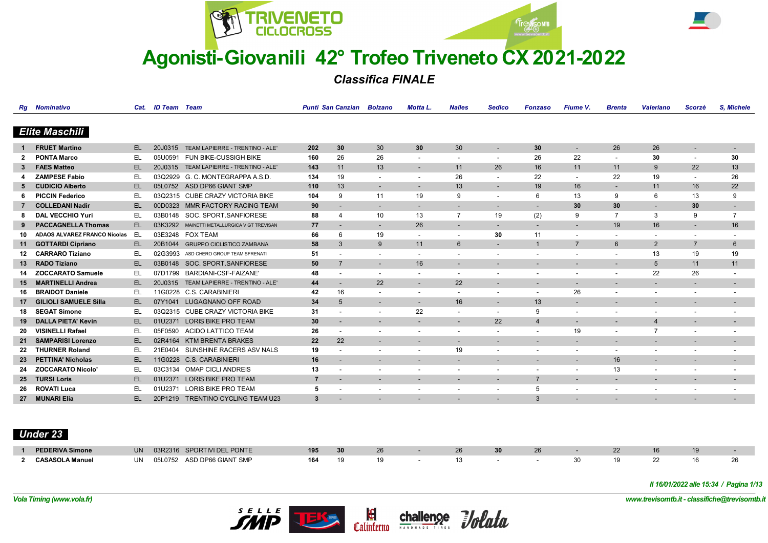# Agonisti-Giovanili 42° Trofeo Triveneto CX 2021-2022

***Classifica FINALE***

## Elite Maschili

| Rg | Nominativo | Cat. | ID Team | Team | Punti | San Canzian | Bolzano | Motta L. | Nalles | Sedico | Fonzaso | Fiume V. | Brenta | Valeriano | Scorzè | S, Michele |
|---|---|---|---|---|---|---|---|---|---|---|---|---|---|---|---|---|
| 1 | **FRUET Martino** | EL | 20J0315 | TEAM LAPIERRE - TRENTINO - ALE' | **202** | **30** | 30 | **30** | 30 | - | **30** | - | 26 | 26 | - | - |
| 2 | **PONTA Marco** | EL | 05U0591 | FUN BIKE-CUSSIGH BIKE | **160** | 26 | 26 | - | - | - | 26 | 22 | - | **30** | - | **30** |
| 3 | **FAES Matteo** | EL | 20J0315 | TEAM LAPIERRE - TRENTINO - ALE' | **143** | 11 | 13 | - | 11 | 26 | 16 | 11 | 11 | 9 | 22 | 13 |
| 4 | **ZAMPESE Fabio** | EL | 03Q2929 | G. C. MONTEGRAPPA A.S.D. | **134** | 19 | - | - | 26 | - | 22 | - | 22 | 19 | - | 26 |
| 5 | **CUDICIO Alberto** | EL | 05L0752 | ASD DP66 GIANT SMP | **110** | 13 | - | - | 13 | - | 19 | 16 | - | 11 | 16 | 22 |
| 6 | **PICCIN Federico** | EL | 03Q2315 | CUBE CRAZY VICTORIA BIKE | **104** | 9 | 11 | 19 | 9 | - | 6 | 13 | 9 | 6 | 13 | 9 |
| 7 | **COLLEDANI Nadir** | EL | 00D0323 | MMR FACTORY RACING TEAM | **90** | - | - | - | - | - | - | **30** | **30** | - | **30** | - |
| 8 | **DAL VECCHIO Yuri** | EL | 03B0148 | SOC. SPORT.SANFIORESE | **88** | 4 | 10 | 13 | 7 | 19 | (2) | 9 | 7 | 3 | 9 | 7 |
| 9 | **PACCAGNELLA Thomas** | EL | 03K3292 | MAINETTI METALLURGICA V GT TREVISAN | **77** | - | - | 26 | - | - | - | - | 19 | 16 | - | 16 |
| 10 | **ADAOS ALVAREZ FRANCO Nicolas** | EL | 03E3248 | FOX TEAM | **66** | 6 | 19 | - | - | **30** | 11 | - | - | - | - | - |
| 11 | **GOTTARDI Cipriano** | EL | 20B1044 | GRUPPO CICLISTICO ZAMBANA | **58** | 3 | 9 | 11 | 6 | - | 1 | 7 | 6 | 2 | 7 | 6 |
| 12 | **CARRARO Tiziano** | EL | 02G3993 | ASD CHERO GROUP TEAM SFRENATI | **51** | - | - | - | - | - | - | - | - | 13 | 19 | 19 |
| 13 | **RADO Tiziano** | EL | 03B0148 | SOC. SPORT.SANFIORESE | **50** | 7 | - | 16 | - | - | - | - | - | 5 | 11 | 11 |
| 14 | **ZOCCARATO Samuele** | EL | 07D1799 | BARDIANI-CSF-FAIZANE' | **48** | - | - | - | - | - | - | - | - | 22 | 26 | - |
| 15 | **MARTINELLI Andrea** | EL | 20J0315 | TEAM LAPIERRE - TRENTINO - ALE' | **44** | - | 22 | - | 22 | - | - | - | - | - | - | - |
| 16 | **BRAIDOT Daniele** | EL | 11G0228 | C.S. CARABINIERI | **42** | 16 | - | - | - | - | - | 26 | - | - | - | - |
| 17 | **GILIOLI SAMUELE Silla** | EL | 07Y1041 | LUGAGNANO OFF ROAD | **34** | 5 | - | - | 16 | - | 13 | - | - | - | - | - |
| 18 | **SEGAT Simone** | EL | 03Q2315 | CUBE CRAZY VICTORIA BIKE | **31** | - | - | 22 | - | - | 9 | - | - | - | - | - |
| 19 | **DALLA PIETA' Kevin** | EL | 01U2371 | LORIS BIKE PRO TEAM | **30** | - | - | - | - | 22 | 4 | - | - | 4 | - | - |
| 20 | **VISINELLI Rafael** | EL | 05F0590 | ACIDO LATTICO TEAM | **26** | - | - | - | - | - | - | 19 | - | 7 | - | - |
| 21 | **SAMPARISI Lorenzo** | EL | 02R4164 | KTM BRENTA BRAKES | **22** | 22 | - | - | - | - | - | - | - | - | - | - |
| 22 | **THURNER Roland** | EL | 21E0404 | SUNSHINE RACERS ASV NALS | **19** | - | - | - | 19 | - | - | - | - | - | - | - |
| 23 | **PETTINA' Nicholas** | EL | 11G0228 | C.S. CARABINIERI | **16** | - | - | - | - | - | - | - | 16 | - | - | - |
| 24 | **ZOCCARATO Nicolo'** | EL | 03C3134 | OMAP CICLI ANDREIS | **13** | - | - | - | - | - | - | - | 13 | - | - | - |
| 25 | **TURSI Loris** | EL | 01U2371 | LORIS BIKE PRO TEAM | **7** | - | - | - | - | - | 7 | - | - | - | - | - |
| 26 | **ROVATI Luca** | EL | 01U2371 | LORIS BIKE PRO TEAM | **5** | - | - | - | - | - | 5 | - | - | - | - | - |
| 27 | **MUNARI Elia** | EL | 20P1219 | TRENTINO CYCLING TEAM U23 | **3** | - | - | - | - | - | 3 | - | - | - | - | - |

## Under 23

| Rg | Nominativo | Cat. | ID Team | Team | Punti | San Canzian | Bolzano | Motta L. | Nalles | Sedico | Fonzaso | Fiume V. | Brenta | Valeriano | Scorzè | S, Michele |
|---|---|---|---|---|---|---|---|---|---|---|---|---|---|---|---|---|
| 1 | **PEDERIVA Simone** | UN | 03R2316 | SPORTIVI DEL PONTE | **195** | **30** | 26 | - | 26 | **30** | 26 | - | 22 | 16 | 19 | - |
| 2 | **CASASOLA Manuel** | UN | 05L0752 | ASD DP66 GIANT SMP | **164** | 19 | 19 | - | 13 | - | - | 30 | 19 | 22 | 16 | 26 |

*Il 16/01/2022 alle 15:34 / Pagina 1/13*

*Vola Timing (www.vola.fr)*

*www.trevisomtb.it - classifiche@trevisomtb.it*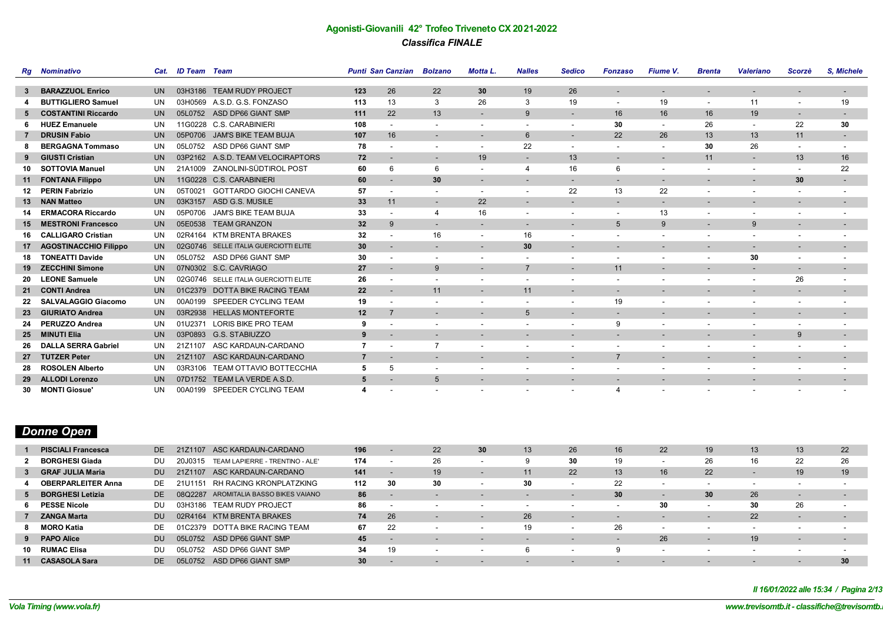## Agonisti-Giovanili 42° Trofeo Triveneto CX 2021-2022

### *Classifica FINALE*

| Rg | Nominativo | Cat. | ID Team | Team | Punti | San Canzian | Bolzano | Motta L. | Nalles | Sedico | Fonzaso | Fiume V. | Brenta | Valeriano | Scorzè | S. Michele |
|---|---|---|---|---|---|---|---|---|---|---|---|---|---|---|---|---|
| 3 | **BARAZZUOL Enrico** | UN | 03H3186 | TEAM RUDY PROJECT | **123** | 26 | 22 | **30** | 19 | 26 | - | - | - | - | - | - |
| 4 | **BUTTIGLIERO Samuel** | UN | 03H0569 | A.S.D. G.S. FONZASO | **113** | 13 | 3 | 26 | 3 | 19 | - | 19 | - | 11 | - | 19 |
| 5 | **COSTANTINI Riccardo** | UN | 05L0752 | ASD DP66 GIANT SMP | **111** | 22 | 13 | - | 9 | - | 16 | 16 | 16 | 19 | - | - |
| 6 | **HUEZ Emanuele** | UN | 11G0228 | C.S. CARABINIERI | **108** | - | - | - | - | - | **30** | - | 26 | - | 22 | **30** |
| 7 | **DRUSIN Fabio** | UN | 05P0706 | JAM'S BIKE TEAM BUJA | **107** | 16 | - | - | 6 | - | 22 | 26 | 13 | 13 | 11 | - |
| 8 | **BERGAGNA Tommaso** | UN | 05L0752 | ASD DP66 GIANT SMP | **78** | - | - | - | 22 | - | - | - | **30** | 26 | - | - |
| 9 | **GIUSTI Cristian** | UN | 03P2162 | A.S.D. TEAM VELOCIRAPTORS | **72** | - | - | 19 | - | 13 | - | - | 11 | - | 13 | 16 |
| 10 | **SOTTOVIA Manuel** | UN | 21A1009 | ZANOLINI-SÜDTIROL POST | **60** | 6 | 6 | - | 4 | 16 | 6 | - | - | - | - | 22 |
| 11 | **FONTANA Filippo** | UN | 11G0228 | C.S. CARABINIERI | **60** | - | **30** | - | - | - | - | - | - | - | **30** | - |
| 12 | **PERIN Fabrizio** | UN | 05T0021 | GOTTARDO GIOCHI CANEVA | **57** | - | - | - | - | 22 | 13 | 22 | - | - | - | - |
| 13 | **NAN Matteo** | UN | 03K3157 | ASD G.S. MUSILE | **33** | 11 | - | 22 | - | - | - | - | - | - | - | - |
| 14 | **ERMACORA Riccardo** | UN | 05P0706 | JAM'S BIKE TEAM BUJA | **33** | - | 4 | 16 | - | - | - | 13 | - | - | - | - |
| 15 | **MESTRONI Francesco** | UN | 05E0538 | TEAM GRANZON | **32** | 9 | - | - | - | - | 5 | 9 | - | 9 | - | - |
| 16 | **CALLIGARO Cristian** | UN | 02R4164 | KTM BRENTA BRAKES | **32** | - | 16 | - | 16 | - | - | - | - | - | - | - |
| 17 | **AGOSTINACCHIO Filippo** | UN | 02G0746 | SELLE ITALIA GUERCIOTTI ELITE | **30** | - | - | - | **30** | - | - | - | - | - | - | - |
| 18 | **TONEATTI Davide** | UN | 05L0752 | ASD DP66 GIANT SMP | **30** | - | - | - | - | - | - | - | - | **30** | - | - |
| 19 | **ZECCHINI Simone** | UN | 07N0302 | S.C. CAVRIAGO | **27** | - | 9 | - | 7 | - | 11 | - | - | - | - | - |
| 20 | **LEONE Samuele** | UN | 02G0746 | SELLE ITALIA GUERCIOTTI ELITE | **26** | - | - | - | - | - | - | - | - | - | 26 | - |
| 21 | **CONTI Andrea** | UN | 01C2379 | DOTTA BIKE RACING TEAM | **22** | - | 11 | - | 11 | - | - | - | - | - | - | - |
| 22 | **SALVALAGGIO Giacomo** | UN | 00A0199 | SPEEDER CYCLING TEAM | **19** | - | - | - | - | - | 19 | - | - | - | - | - |
| 23 | **GIURIATO Andrea** | UN | 03R2938 | HELLAS MONTEFORTE | **12** | 7 | - | - | 5 | - | - | - | - | - | - | - |
| 24 | **PERUZZO Andrea** | UN | 01U2371 | LORIS BIKE PRO TEAM | **9** | - | - | - | - | - | 9 | - | - | - | - | - |
| 25 | **MINUTI Elia** | UN | 03P0893 | G.S. STABIUZZO | **9** | - | - | - | - | - | - | - | - | - | 9 | - |
| 26 | **DALLA SERRA Gabriel** | UN | 21Z1107 | ASC KARDAUN-CARDANO | **7** | - | 7 | - | - | - | - | - | - | - | - | - |
| 27 | **TUTZER Peter** | UN | 21Z1107 | ASC KARDAUN-CARDANO | **7** | - | - | - | - | - | 7 | - | - | - | - | - |
| 28 | **ROSOLEN Alberto** | UN | 03R3106 | TEAM OTTAVIO BOTTECCHIA | **5** | 5 | - | - | - | - | - | - | - | - | - | - |
| 29 | **ALLODI Lorenzo** | UN | 07D1752 | TEAM LA VERDE A.S.D. | **5** | - | 5 | - | - | - | - | - | - | - | - | - |
| 30 | **MONTI Giosue'** | UN | 00A0199 | SPEEDER CYCLING TEAM | **4** | - | - | - | - | - | 4 | - | - | - | - | - |

## *Donne Open*

| Rg | Nominativo | Cat. | ID Team | Team | Punti | San Canzian | Bolzano | Motta L. | Nalles | Sedico | Fonzaso | Fiume V. | Brenta | Valeriano | Scorzè | S. Michele |
|---|---|---|---|---|---|---|---|---|---|---|---|---|---|---|---|---|
| 1 | **PISCIALI Francesca** | DE | 21Z1107 | ASC KARDAUN-CARDANO | **196** | - | 22 | **30** | 13 | 26 | 16 | 22 | 19 | 13 | 13 | 22 |
| 2 | **BORGHESI Giada** | DU | 20J0315 | TEAM LAPIERRE - TRENTINO - ALE' | **174** | - | 26 | - | 9 | **30** | 19 | - | 26 | 16 | 22 | 26 |
| 3 | **GRAF JULIA Maria** | DU | 21Z1107 | ASC KARDAUN-CARDANO | **141** | - | 19 | - | 11 | 22 | 13 | 16 | 22 | - | 19 | 19 |
| 4 | **OBERPARLEITER Anna** | DE | 21U1151 | RH RACING KRONPLATZKING | **112** | **30** | **30** | - | **30** | - | 22 | - | - | - | - | - |
| 5 | **BORGHESI Letizia** | DE | 08Q2287 | AROMITALIA BASSO BIKES VAIANO | **86** | - | - | - | - | - | **30** | - | **30** | 26 | - | - |
| 6 | **PESSE Nicole** | DU | 03H3186 | TEAM RUDY PROJECT | **86** | - | - | - | - | - | - | **30** | - | **30** | 26 | - |
| 7 | **ZANGA Marta** | DU | 02R4164 | KTM BRENTA BRAKES | **74** | 26 | - | - | 26 | - | - | - | - | 22 | - | - |
| 8 | **MORO Katia** | DE | 01C2379 | DOTTA BIKE RACING TEAM | **67** | 22 | - | - | 19 | - | 26 | - | - | - | - | - |
| 9 | **PAPO Alice** | DU | 05L0752 | ASD DP66 GIANT SMP | **45** | - | - | - | - | - | - | 26 | - | 19 | - | - |
| 10 | **RUMAC Elisa** | DU | 05L0752 | ASD DP66 GIANT SMP | **34** | 19 | - | - | 6 | - | 9 | - | - | - | - | - |
| 11 | **CASASOLA Sara** | DE | 05L0752 | ASD DP66 GIANT SMP | **30** | - | - | - | - | - | - | - | - | - | - | **30** |

*Il 16/01/2022 alle 15:34*

*Vola Timing (www.vola.fr)* — *www.trevisomtb.it - classifiche@trevisomtb.i*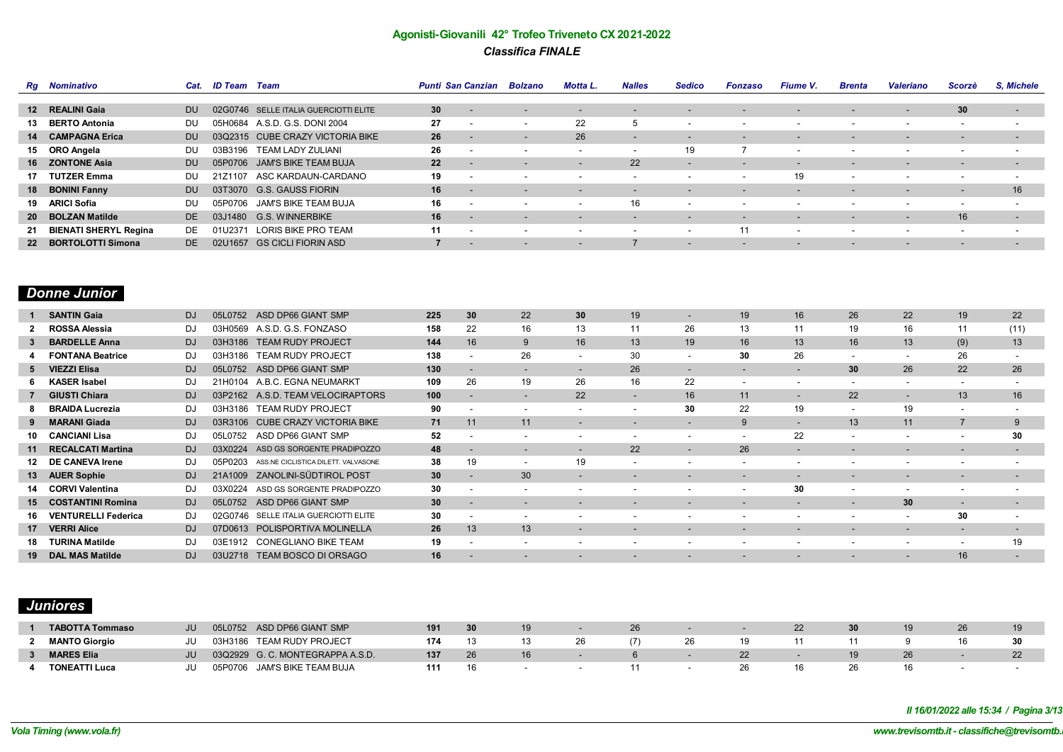## Agonisti-Giovanili 42° Trofeo Triveneto CX 2021-2022

### *Classifica FINALE*

| Rg | Nominativo | Cat. | ID Team | Team | Punti | San Canzian | Bolzano | Motta L. | Nalles | Sedico | Fonzaso | Fiume V. | Brenta | Valeriano | Scorzè | S, Michele |
|---|---|---|---|---|---|---|---|---|---|---|---|---|---|---|---|---|
| 12 | **REALINI Gaia** | DU | 02G0746 | SELLE ITALIA GUERCIOTTI ELITE | **30** | - | - | - | - | - | - | - | - | - | **30** | - |
| 13 | **BERTO Antonia** | DU | 05H0684 | A.S.D. G.S. DONI 2004 | **27** | - | - | 22 | 5 | - | - | - | - | - | - | - |
| 14 | **CAMPAGNA Erica** | DU | 03Q2315 | CUBE CRAZY VICTORIA BIKE | **26** | - | - | 26 | - | - | - | - | - | - | - | - |
| 15 | **ORO Angela** | DU | 03B3196 | TEAM LADY ZULIANI | **26** | - | - | - | - | 19 | 7 | - | - | - | - | - |
| 16 | **ZONTONE Asia** | DU | 05P0706 | JAM'S BIKE TEAM BUJA | **22** | - | - | - | 22 | - | - | - | - | - | - | - |
| 17 | **TUTZER Emma** | DU | 21Z1107 | ASC KARDAUN-CARDANO | **19** | - | - | - | - | - | - | 19 | - | - | - | - |
| 18 | **BONINI Fanny** | DU | 03T3070 | G.S. GAUSS FIORIN | **16** | - | - | - | - | - | - | - | - | - | - | 16 |
| 19 | **ARICI Sofia** | DU | 05P0706 | JAM'S BIKE TEAM BUJA | **16** | - | - | - | 16 | - | - | - | - | - | - | - |
| 20 | **BOLZAN Matilde** | DE | 03J1480 | G.S. WINNERBIKE | **16** | - | - | - | - | - | - | - | - | - | 16 | - |
| 21 | **BIENATI SHERYL Regina** | DE | 01U2371 | LORIS BIKE PRO TEAM | **11** | - | - | - | - | - | 11 | - | - | - | - | - |
| 22 | **BORTOLOTTI Simona** | DE | 02U1657 | GS CICLI FIORIN ASD | **7** | - | - | - | 7 | - | - | - | - | - | - | - |

### *Donne Junior*

| Rg | Nominativo | Cat. | ID Team | Team | Punti | San Canzian | Bolzano | Motta L. | Nalles | Sedico | Fonzaso | Fiume V. | Brenta | Valeriano | Scorzè | S, Michele |
|---|---|---|---|---|---|---|---|---|---|---|---|---|---|---|---|---|
| 1 | **SANTIN Gaia** | DJ | 05L0752 | ASD DP66 GIANT SMP | **225** | **30** | 22 | **30** | 19 | - | 19 | 16 | 26 | 22 | 19 | 22 |
| 2 | **ROSSA Alessia** | DJ | 03H0569 | A.S.D. G.S. FONZASO | **158** | 22 | 16 | 13 | 11 | 26 | 13 | 11 | 19 | 16 | 11 | (11) |
| 3 | **BARDELLE Anna** | DJ | 03H3186 | TEAM RUDY PROJECT | **144** | 16 | 9 | 16 | 13 | 19 | 16 | 13 | 16 | 13 | (9) | 13 |
| 4 | **FONTANA Beatrice** | DJ | 03H3186 | TEAM RUDY PROJECT | **138** | - | 26 | - | 30 | - | **30** | 26 | - | - | 26 | - |
| 5 | **VIEZZI Elisa** | DJ | 05L0752 | ASD DP66 GIANT SMP | **130** | - | - | - | 26 | - | - | - | **30** | 26 | 22 | 26 |
| 6 | **KASER Isabel** | DJ | 21H0104 | A.B.C. EGNA NEUMARKT | **109** | 26 | 19 | 26 | 16 | 22 | - | - | - | - | - | - |
| 7 | **GIUSTI Chiara** | DJ | 03P2162 | A.S.D. TEAM VELOCIRAPTORS | **100** | - | - | 22 | - | 16 | 11 | - | 22 | - | 13 | 16 |
| 8 | **BRAIDA Lucrezia** | DJ | 03H3186 | TEAM RUDY PROJECT | **90** | - | - | - | - | **30** | 22 | 19 | - | 19 | - | - |
| 9 | **MARANI Giada** | DJ | 03R3106 | CUBE CRAZY VICTORIA BIKE | **71** | 11 | 11 | - | - | - | 9 | - | 13 | 11 | 7 | 9 |
| 10 | **CANCIANI Lisa** | DJ | 05L0752 | ASD DP66 GIANT SMP | **52** | - | - | - | - | - | - | 22 | - | - | - | **30** |
| 11 | **RECALCATI Martina** | DJ | 03X0224 | ASD GS SORGENTE PRADIPOZZO | **48** | - | - | - | 22 | - | 26 | - | - | - | - | - |
| 12 | **DE CANEVA Irene** | DJ | 05P0203 | ASS.NE CICLISTICA DILETT. VALVASONE | **38** | 19 | - | 19 | - | - | - | - | - | - | - | - |
| 13 | **AUER Sophie** | DJ | 21A1009 | ZANOLINI-SÜDTIROL POST | **30** | - | 30 | - | - | - | - | - | - | - | - | - |
| 14 | **CORVI Valentina** | DJ | 03X0224 | ASD GS SORGENTE PRADIPOZZO | **30** | - | - | - | - | - | - | **30** | - | - | - | - |
| 15 | **COSTANTINI Romina** | DJ | 05L0752 | ASD DP66 GIANT SMP | **30** | - | - | - | - | - | - | - | - | **30** | - | - |
| 16 | **VENTURELLI Federica** | DJ | 02G0746 | SELLE ITALIA GUERCIOTTI ELITE | **30** | - | - | - | - | - | - | - | - | - | **30** | - |
| 17 | **VERRI Alice** | DJ | 07D0613 | POLISPORTIVA MOLINELLA | **26** | 13 | 13 | - | - | - | - | - | - | - | - | - |
| 18 | **TURINA Matilde** | DJ | 03E1912 | CONEGLIANO BIKE TEAM | **19** | - | - | - | - | - | - | - | - | - | - | 19 |
| 19 | **DAL MAS Matilde** | DJ | 03U2718 | TEAM BOSCO DI ORSAGO | **16** | - | - | - | - | - | - | - | - | - | 16 | - |

### *Juniores*

| Rg | Nominativo | Cat. | ID Team | Team | Punti | San Canzian | Bolzano | Motta L. | Nalles | Sedico | Fonzaso | Fiume V. | Brenta | Valeriano | Scorzè | S, Michele |
|---|---|---|---|---|---|---|---|---|---|---|---|---|---|---|---|---|
| 1 | **TABOTTA Tommaso** | JU | 05L0752 | ASD DP66 GIANT SMP | **191** | **30** | 19 | - | 26 | - | - | 22 | **30** | 19 | 26 | 19 |
| 2 | **MANTO Giorgio** | JU | 03H3186 | TEAM RUDY PROJECT | **174** | 13 | 13 | 26 | (7) | 26 | 19 | 11 | 11 | 9 | 16 | **30** |
| 3 | **MARES Elia** | JU | 03Q2929 | G. C. MONTEGRAPPA A.S.D. | **137** | 26 | 16 | - | 6 | - | 22 | - | 19 | 26 | - | 22 |
| 4 | **TONEATTI Luca** | JU | 05P0706 | JAM'S BIKE TEAM BUJA | **111** | 16 | - | - | 11 | - | 26 | 16 | 26 | 16 | - | - |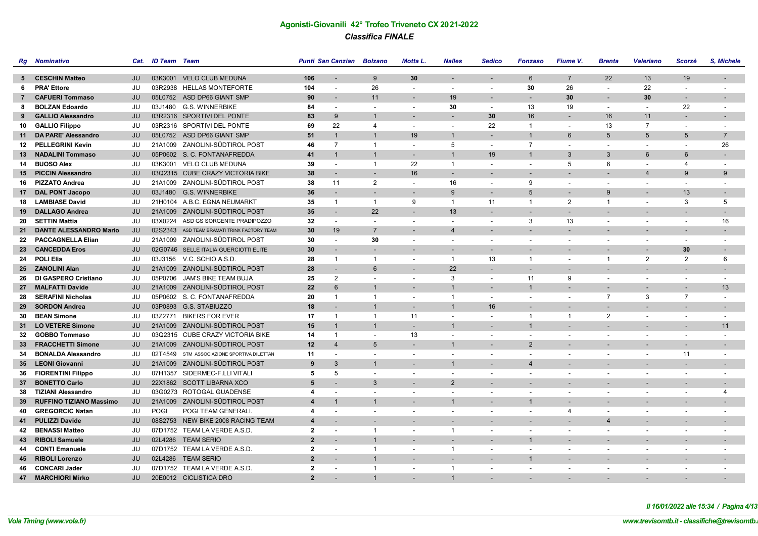## Agonisti-Giovanili 42° Trofeo Triveneto CX 2021-2022

### *Classifica FINALE*

| Rg | Nominativo | Cat. | ID Team | Team | Punti | San Canzian | Bolzano | Motta L. | Nalles | Sedico | Fonzaso | Fiume V. | Brenta | Valeriano | Scorzè | S, Michele |
|---|---|---|---|---|---|---|---|---|---|---|---|---|---|---|---|---|
| 5 | **CESCHIN Matteo** | JU | 03K3001 | VELO CLUB MEDUNA | **106** | - | 9 | **30** | - | - | 6 | 7 | 22 | 13 | 19 | - |
| 6 | **PRA' Ettore** | JU | 03R2938 | HELLAS MONTEFORTE | **104** | - | 26 | - | - | - | **30** | 26 | - | 22 | - | - |
| 7 | **CAFUERI Tommaso** | JU | 05L0752 | ASD DP66 GIANT SMP | **90** | - | 11 | - | 19 | - | - | **30** | - | **30** | - | - |
| 8 | **BOLZAN Edoardo** | JU | 03J1480 | G.S. WINNERBIKE | **84** | - | - | - | **30** | - | 13 | 19 | - | - | 22 | - |
| 9 | **GALLIO Alessandro** | JU | 03R2316 | SPORTIVI DEL PONTE | **83** | 9 | 1 | - | - | **30** | 16 | - | 16 | 11 | - | - |
| 10 | **GALLIO Filippo** | JU | 03R2316 | SPORTIVI DEL PONTE | **69** | 22 | 4 | - | - | 22 | 1 | - | 13 | 7 | - | - |
| 11 | **DA PARE' Alessandro** | JU | 05L0752 | ASD DP66 GIANT SMP | **51** | 1 | 1 | 19 | 1 | - | 1 | 6 | 5 | 5 | 5 | 7 |
| 12 | **PELLEGRINI Kevin** | JU | 21A1009 | ZANOLINI-SÜDTIROL POST | **46** | 7 | 1 | - | 5 | - | 7 | - | - | - | - | 26 |
| 13 | **NADALINI Tommaso** | JU | 05P0602 | S. C. FONTANAFREDDA | **41** | 1 | 1 | - | 1 | 19 | 1 | 3 | 3 | 6 | 6 | - |
| 14 | **BUOSO Alex** | JU | 03K3001 | VELO CLUB MEDUNA | **39** | - | 1 | 22 | 1 | - | - | 5 | 6 | - | 4 | - |
| 15 | **PICCIN Alessandro** | JU | 03Q2315 | CUBE CRAZY VICTORIA BIKE | **38** | - | - | 16 | - | - | - | - | - | 4 | 9 | 9 |
| 16 | **PIZZATO Andrea** | JU | 21A1009 | ZANOLINI-SÜDTIROL POST | **38** | 11 | 2 | - | 16 | - | 9 | - | - | - | - | - |
| 17 | **DAL PONT Jacopo** | JU | 03J1480 | G.S. WINNERBIKE | **36** | - | - | - | 9 | - | 5 | - | 9 | - | 13 | - |
| 18 | **LAMBIASE David** | JU | 21H0104 | A.B.C. EGNA NEUMARKT | **35** | 1 | 1 | 9 | 1 | 11 | 1 | 2 | 1 | - | 3 | 5 |
| 19 | **DALLAGO Andrea** | JU | 21A1009 | ZANOLINI-SÜDTIROL POST | **35** | - | 22 | - | 13 | - | - | - | - | - | - | - |
| 20 | **SETTIN Mattia** | JU | 03X0224 | ASD GS SORGENTE PRADIPOZZO | **32** | - | - | - | - | - | 3 | 13 | - | - | - | 16 |
| 21 | **DANTE ALESSANDRO Mario** | JU | 02S2343 | ASD TEAM BRAMATI TRINX FACTORY TEAM | **30** | 19 | 7 | - | 4 | - | - | - | - | - | - | - |
| 22 | **PACCAGNELLA Elian** | JU | 21A1009 | ZANOLINI-SÜDTIROL POST | **30** | - | **30** | - | - | - | - | - | - | - | - | - |
| 23 | **CANCEDDA Eros** | JU | 02G0746 | SELLE ITALIA GUERCIOTTI ELITE | **30** | - | - | - | - | - | - | - | - | - | **30** | - |
| 24 | **POLI Elia** | JU | 03J3156 | V.C. SCHIO A.S.D. | **28** | 1 | 1 | - | 1 | 13 | 1 | - | 1 | 2 | 2 | 6 |
| 25 | **ZANOLINI Alan** | JU | 21A1009 | ZANOLINI-SÜDTIROL POST | **28** | - | 6 | - | 22 | - | - | - | - | - | - | - |
| 26 | **DI GASPERO Cristiano** | JU | 05P0706 | JAM'S BIKE TEAM BUJA | **25** | 2 | - | - | 3 | - | 11 | 9 | - | - | - | - |
| 27 | **MALFATTI Davide** | JU | 21A1009 | ZANOLINI-SÜDTIROL POST | **22** | 6 | 1 | - | 1 | - | 1 | - | - | - | - | 13 |
| 28 | **SERAFINI Nicholas** | JU | 05P0602 | S. C. FONTANAFREDDA | **20** | 1 | 1 | - | 1 | - | - | - | 7 | 3 | 7 | - |
| 29 | **SORDON Andrea** | JU | 03P0893 | G.S. STABIUZZO | **18** | - | 1 | - | 1 | 16 | - | - | - | - | - | - |
| 30 | **BEAN Simone** | JU | 03Z2771 | BIKERS FOR EVER | **17** | 1 | 1 | 11 | - | - | 1 | 1 | 2 | - | - | - |
| 31 | **LO VETERE Simone** | JU | 21A1009 | ZANOLINI-SÜDTIROL POST | **15** | 1 | 1 | - | 1 | - | 1 | - | - | - | - | 11 |
| 32 | **GOBBO Tommaso** | JU | 03Q2315 | CUBE CRAZY VICTORIA BIKE | **14** | 1 | - | 13 | - | - | - | - | - | - | - | - |
| 33 | **FRACCHETTI Simone** | JU | 21A1009 | ZANOLINI-SÜDTIROL POST | **12** | 4 | 5 | - | 1 | - | 2 | - | - | - | - | - |
| 34 | **BONALDA Alessandro** | JU | 02T4549 | STM ASSOCIAZIONE SPORTIVA DILETTAN | **11** | - | - | - | - | - | - | - | - | - | 11 | - |
| 35 | **LEONI Giovanni** | JU | 21A1009 | ZANOLINI-SÜDTIROL POST | **9** | 3 | 1 | - | 1 | - | 4 | - | - | - | - | - |
| 36 | **FIORENTINI Filippo** | JU | 07H1357 | SIDERMEC-F.LLI VITALI | **5** | 5 | - | - | - | - | - | - | - | - | - | - |
| 37 | **BONETTO Carlo** | JU | 22X1862 | SCOTT LIBARNA XCO | **5** | - | 3 | - | 2 | - | - | - | - | - | - | - |
| 38 | **TIZIANI Alessandro** | JU | 03G0273 | ROTOGAL GUADENSE | **4** | - | - | - | - | - | - | - | - | - | - | 4 |
| 39 | **RUFFINO TIZIANO Massimo** | JU | 21A1009 | ZANOLINI-SÜDTIROL POST | **4** | 1 | 1 | - | 1 | - | 1 | - | - | - | - | - |
| 40 | **GREGORCIC Natan** | JU | POGI | POGI TEAM GENERALI. | **4** | - | - | - | - | - | - | 4 | - | - | - | - |
| 41 | **PULIZZI Davide** | JU | 08S2753 | NEW BIKE 2008 RACING TEAM | **4** | - | - | - | - | - | - | - | 4 | - | - | - |
| 42 | **BENASSI Matteo** | JU | 07D1752 | TEAM LA VERDE A.S.D. | **2** | - | 1 | - | 1 | - | - | - | - | - | - | - |
| 43 | **RIBOLI Samuele** | JU | 02L4286 | TEAM SERIO | **2** | - | 1 | - | - | - | 1 | - | - | - | - | - |
| 44 | **CONTI Emanuele** | JU | 07D1752 | TEAM LA VERDE A.S.D. | **2** | - | 1 | - | 1 | - | - | - | - | - | - | - |
| 45 | **RIBOLI Lorenzo** | JU | 02L4286 | TEAM SERIO | **2** | - | 1 | - | - | - | 1 | - | - | - | - | - |
| 46 | **CONCARI Jader** | JU | 07D1752 | TEAM LA VERDE A.S.D. | **2** | - | 1 | - | 1 | - | - | - | - | - | - | - |
| 47 | **MARCHIORI Mirko** | JU | 20E0012 | CICLISTICA DRO | **2** | - | 1 | - | 1 | - | - | - | - | - | - | - |

*Il 16/01/2022 alle 15:34*

*Vola Timing (www.vola.fr)*

*www.trevisomtb.it - classifiche@trevisomtb.it*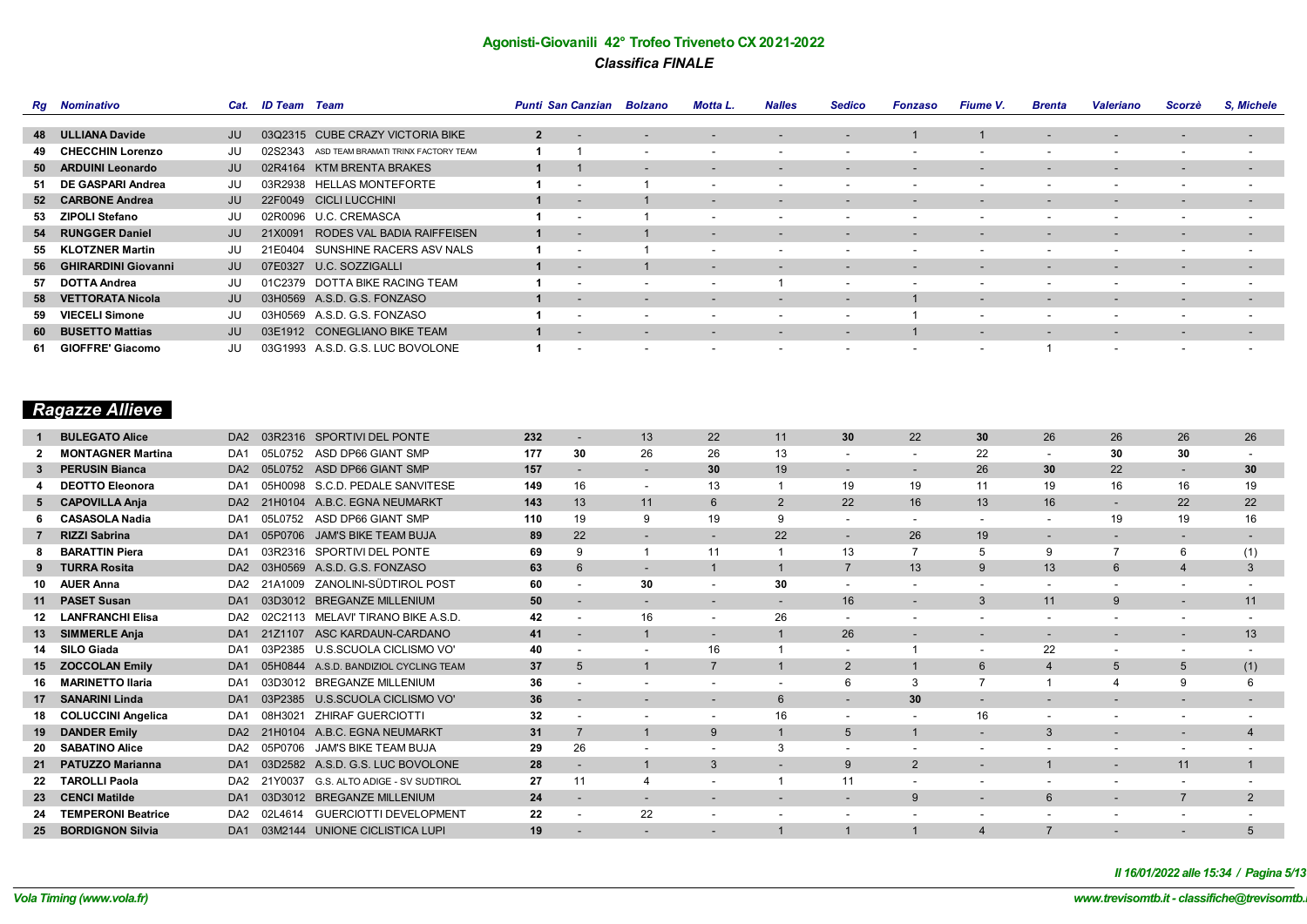## Agonisti-Giovanili 42° Trofeo Triveneto CX 2021-2022

### *Classifica FINALE*

| Rg | Nominativo | Cat. | ID Team | Team | Punti | San Canzian | Bolzano | Motta L. | Nalles | Sedico | Fonzaso | Fiume V. | Brenta | Valeriano | Scorzè | S, Michele |
|---|---|---|---|---|---|---|---|---|---|---|---|---|---|---|---|---|
| 48 | ULLIANA Davide | JU | 03Q2315 | CUBE CRAZY VICTORIA BIKE | 2 | - | - | - | - | - | 1 | 1 | - | - | - | - |
| 49 | CHECCHIN Lorenzo | JU | 02S2343 | ASD TEAM BRAMATI TRINX FACTORY TEAM | 1 | 1 | - | - | - | - | - | - | - | - | - | - |
| 50 | ARDUINI Leonardo | JU | 02R4164 | KTM BRENTA BRAKES | 1 | 1 | - | - | - | - | - | - | - | - | - | - |
| 51 | DE GASPARI Andrea | JU | 03R2938 | HELLAS MONTEFORTE | 1 | - | 1 | - | - | - | - | - | - | - | - | - |
| 52 | CARBONE Andrea | JU | 22F0049 | CICLI LUCCHINI | 1 | - | 1 | - | - | - | - | - | - | - | - | - |
| 53 | ZIPOLI Stefano | JU | 02R0096 | U.C. CREMASCA | 1 | - | 1 | - | - | - | - | - | - | - | - | - |
| 54 | RUNGGER Daniel | JU | 21X0091 | RODES VAL BADIA RAIFFEISEN | 1 | - | 1 | - | - | - | - | - | - | - | - | - |
| 55 | KLOTZNER Martin | JU | 21E0404 | SUNSHINE RACERS ASV NALS | 1 | - | 1 | - | - | - | - | - | - | - | - | - |
| 56 | GHIRARDINI Giovanni | JU | 07E0327 | U.C. SOZZIGALLI | 1 | - | 1 | - | - | - | - | - | - | - | - | - |
| 57 | DOTTA Andrea | JU | 01C2379 | DOTTA BIKE RACING TEAM | 1 | - | - | - | 1 | - | - | - | - | - | - | - |
| 58 | VETTORATA Nicola | JU | 03H0569 | A.S.D. G.S. FONZASO | 1 | - | - | - | - | - | 1 | - | - | - | - | - |
| 59 | VIECELI Simone | JU | 03H0569 | A.S.D. G.S. FONZASO | 1 | - | - | - | - | - | 1 | - | - | - | - | - |
| 60 | BUSETTO Mattias | JU | 03E1912 | CONEGLIANO BIKE TEAM | 1 | - | - | - | - | - | 1 | - | - | - | - | - |
| 61 | GIOFFRE' Giacomo | JU | 03G1993 | A.S.D. G.S. LUC BOVOLONE | 1 | - | - | - | - | - | - | - | 1 | - | - | - |

### *Ragazze Allieve*

| Rg | Nominativo | Cat. | ID Team | Team | Punti | San Canzian | Bolzano | Motta L. | Nalles | Sedico | Fonzaso | Fiume V. | Brenta | Valeriano | Scorzè | S, Michele |
|---|---|---|---|---|---|---|---|---|---|---|---|---|---|---|---|---|
| 1 | BULEGATO Alice | DA2 | 03R2316 | SPORTIVI DEL PONTE | 232 | - | 13 | 22 | 11 | 30 | 22 | 30 | 26 | 26 | 26 | 26 |
| 2 | MONTAGNER Martina | DA1 | 05L0752 | ASD DP66 GIANT SMP | 177 | 30 | 26 | 26 | 13 | - | - | 22 | - | 30 | 30 | - |
| 3 | PERUSIN Bianca | DA2 | 05L0752 | ASD DP66 GIANT SMP | 157 | - | - | 30 | 19 | - | - | 26 | 30 | 22 | - | 30 |
| 4 | DEOTTO Eleonora | DA1 | 05H0098 | S.C.D. PEDALE SANVITESE | 149 | 16 | - | 13 | 1 | 19 | 19 | 11 | 19 | 16 | 16 | 19 |
| 5 | CAPOVILLA Anja | DA2 | 21H0104 | A.B.C. EGNA NEUMARKT | 143 | 13 | 11 | 6 | 2 | 22 | 16 | 13 | 16 | - | 22 | 22 |
| 6 | CASASOLA Nadia | DA1 | 05L0752 | ASD DP66 GIANT SMP | 110 | 19 | 9 | 19 | 9 | - | - | - | - | 19 | 19 | 16 |
| 7 | RIZZI Sabrina | DA1 | 05P0706 | JAM'S BIKE TEAM BUJA | 89 | 22 | - | - | 22 | - | 26 | 19 | - | - | - | - |
| 8 | BARATTIN Piera | DA1 | 03R2316 | SPORTIVI DEL PONTE | 69 | 9 | 1 | 11 | 1 | 13 | 7 | 5 | 9 | 7 | 6 | (1) |
| 9 | TURRA Rosita | DA2 | 03H0569 | A.S.D. G.S. FONZASO | 63 | 6 | - | 1 | 1 | 7 | 13 | 9 | 13 | 6 | 4 | 3 |
| 10 | AUER Anna | DA2 | 21A1009 | ZANOLINI-SÜDTIROL POST | 60 | - | 30 | - | 30 | - | - | - | - | - | - | - |
| 11 | PASET Susan | DA1 | 03D3012 | BREGANZE MILLENIUM | 50 | - | - | - | - | 16 | - | 3 | 11 | 9 | - | 11 |
| 12 | LANFRANCHI Elisa | DA2 | 02C2113 | MELAVI' TIRANO BIKE A.S.D. | 42 | - | 16 | - | 26 | - | - | - | - | - | - | - |
| 13 | SIMMERLE Anja | DA1 | 21Z1107 | ASC KARDAUN-CARDANO | 41 | - | 1 | - | 1 | 26 | - | - | - | - | - | 13 |
| 14 | SILO Giada | DA1 | 03P2385 | U.S.SCUOLA CICLISMO VO' | 40 | - | - | 16 | 1 | - | 1 | - | 22 | - | - | - |
| 15 | ZOCCOLAN Emily | DA1 | 05H0844 | A.S.D. BANDIZIOL CYCLING TEAM | 37 | 5 | 1 | 7 | 1 | 2 | 1 | 6 | 4 | 5 | 5 | (1) |
| 16 | MARINETTO Ilaria | DA1 | 03D3012 | BREGANZE MILLENIUM | 36 | - | - | - | - | 6 | 3 | 7 | 1 | 4 | 9 | 6 |
| 17 | SANARINI Linda | DA1 | 03P2385 | U.S.SCUOLA CICLISMO VO' | 36 | - | - | - | 6 | - | 30 | - | - | - | - | - |
| 18 | COLUCCINI Angelica | DA1 | 08H3021 | ZHIRAF GUERCIOTTI | 32 | - | - | - | 16 | - | - | 16 | - | - | - | - |
| 19 | DANDER Emily | DA2 | 21H0104 | A.B.C. EGNA NEUMARKT | 31 | 7 | 1 | 9 | 1 | 5 | 1 | - | 3 | - | - | 4 |
| 20 | SABATINO Alice | DA2 | 05P0706 | JAM'S BIKE TEAM BUJA | 29 | 26 | - | - | 3 | - | - | - | - | - | - | - |
| 21 | PATUZZO Marianna | DA1 | 03D2582 | A.S.D. G.S. LUC BOVOLONE | 28 | - | 1 | 3 | - | 9 | 2 | - | 1 | - | 11 | 1 |
| 22 | TAROLLI Paola | DA2 | 21Y0037 | G.S. ALTO ADIGE - SV SUDTIROL | 27 | 11 | 4 | - | 1 | 11 | - | - | - | - | - | - |
| 23 | CENCI Matilde | DA1 | 03D3012 | BREGANZE MILLENIUM | 24 | - | - | - | - | - | 9 | - | 6 | - | 7 | 2 |
| 24 | TEMPERONI Beatrice | DA2 | 02L4614 | GUERCIOTTI DEVELOPMENT | 22 | - | 22 | - | - | - | - | - | - | - | - | - |
| 25 | BORDIGNON Silvia | DA1 | 03M2144 | UNIONE CICLISTICA LUPI | 19 | - | - | - | 1 | 1 | 1 | 4 | 7 | - | - | 5 |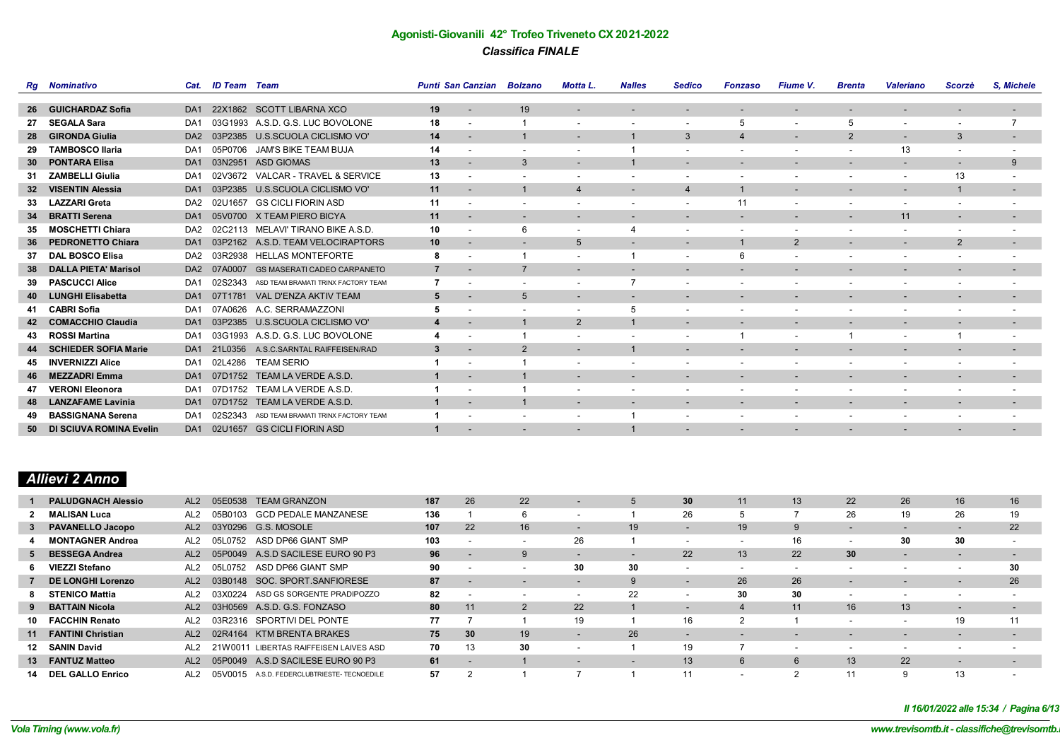## Agonisti-Giovanili 42° Trofeo Triveneto CX 2021-2022

### *Classifica FINALE*

| Rg | Nominativo | Cat. | ID Team | Team | Punti | San Canzian | Bolzano | Motta L. | Nalles | Sedico | Fonzaso | Fiume V. | Brenta | Valeriano | Scorzè | S, Michele |
|---|---|---|---|---|---|---|---|---|---|---|---|---|---|---|---|---|
| 26 | GUICHARDAZ Sofia | DA1 | 22X1862 | SCOTT LIBARNA XCO | 19 | - | 19 | - | - | - | - | - | - | - | - | - |
| 27 | SEGALA Sara | DA1 | 03G1993 | A.S.D. G.S. LUC BOVOLONE | 18 | - | 1 | - | - | - | 5 | - | 5 | - | - | 7 |
| 28 | GIRONDA Giulia | DA2 | 03P2385 | U.S.SCUOLA CICLISMO VO' | 14 | - | 1 | - | 1 | 3 | 4 | - | 2 | - | 3 | - |
| 29 | TAMBOSCO Ilaria | DA1 | 05P0706 | JAM'S BIKE TEAM BUJA | 14 | - | - | - | 1 | - | - | - | - | 13 | - | - |
| 30 | PONTARA Elisa | DA1 | 03N2951 | ASD GIOMAS | 13 | - | 3 | - | 1 | - | - | - | - | - | - | 9 |
| 31 | ZAMBELLI Giulia | DA1 | 02V3672 | VALCAR - TRAVEL & SERVICE | 13 | - | - | - | - | - | - | - | - | - | 13 | - |
| 32 | VISENTIN Alessia | DA1 | 03P2385 | U.S.SCUOLA CICLISMO VO' | 11 | - | 1 | 4 | - | 4 | 1 | - | - | - | 1 | - |
| 33 | LAZZARI Greta | DA2 | 02U1657 | GS CICLI FIORIN ASD | 11 | - | - | - | - | - | 11 | - | - | - | - | - |
| 34 | BRATTI Serena | DA1 | 05V0700 | X TEAM PIERO BICYA | 11 | - | - | - | - | - | - | - | - | 11 | - | - |
| 35 | MOSCHETTI Chiara | DA2 | 02C2113 | MELAVI' TIRANO BIKE A.S.D. | 10 | - | 6 | - | 4 | - | - | - | - | - | - | - |
| 36 | PEDRONETTO Chiara | DA1 | 03P2162 | A.S.D. TEAM VELOCIRAPTORS | 10 | - | - | 5 | - | - | 1 | 2 | - | - | 2 | - |
| 37 | DAL BOSCO Elisa | DA2 | 03R2938 | HELLAS MONTEFORTE | 8 | - | 1 | - | 1 | - | 6 | - | - | - | - | - |
| 38 | DALLA PIETA' Marisol | DA2 | 07A0007 | GS MASERATI CADEO CARPANETO | 7 | - | 7 | - | - | - | - | - | - | - | - | - |
| 39 | PASCUCCI Alice | DA1 | 02S2343 | ASD TEAM BRAMATI TRINX FACTORY TEAM | 7 | - | - | - | 7 | - | - | - | - | - | - | - |
| 40 | LUNGHI Elisabetta | DA1 | 07T1781 | VAL D'ENZA AKTIV TEAM | 5 | - | 5 | - | - | - | - | - | - | - | - | - |
| 41 | CABRI Sofia | DA1 | 07A0626 | A.C. SERRAMAZZONI | 5 | - | - | - | 5 | - | - | - | - | - | - | - |
| 42 | COMACCHIO Claudia | DA1 | 03P2385 | U.S.SCUOLA CICLISMO VO' | 4 | - | 1 | 2 | 1 | - | - | - | - | - | - | - |
| 43 | ROSSI Martina | DA1 | 03G1993 | A.S.D. G.S. LUC BOVOLONE | 4 | - | 1 | - | - | - | 1 | - | 1 | - | 1 | - |
| 44 | SCHIEDER SOFIA Marie | DA1 | 21L0356 | A.S.C.SARNTAL RAIFFEISEN/RAD | 3 | - | 2 | - | 1 | - | - | - | - | - | - | - |
| 45 | INVERNIZZI Alice | DA1 | 02L4286 | TEAM SERIO | 1 | - | 1 | - | - | - | - | - | - | - | - | - |
| 46 | MEZZADRI Emma | DA1 | 07D1752 | TEAM LA VERDE A.S.D. | 1 | - | 1 | - | - | - | - | - | - | - | - | - |
| 47 | VERONI Eleonora | DA1 | 07D1752 | TEAM LA VERDE A.S.D. | 1 | - | 1 | - | - | - | - | - | - | - | - | - |
| 48 | LANZAFAME Lavinia | DA1 | 07D1752 | TEAM LA VERDE A.S.D. | 1 | - | 1 | - | - | - | - | - | - | - | - | - |
| 49 | BASSIGNANA Serena | DA1 | 02S2343 | ASD TEAM BRAMATI TRINX FACTORY TEAM | 1 | - | - | - | 1 | - | - | - | - | - | - | - |
| 50 | DI SCIUVA ROMINA Evelin | DA1 | 02U1657 | GS CICLI FIORIN ASD | 1 | - | - | - | 1 | - | - | - | - | - | - | - |

## Allievi 2 Anno

| Rg | Nominativo | Cat. | ID Team | Team | Punti | San Canzian | Bolzano | Motta L. | Nalles | Sedico | Fonzaso | Fiume V. | Brenta | Valeriano | Scorzè | S, Michele |
|---|---|---|---|---|---|---|---|---|---|---|---|---|---|---|---|---|
| 1 | PALUDGNACH Alessio | AL2 | 05E0538 | TEAM GRANZON | 187 | 26 | 22 | - | 5 | 30 | 11 | 13 | 22 | 26 | 16 | 16 |
| 2 | MALISAN Luca | AL2 | 05B0103 | GCD PEDALE MANZANESE | 136 | 1 | 6 | - | 1 | 26 | 5 | 7 | 26 | 19 | 26 | 19 |
| 3 | PAVANELLO Jacopo | AL2 | 03Y0296 | G.S. MOSOLE | 107 | 22 | 16 | - | 19 | - | 19 | 9 | - | - | - | 22 |
| 4 | MONTAGNER Andrea | AL2 | 05L0752 | ASD DP66 GIANT SMP | 103 | - | - | 26 | 1 | - | - | 16 | - | 30 | 30 | - |
| 5 | BESSEGA Andrea | AL2 | 05P0049 | A.S.D SACILESE EURO 90 P3 | 96 | - | 9 | - | - | 22 | 13 | 22 | 30 | - | - | - |
| 6 | VIEZZI Stefano | AL2 | 05L0752 | ASD DP66 GIANT SMP | 90 | - | - | 30 | 30 | - | - | - | - | - | - | 30 |
| 7 | DE LONGHI Lorenzo | AL2 | 03B0148 | SOC. SPORT.SANFIORESE | 87 | - | - | - | 9 | - | 26 | 26 | - | - | - | 26 |
| 8 | STENICO Mattia | AL2 | 03X0224 | ASD GS SORGENTE PRADIPOZZO | 82 | - | - | - | 22 | - | 30 | 30 | - | - | - | - |
| 9 | BATTAIN Nicola | AL2 | 03H0569 | A.S.D. G.S. FONZASO | 80 | 11 | 2 | 22 | 1 | - | 4 | 11 | 16 | 13 | - | - |
| 10 | FACCHIN Renato | AL2 | 03R2316 | SPORTIVI DEL PONTE | 77 | 7 | 1 | 19 | 1 | 16 | 2 | 1 | - | - | 19 | 11 |
| 11 | FANTINI Christian | AL2 | 02R4164 | KTM BRENTA BRAKES | 75 | 30 | 19 | - | 26 | - | - | - | - | - | - | - |
| 12 | SANIN David | AL2 | 21W0011 | LIBERTAS RAIFFEISEN LAIVES ASD | 70 | 13 | 30 | - | 1 | 19 | 7 | - | - | - | - | - |
| 13 | FANTUZ Matteo | AL2 | 05P0049 | A.S.D SACILESE EURO 90 P3 | 61 | - | 1 | - | - | 13 | 6 | 6 | 13 | 22 | - | - |
| 14 | DEL GALLO Enrico | AL2 | 05V0015 | A.S.D. FEDERCLUBTRIESTE- TECNOEDILE | 57 | 2 | 1 | 7 | 1 | 11 | - | 2 | 11 | 9 | 13 | - |

*Il 16/01/2022 alle 15:34 / Pagina 6/13*

*Vola Timing (www.vola.fr)* — *www.trevisomtb.it - classifiche@trevisomtb.i*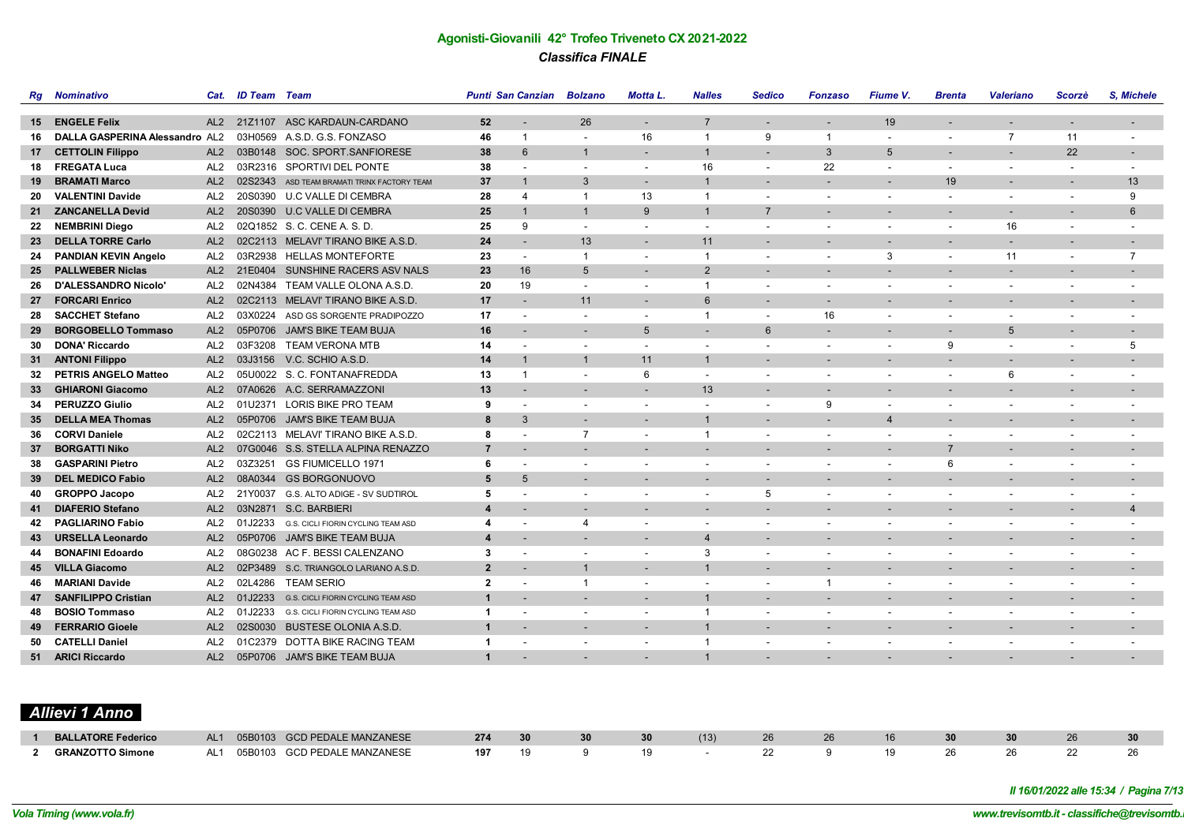## Agonisti-Giovanili 42° Trofeo Triveneto CX 2021-2022

*Classifica FINALE*

| Rg | Nominativo | Cat. | ID Team | Team | Punti | San Canzian | Bolzano | Motta L. | Nalles | Sedico | Fonzaso | Fiume V. | Brenta | Valeriano | Scorzè | S, Michele |
|---|---|---|---|---|---|---|---|---|---|---|---|---|---|---|---|---|
| 15 | **ENGELE Felix** | AL2 | 21Z1107 | ASC KARDAUN-CARDANO | 52 | - | 26 | - | 7 | - | - | 19 | - | - | - | - |
| 16 | **DALLA GASPERINA Alessandro** | AL2 | 03H0569 | A.S.D. G.S. FONZASO | 46 | 1 | - | 16 | 1 | 9 | 1 | - | - | 7 | 11 | - |
| 17 | **CETTOLIN Filippo** | AL2 | 03B0148 | SOC. SPORT.SANFIORESE | 38 | 6 | 1 | - | 1 | - | 3 | 5 | - | - | 22 | - |
| 18 | **FREGATA Luca** | AL2 | 03R2316 | SPORTIVI DEL PONTE | 38 | - | - | - | 16 | - | 22 | - | - | - | - | - |
| 19 | **BRAMATI Marco** | AL2 | 02S2343 | ASD TEAM BRAMATI TRINX FACTORY TEAM | 37 | 1 | 3 | - | 1 | - | - | - | 19 | - | - | 13 |
| 20 | **VALENTINI Davide** | AL2 | 20S0390 | U.C VALLE DI CEMBRA | 28 | 4 | 1 | 13 | 1 | - | - | - | - | - | - | 9 |
| 21 | **ZANCANELLA Devid** | AL2 | 20S0390 | U.C VALLE DI CEMBRA | 25 | 1 | 1 | 9 | 1 | 7 | - | - | - | - | - | 6 |
| 22 | **NEMBRINI Diego** | AL2 | 02Q1852 | S. C. CENE A. S. D. | 25 | 9 | - | - | - | - | - | - | - | 16 | - | - |
| 23 | **DELLA TORRE Carlo** | AL2 | 02C2113 | MELAVI' TIRANO BIKE A.S.D. | 24 | - | 13 | - | 11 | - | - | - | - | - | - | - |
| 24 | **PANDIAN KEVIN Angelo** | AL2 | 03R2938 | HELLAS MONTEFORTE | 23 | - | 1 | - | 1 | - | - | 3 | - | 11 | - | 7 |
| 25 | **PALLWEBER Niclas** | AL2 | 21E0404 | SUNSHINE RACERS ASV NALS | 23 | 16 | 5 | - | 2 | - | - | - | - | - | - | - |
| 26 | **D'ALESSANDRO Nicolo'** | AL2 | 02N4384 | TEAM VALLE OLONA A.S.D. | 20 | 19 | - | - | 1 | - | - | - | - | - | - | - |
| 27 | **FORCARI Enrico** | AL2 | 02C2113 | MELAVI' TIRANO BIKE A.S.D. | 17 | - | 11 | - | 6 | - | - | - | - | - | - | - |
| 28 | **SACCHET Stefano** | AL2 | 03X0224 | ASD GS SORGENTE PRADIPOZZO | 17 | - | - | - | 1 | - | 16 | - | - | - | - | - |
| 29 | **BORGOBELLO Tommaso** | AL2 | 05P0706 | JAM'S BIKE TEAM BUJA | 16 | - | - | 5 | - | 6 | - | - | - | 5 | - | - |
| 30 | **DONA' Riccardo** | AL2 | 03F3208 | TEAM VERONA MTB | 14 | - | - | - | - | - | - | - | 9 | - | - | 5 |
| 31 | **ANTONI Filippo** | AL2 | 03J3156 | V.C. SCHIO A.S.D. | 14 | 1 | 1 | 11 | 1 | - | - | - | - | - | - | - |
| 32 | **PETRIS ANGELO Matteo** | AL2 | 05U0022 | S. C. FONTANAFREDDA | 13 | 1 | - | 6 | - | - | - | - | - | 6 | - | - |
| 33 | **GHIARONI Giacomo** | AL2 | 07A0626 | A.C. SERRAMAZZONI | 13 | - | - | - | 13 | - | - | - | - | - | - | - |
| 34 | **PERUZZO Giulio** | AL2 | 01U2371 | LORIS BIKE PRO TEAM | 9 | - | - | - | - | - | 9 | - | - | - | - | - |
| 35 | **DELLA MEA Thomas** | AL2 | 05P0706 | JAM'S BIKE TEAM BUJA | 8 | 3 | - | - | 1 | - | - | 4 | - | - | - | - |
| 36 | **CORVI Daniele** | AL2 | 02C2113 | MELAVI' TIRANO BIKE A.S.D. | 8 | - | 7 | - | 1 | - | - | - | - | - | - | - |
| 37 | **BORGATTI Niko** | AL2 | 07G0046 | S.S. STELLA ALPINA RENAZZO | 7 | - | - | - | - | - | - | - | 7 | - | - | - |
| 38 | **GASPARINI Pietro** | AL2 | 03Z3251 | GS FIUMICELLO 1971 | 6 | - | - | - | - | - | - | - | 6 | - | - | - |
| 39 | **DEL MEDICO Fabio** | AL2 | 08A0344 | GS BORGONUOVO | 5 | 5 | - | - | - | - | - | - | - | - | - | - |
| 40 | **GROPPO Jacopo** | AL2 | 21Y0037 | G.S. ALTO ADIGE - SV SUDTIROL | 5 | - | - | - | - | 5 | - | - | - | - | - | - |
| 41 | **DIAFERIO Stefano** | AL2 | 03N2871 | S.C. BARBIERI | 4 | - | - | - | - | - | - | - | - | - | - | 4 |
| 42 | **PAGLIARINO Fabio** | AL2 | 01J2233 | G.S. CICLI FIORIN CYCLING TEAM ASD | 4 | - | 4 | - | - | - | - | - | - | - | - | - |
| 43 | **URSELLA Leonardo** | AL2 | 05P0706 | JAM'S BIKE TEAM BUJA | 4 | - | - | - | 4 | - | - | - | - | - | - | - |
| 44 | **BONAFINI Edoardo** | AL2 | 08G0238 | AC F. BESSI CALENZANO | 3 | - | - | - | 3 | - | - | - | - | - | - | - |
| 45 | **VILLA Giacomo** | AL2 | 02P3489 | S.C. TRIANGOLO LARIANO A.S.D. | 2 | - | 1 | - | 1 | - | - | - | - | - | - | - |
| 46 | **MARIANI Davide** | AL2 | 02L4286 | TEAM SERIO | 2 | - | 1 | - | - | - | 1 | - | - | - | - | - |
| 47 | **SANFILIPPO Cristian** | AL2 | 01J2233 | G.S. CICLI FIORIN CYCLING TEAM ASD | 1 | - | - | - | 1 | - | - | - | - | - | - | - |
| 48 | **BOSIO Tommaso** | AL2 | 01J2233 | G.S. CICLI FIORIN CYCLING TEAM ASD | 1 | - | - | - | 1 | - | - | - | - | - | - | - |
| 49 | **FERRARIO Gioele** | AL2 | 02S0030 | BUSTESE OLONIA A.S.D. | 1 | - | - | - | 1 | - | - | - | - | - | - | - |
| 50 | **CATELLI Daniel** | AL2 | 01C2379 | DOTTA BIKE RACING TEAM | 1 | - | - | - | 1 | - | - | - | - | - | - | - |
| 51 | **ARICI Riccardo** | AL2 | 05P0706 | JAM'S BIKE TEAM BUJA | 1 | - | - | - | 1 | - | - | - | - | - | - | - |

## *Allievi 1 Anno*

| Rg | Nominativo | Cat. | ID Team | Team | Punti | San Canzian | Bolzano | Motta L. | Nalles | Sedico | Fonzaso | Fiume V. | Brenta | Valeriano | Scorzè | S, Michele |
|---|---|---|---|---|---|---|---|---|---|---|---|---|---|---|---|---|
| 1 | **BALLATORE Federico** | AL1 | 05B0103 | GCD PEDALE MANZANESE | 274 | 30 | 30 | 30 | (13) | 26 | 26 | 16 | 30 | 30 | 26 | 30 |
| 2 | **GRANZOTTO Simone** | AL1 | 05B0103 | GCD PEDALE MANZANESE | 197 | 19 | 9 | 19 | - | 22 | 9 | 19 | 26 | 26 | 22 | 26 |

*Il 16/01/2022 alle 15:34*

*Vola Timing (www.vola.fr)* — *www.trevisomtb.it - classifiche@trevisomtb.it*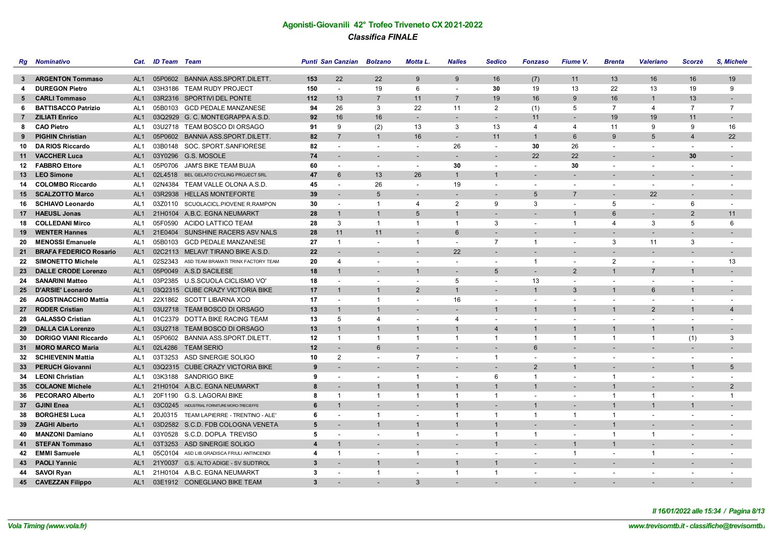## Agonisti-Giovanili 42° Trofeo Triveneto CX 2021-2022

### *Classifica FINALE*

| Rg | Nominativo | Cat. | ID Team | Team | Punti | San Canzian | Bolzano | Motta L. | Nalles | Sedico | Fonzaso | Fiume V. | Brenta | Valeriano | Scorzè | S, Michele |
|---|---|---|---|---|---|---|---|---|---|---|---|---|---|---|---|---|
| 3 | **ARGENTON Tommaso** | AL1 | 05P0602 | BANNIA ASS.SPORT.DILETT. | **153** | 22 | 22 | 9 | 9 | 16 | (7) | 11 | 13 | 16 | 16 | 19 |
| 4 | **DUREGON Pietro** | AL1 | 03H3186 | TEAM RUDY PROJECT | **150** | - | 19 | 6 | - | **30** | 19 | 13 | 22 | 13 | 19 | 9 |
| 5 | **CARLI Tommaso** | AL1 | 03R2316 | SPORTIVI DEL PONTE | **112** | 13 | 7 | 11 | 7 | 19 | 16 | 9 | 16 | 1 | 13 | - |
| 6 | **BATTISACCO Patrizio** | AL1 | 05B0103 | GCD PEDALE MANZANESE | **94** | 26 | 3 | 22 | 11 | 2 | (1) | 5 | 7 | 4 | 7 | 7 |
| 7 | **ZILIATI Enrico** | AL1 | 03Q2929 | G. C. MONTEGRAPPA A.S.D. | **92** | 16 | 16 | - | - | - | 11 | - | 19 | 19 | 11 | - |
| 8 | **CAO Pietro** | AL1 | 03U2718 | TEAM BOSCO DI ORSAGO | **91** | 9 | (2) | 13 | 3 | 13 | 4 | 4 | 11 | 9 | 9 | 16 |
| 9 | **PIGHIN Christian** | AL1 | 05P0602 | BANNIA ASS.SPORT.DILETT. | **82** | 7 | 1 | 16 | - | 11 | 1 | 6 | 9 | 5 | 4 | 22 |
| 10 | **DA RIOS Riccardo** | AL1 | 03B0148 | SOC. SPORT.SANFIORESE | **82** | - | - | - | 26 | - | **30** | 26 | - | - | - | - |
| 11 | **VACCHER Luca** | AL1 | 03Y0296 | G.S. MOSOLE | **74** | - | - | - | - | - | 22 | 22 | - | - | **30** | - |
| 12 | **FABBRO Ettore** | AL1 | 05P0706 | JAM'S BIKE TEAM BUJA | **60** | - | - | - | **30** | - | - | **30** | - | - | - | - |
| 13 | **LEO Simone** | AL1 | 02L4518 | BEL GELATO CYCLING PROJECT SRL | **47** | 6 | 13 | 26 | 1 | 1 | - | - | - | - | - | - |
| 14 | **COLOMBO Riccardo** | AL1 | 02N4384 | TEAM VALLE OLONA A.S.D. | **45** | - | 26 | - | 19 | - | - | - | - | - | - | - |
| 15 | **SCALZOTTO Marco** | AL1 | 03R2938 | HELLAS MONTEFORTE | **39** | - | 5 | - | - | - | 5 | 7 | - | 22 | - | - |
| 16 | **SCHIAVO Leonardo** | AL1 | 03Z0110 | SCUOLACICL.PIOVENE R.RAMPON | **30** | - | 1 | 4 | 2 | 9 | 3 | - | 5 | - | 6 | - |
| 17 | **HAEUSL Jonas** | AL1 | 21H0104 | A.B.C. EGNA NEUMARKT | **28** | 1 | 1 | 5 | 1 | - | - | 1 | 6 | - | 2 | 11 |
| 18 | **COLLEDANI Mirco** | AL1 | 05F0590 | ACIDO LATTICO TEAM | **28** | 3 | 1 | 1 | 1 | 3 | - | 1 | 4 | 3 | 5 | 6 |
| 19 | **WENTER Hannes** | AL1 | 21E0404 | SUNSHINE RACERS ASV NALS | **28** | 11 | 11 | - | 6 | - | - | - | - | - | - | - |
| 20 | **MENOSSI Emanuele** | AL1 | 05B0103 | GCD PEDALE MANZANESE | **27** | 1 | - | 1 | - | 7 | 1 | - | 3 | 11 | 3 | - |
| 21 | **BRAFA FEDERICO Rosario** | AL1 | 02C2113 | MELAVI' TIRANO BIKE A.S.D. | **22** | - | - | - | 22 | - | - | - | - | - | - | - |
| 22 | **SIMONETTO Michele** | AL1 | 02S2343 | ASD TEAM BRAMATI TRINX FACTORY TEAM | **20** | 4 | - | - | - | - | 1 | - | 2 | - | - | 13 |
| 23 | **DALLE CRODE Lorenzo** | AL1 | 05P0049 | A.S.D SACILESE | **18** | 1 | - | 1 | - | 5 | - | 2 | 1 | 7 | 1 | - |
| 24 | **SANARINI Matteo** | AL1 | 03P2385 | U.S.SCUOLA CICLISMO VO' | **18** | - | - | - | 5 | - | 13 | - | - | - | - | - |
| 25 | **D'ARSIE' Leonardo** | AL1 | 03Q2315 | CUBE CRAZY VICTORIA BIKE | **17** | 1 | 1 | 2 | 1 | - | 1 | 3 | 1 | 6 | 1 | - |
| 26 | **AGOSTINACCHIO Mattia** | AL1 | 22X1862 | SCOTT LIBARNA XCO | **17** | - | 1 | - | 16 | - | - | - | - | - | - | - |
| 27 | **RODER Cristian** | AL1 | 03U2718 | TEAM BOSCO DI ORSAGO | **13** | 1 | 1 | - | - | 1 | 1 | 1 | 1 | 2 | 1 | 4 |
| 28 | **GALASSO Cristian** | AL1 | 01C2379 | DOTTA BIKE RACING TEAM | **13** | 5 | 4 | - | 4 | - | - | - | - | - | - | - |
| 29 | **DALLA CIA Lorenzo** | AL1 | 03U2718 | TEAM BOSCO DI ORSAGO | **13** | 1 | 1 | 1 | 1 | 4 | 1 | 1 | 1 | 1 | 1 | - |
| 30 | **DORIGO VIANI Riccardo** | AL1 | 05P0602 | BANNIA ASS.SPORT.DILETT. | **12** | 1 | 1 | 1 | 1 | 1 | 1 | 1 | 1 | 1 | (1) | 3 |
| 31 | **MORO MARCO Maria** | AL1 | 02L4286 | TEAM SERIO | **12** | - | 6 | - | - | - | 6 | - | - | - | - | - |
| 32 | **SCHIEVENIN Mattia** | AL1 | 03T3253 | ASD SINERGIE SOLIGO | **10** | 2 | - | 7 | - | 1 | - | - | - | - | - | - |
| 33 | **PERUCH Giovanni** | AL1 | 03Q2315 | CUBE CRAZY VICTORIA BIKE | **9** | - | - | - | - | - | 2 | 1 | - | - | 1 | 5 |
| 34 | **LEONI Christian** | AL1 | 03K3188 | SANDRIGO BIKE | **9** | - | - | 1 | - | 6 | 1 | - | 1 | - | - | - |
| 35 | **COLAONE Michele** | AL1 | 21H0104 | A.B.C. EGNA NEUMARKT | **8** | - | 1 | 1 | 1 | 1 | 1 | - | 1 | - | - | 2 |
| 36 | **PECORARO Alberto** | AL1 | 20F1190 | G.S. LAGORAI BIKE | **8** | 1 | 1 | 1 | 1 | 1 | - | - | 1 | 1 | - | 1 |
| 37 | **GJINI Enea** | AL1 | 03C0245 | INDUSTRIAL FORNITURE MORO-TRECIEFFE | **6** | 1 | - | - | 1 | - | 1 | - | 1 | 1 | 1 | - |
| 38 | **BORGHESI Luca** | AL1 | 20J0315 | TEAM LAPIERRE - TRENTINO - ALE' | **6** | - | 1 | - | 1 | 1 | 1 | 1 | 1 | - | - | - |
| 39 | **ZAGHI Alberto** | AL1 | 03D2582 | S.C.D. FDB COLOGNA VENETA | **5** | - | 1 | 1 | 1 | 1 | - | - | 1 | - | - | - |
| 40 | **MANZONI Damiano** | AL1 | 03Y0528 | S.C.D. DOPLA TREVISO | **5** | - | - | 1 | - | 1 | 1 | - | 1 | 1 | - | - |
| 41 | **STEFAN Tommaso** | AL1 | 03T3253 | ASD SINERGIE SOLIGO | **4** | 1 | - | - | - | 1 | - | 1 | 1 | - | - | - |
| 42 | **EMMI Samuele** | AL1 | 05C0104 | ASD LIB.GRADISCA FRIULI ANTINCENDI | **4** | 1 | - | 1 | - | - | - | 1 | - | 1 | - | - |
| 43 | **PAOLI Yannic** | AL1 | 21Y0037 | G.S. ALTO ADIGE - SV SUDTIROL | **3** | - | 1 | - | 1 | 1 | - | - | - | - | - | - |
| 44 | **SAVOI Ryan** | AL1 | 21H0104 | A.B.C. EGNA NEUMARKT | **3** | - | 1 | - | 1 | 1 | - | - | - | - | - | - |
| 45 | **CAVEZZAN Filippo** | AL1 | 03E1912 | CONEGLIANO BIKE TEAM | **3** | - | - | 3 | - | - | - | - | - | - | - | - |

*Il 16/01/2022 alle 15:34 / Pagina 8/13*

*Vola Timing (www.vola.fr)*

*www.trevisomtb.it - classifiche@trevisomtb.i*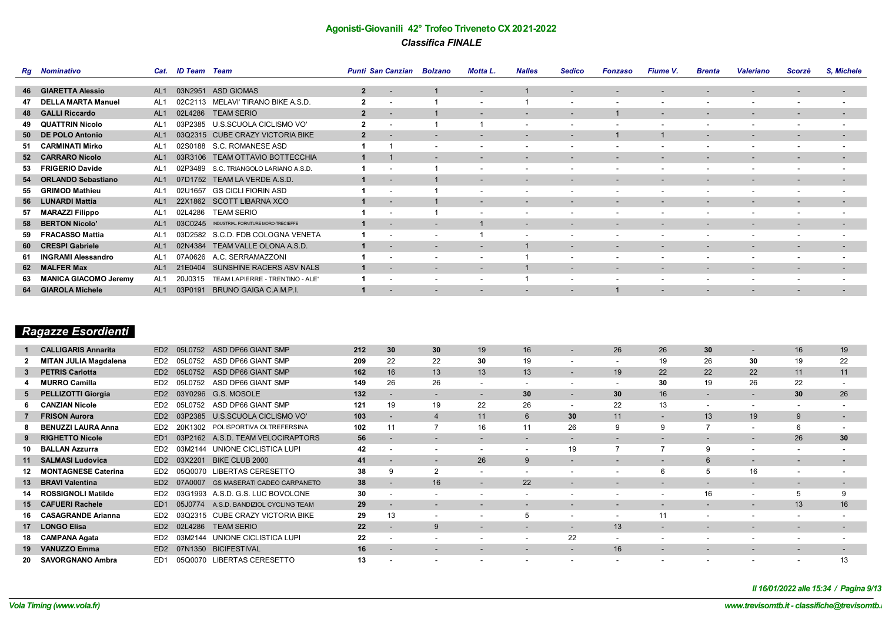## Agonisti-Giovanili 42° Trofeo Triveneto CX 2021-2022

### *Classifica FINALE*

| Rg | Nominativo | Cat. | ID Team | Team | Punti | San Canzian | Bolzano | Motta L. | Nalles | Sedico | Fonzaso | Fiume V. | Brenta | Valeriano | Scorzè | S, Michele |
|---|---|---|---|---|---|---|---|---|---|---|---|---|---|---|---|---|
| 46 | **GIARETTA Alessio** | AL1 | 03N2951 | ASD GIOMAS | **2** | - | 1 | - | 1 | - | - | - | - | - | - | - |
| 47 | **DELLA MARTA Manuel** | AL1 | 02C2113 | MELAVI' TIRANO BIKE A.S.D. | **2** | - | 1 | - | 1 | - | - | - | - | - | - | - |
| 48 | **GALLI Riccardo** | AL1 | 02L4286 | TEAM SERIO | **2** | - | 1 | - | - | - | 1 | - | - | - | - | - |
| 49 | **QUATTRIN Nicolo** | AL1 | 03P2385 | U.S.SCUOLA CICLISMO VO' | **2** | - | 1 | 1 | - | - | - | - | - | - | - | - |
| 50 | **DE POLO Antonio** | AL1 | 03Q2315 | CUBE CRAZY VICTORIA BIKE | **2** | - | - | - | - | - | 1 | 1 | - | - | - | - |
| 51 | **CARMINATI Mirko** | AL1 | 02S0188 | S.C. ROMANESE ASD | **1** | 1 | - | - | - | - | - | - | - | - | - | - |
| 52 | **CARRARO Nicolo** | AL1 | 03R3106 | TEAM OTTAVIO BOTTECCHIA | **1** | 1 | - | - | - | - | - | - | - | - | - | - |
| 53 | **FRIGERIO Davide** | AL1 | 02P3489 | S.C. TRIANGOLO LARIANO A.S.D. | **1** | - | 1 | - | - | - | - | - | - | - | - | - |
| 54 | **ORLANDO Sebastiano** | AL1 | 07D1752 | TEAM LA VERDE A.S.D. | **1** | - | 1 | - | - | - | - | - | - | - | - | - |
| 55 | **GRIMOD Mathieu** | AL1 | 02U1657 | GS CICLI FIORIN ASD | **1** | - | 1 | - | - | - | - | - | - | - | - | - |
| 56 | **LUNARDI Mattia** | AL1 | 22X1862 | SCOTT LIBARNA XCO | **1** | - | 1 | - | - | - | - | - | - | - | - | - |
| 57 | **MARAZZI Filippo** | AL1 | 02L4286 | TEAM SERIO | **1** | - | 1 | - | - | - | - | - | - | - | - | - |
| 58 | **BERTON Nicolo'** | AL1 | 03C0245 | INDUSTRIAL FORNITURE MORO-TRECIEFFE | **1** | - | - | 1 | - | - | - | - | - | - | - | - |
| 59 | **FRACASSO Mattia** | AL1 | 03D2582 | S.C.D. FDB COLOGNA VENETA | **1** | - | - | 1 | - | - | - | - | - | - | - | - |
| 60 | **CRESPI Gabriele** | AL1 | 02N4384 | TEAM VALLE OLONA A.S.D. | **1** | - | - | - | 1 | - | - | - | - | - | - | - |
| 61 | **INGRAMI Alessandro** | AL1 | 07A0626 | A.C. SERRAMAZZONI | **1** | - | - | - | 1 | - | - | - | - | - | - | - |
| 62 | **MALFER Max** | AL1 | 21E0404 | SUNSHINE RACERS ASV NALS | **1** | - | - | - | 1 | - | - | - | - | - | - | - |
| 63 | **MANICA GIACOMO Jeremy** | AL1 | 20J0315 | TEAM LAPIERRE - TRENTINO - ALE' | **1** | - | - | - | 1 | - | - | - | - | - | - | - |
| 64 | **GIAROLA Michele** | AL1 | 03P0191 | BRUNO GAIGA C.A.M.P.I. | **1** | - | - | - | - | - | 1 | - | - | - | - | - |

## Ragazze Esordienti

| Rg | Nominativo | Cat. | ID Team | Team | Punti | San Canzian | Bolzano | Motta L. | Nalles | Sedico | Fonzaso | Fiume V. | Brenta | Valeriano | Scorzè | S, Michele |
|---|---|---|---|---|---|---|---|---|---|---|---|---|---|---|---|---|
| 1 | **CALLIGARIS Annarita** | ED2 | 05L0752 | ASD DP66 GIANT SMP | **212** | **30** | **30** | 19 | 16 | - | 26 | 26 | **30** | - | 16 | 19 |
| 2 | **MITAN JULIA Magdalena** | ED2 | 05L0752 | ASD DP66 GIANT SMP | **209** | 22 | 22 | **30** | 19 | - | - | 19 | 26 | **30** | 19 | 22 |
| 3 | **PETRIS Carlotta** | ED2 | 05L0752 | ASD DP66 GIANT SMP | **162** | 16 | 13 | 13 | 13 | - | 19 | 22 | 22 | 22 | 11 | 11 |
| 4 | **MURRO Camilla** | ED2 | 05L0752 | ASD DP66 GIANT SMP | **149** | 26 | 26 | - | - | - | - | **30** | 19 | 26 | 22 | - |
| 5 | **PELLIZOTTI Giorgia** | ED2 | 03Y0296 | G.S. MOSOLE | **132** | - | - | - | **30** | - | **30** | 16 | - | - | **30** | 26 |
| 6 | **CANZIAN Nicole** | ED2 | 05L0752 | ASD DP66 GIANT SMP | **121** | 19 | 19 | 22 | 26 | - | 22 | 13 | - | - | - | - |
| 7 | **FRISON Aurora** | ED2 | 03P2385 | U.S.SCUOLA CICLISMO VO' | **103** | - | 4 | 11 | 6 | **30** | 11 | - | 13 | 19 | 9 | - |
| 8 | **BENUZZI LAURA Anna** | ED2 | 20K1302 | POLISPORTIVA OLTREFERSINA | **102** | 11 | 7 | 16 | 11 | 26 | 9 | 9 | 7 | - | 6 | - |
| 9 | **RIGHETTO Nicole** | ED1 | 03P2162 | A.S.D. TEAM VELOCIRAPTORS | **56** | - | - | - | - | - | - | - | - | - | 26 | **30** |
| 10 | **BALLAN Azzurra** | ED2 | 03M2144 | UNIONE CICLISTICA LUPI | **42** | - | - | - | - | 19 | 7 | 7 | 9 | - | - | - |
| 11 | **SALMASI Ludovica** | ED2 | 03X2201 | BIKE CLUB 2000 | **41** | - | - | 26 | 9 | - | - | - | 6 | - | - | - |
| 12 | **MONTAGNESE Caterina** | ED2 | 05Q0070 | LIBERTAS CERESETTO | **38** | 9 | 2 | - | - | - | - | 6 | 5 | 16 | - | - |
| 13 | **BRAVI Valentina** | ED2 | 07A0007 | GS MASERATI CADEO CARPANETO | **38** | - | 16 | - | 22 | - | - | - | - | - | - | - |
| 14 | **ROSSIGNOLI Matilde** | ED2 | 03G1993 | A.S.D. G.S. LUC BOVOLONE | **30** | - | - | - | - | - | - | - | 16 | - | 5 | 9 |
| 15 | **CAFUERI Rachele** | ED1 | 05J0774 | A.S.D. BANDIZIOL CYCLING TEAM | **29** | - | - | - | - | - | - | - | - | - | 13 | 16 |
| 16 | **CASAGRANDE Arianna** | ED2 | 03Q2315 | CUBE CRAZY VICTORIA BIKE | **29** | 13 | - | - | 5 | - | - | 11 | - | - | - | - |
| 17 | **LONGO Elisa** | ED2 | 02L4286 | TEAM SERIO | **22** | - | 9 | - | - | - | 13 | - | - | - | - | - |
| 18 | **CAMPANA Agata** | ED2 | 03M2144 | UNIONE CICLISTICA LUPI | **22** | - | - | - | - | 22 | - | - | - | - | - | - |
| 19 | **VANUZZO Emma** | ED2 | 07N1350 | BICIFESTIVAL | **16** | - | - | - | - | - | 16 | - | - | - | - | - |
| 20 | **SAVORGNANO Ambra** | ED1 | 05Q0070 | LIBERTAS CERESETTO | **13** | - | - | - | - | - | - | - | - | - | - | 13 |

*Il 16/01/2022 alle 15:34 / Pagina 9/13*

*Vola Timing (www.vola.fr)* — *www.trevisomtb.it - classifiche@trevisomtb.i*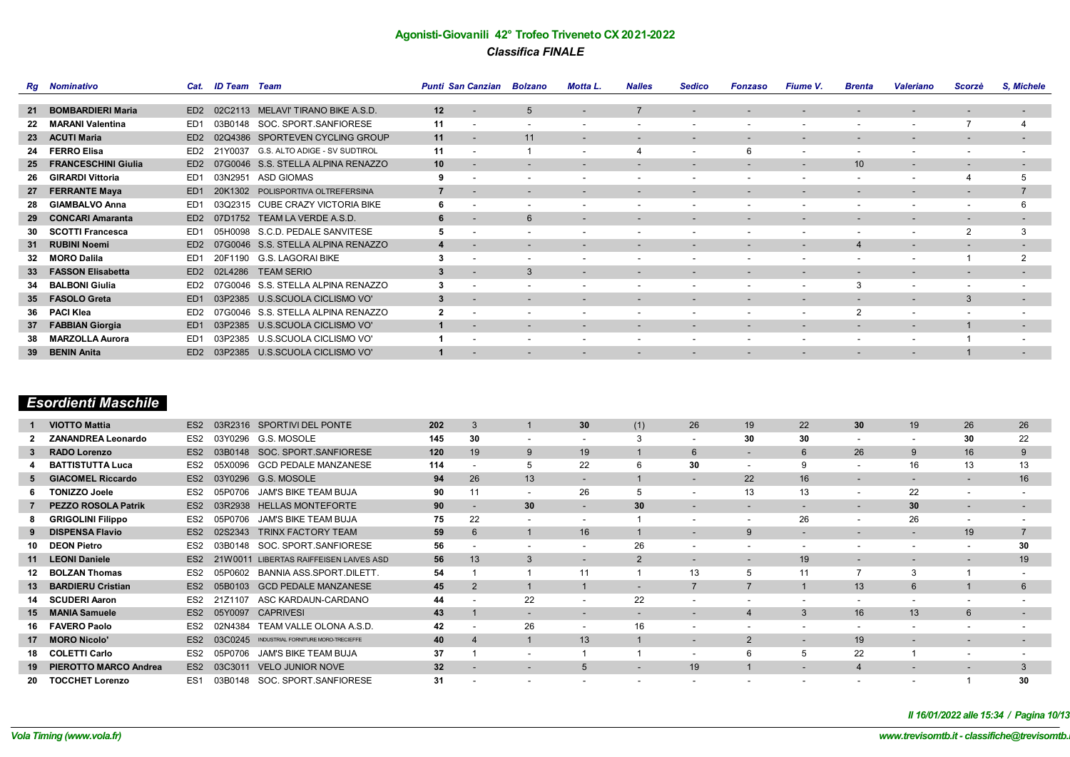## Agonisti-Giovanili 42° Trofeo Triveneto CX 2021-2022

### *Classifica FINALE*

| Rg | Nominativo | Cat. | ID Team | Team | Punti | San Canzian | Bolzano | Motta L. | Nalles | Sedico | Fonzaso | Fiume V. | Brenta | Valeriano | Scorzè | S, Michele |
|---|---|---|---|---|---|---|---|---|---|---|---|---|---|---|---|---|
| 21 | BOMBARDIERI Maria | ED2 | 02C2113 | MELAVI' TIRANO BIKE A.S.D. | 12 | - | 5 | - | 7 | - | - | - | - | - | - | - |
| 22 | MARANI Valentina | ED1 | 03B0148 | SOC. SPORT.SANFIORESE | 11 | - | - | - | - | - | - | - | - | - | 7 | 4 |
| 23 | ACUTI Maria | ED2 | 02Q4386 | SPORTEVEN CYCLING GROUP | 11 | - | 11 | - | - | - | - | - | - | - | - | - |
| 24 | FERRO Elisa | ED2 | 21Y0037 | G.S. ALTO ADIGE - SV SUDTIROL | 11 | - | 1 | - | 4 | - | 6 | - | - | - | - | - |
| 25 | FRANCESCHINI Giulia | ED2 | 07G0046 | S.S. STELLA ALPINA RENAZZO | 10 | - | - | - | - | - | - | - | 10 | - | - | - |
| 26 | GIRARDI Vittoria | ED1 | 03N2951 | ASD GIOMAS | 9 | - | - | - | - | - | - | - | - | - | 4 | 5 |
| 27 | FERRANTE Maya | ED1 | 20K1302 | POLISPORTIVA OLTREFERSINA | 7 | - | - | - | - | - | - | - | - | - | - | 7 |
| 28 | GIAMBALVO Anna | ED1 | 03Q2315 | CUBE CRAZY VICTORIA BIKE | 6 | - | - | - | - | - | - | - | - | - | - | 6 |
| 29 | CONCARI Amaranta | ED2 | 07D1752 | TEAM LA VERDE A.S.D. | 6 | - | 6 | - | - | - | - | - | - | - | - | - |
| 30 | SCOTTI Francesca | ED1 | 05H0098 | S.C.D. PEDALE SANVITESE | 5 | - | - | - | - | - | - | - | - | - | 2 | 3 |
| 31 | RUBINI Noemi | ED2 | 07G0046 | S.S. STELLA ALPINA RENAZZO | 4 | - | - | - | - | - | - | - | 4 | - | - | - |
| 32 | MORO Dalila | ED1 | 20F1190 | G.S. LAGORAI BIKE | 3 | - | - | - | - | - | - | - | - | - | 1 | 2 |
| 33 | FASSON Elisabetta | ED2 | 02L4286 | TEAM SERIO | 3 | - | 3 | - | - | - | - | - | - | - | - | - |
| 34 | BALBONI Giulia | ED2 | 07G0046 | S.S. STELLA ALPINA RENAZZO | 3 | - | - | - | - | - | - | - | 3 | - | - | - |
| 35 | FASOLO Greta | ED1 | 03P2385 | U.S.SCUOLA CICLISMO VO' | 3 | - | - | - | - | - | - | - | - | - | 3 | - |
| 36 | PACI Klea | ED2 | 07G0046 | S.S. STELLA ALPINA RENAZZO | 2 | - | - | - | - | - | - | - | 2 | - | - | - |
| 37 | FABBIAN Giorgia | ED1 | 03P2385 | U.S.SCUOLA CICLISMO VO' | 1 | - | - | - | - | - | - | - | - | - | 1 | - |
| 38 | MARZOLLA Aurora | ED1 | 03P2385 | U.S.SCUOLA CICLISMO VO' | 1 | - | - | - | - | - | - | - | - | - | 1 | - |
| 39 | BENIN Anita | ED2 | 03P2385 | U.S.SCUOLA CICLISMO VO' | 1 | - | - | - | - | - | - | - | - | - | 1 | - |

## Esordienti Maschile

| Rg | Nominativo | Cat. | ID Team | Team | Punti | San Canzian | Bolzano | Motta L. | Nalles | Sedico | Fonzaso | Fiume V. | Brenta | Valeriano | Scorzè | S, Michele |
|---|---|---|---|---|---|---|---|---|---|---|---|---|---|---|---|---|
| 1 | VIOTTO Mattia | ES2 | 03R2316 | SPORTIVI DEL PONTE | 202 | 3 | 1 | 30 | (1) | 26 | 19 | 22 | 30 | 19 | 26 | 26 |
| 2 | ZANANDREA Leonardo | ES2 | 03Y0296 | G.S. MOSOLE | 145 | 30 | - | - | 3 | - | 30 | 30 | - | - | 30 | 22 |
| 3 | RADO Lorenzo | ES2 | 03B0148 | SOC. SPORT.SANFIORESE | 120 | 19 | 9 | 19 | 1 | 6 | - | 6 | 26 | 9 | 16 | 9 |
| 4 | BATTISTUTTA Luca | ES2 | 05X0096 | GCD PEDALE MANZANESE | 114 | - | 5 | 22 | 6 | 30 | - | 9 | - | 16 | 13 | 13 |
| 5 | GIACOMEL Riccardo | ES2 | 03Y0296 | G.S. MOSOLE | 94 | 26 | 13 | - | 1 | - | 22 | 16 | - | - | - | 16 |
| 6 | TONIZZO Joele | ES2 | 05P0706 | JAM'S BIKE TEAM BUJA | 90 | 11 | - | 26 | 5 | - | 13 | 13 | - | 22 | - | - |
| 7 | PEZZO ROSOLA Patrik | ES2 | 03R2938 | HELLAS MONTEFORTE | 90 | - | 30 | - | 30 | - | - | - | - | 30 | - | - |
| 8 | GRIGOLINI Filippo | ES2 | 05P0706 | JAM'S BIKE TEAM BUJA | 75 | 22 | - | - | 1 | - | - | 26 | - | 26 | - | - |
| 9 | DISPENSA Flavio | ES2 | 02S2343 | TRINX FACTORY TEAM | 59 | 6 | 1 | 16 | 1 | - | 9 | - | - | - | 19 | 7 |
| 10 | DEON Pietro | ES2 | 03B0148 | SOC. SPORT.SANFIORESE | 56 | - | - | - | 26 | - | - | - | - | - | - | 30 |
| 11 | LEONI Daniele | ES2 | 21W0011 | LIBERTAS RAIFFEISEN LAIVES ASD | 56 | 13 | 3 | - | 2 | - | - | 19 | - | - | - | 19 |
| 12 | BOLZAN Thomas | ES2 | 05P0602 | BANNIA ASS.SPORT.DILETT. | 54 | 1 | 1 | 11 | 1 | 13 | 5 | 11 | 7 | 3 | 1 | - |
| 13 | BARDIERU Cristian | ES2 | 05B0103 | GCD PEDALE MANZANESE | 45 | 2 | 1 | 1 | - | 7 | 7 | 1 | 13 | 6 | 1 | 6 |
| 14 | SCUDERI Aaron | ES2 | 21Z1107 | ASC KARDAUN-CARDANO | 44 | - | 22 | - | 22 | - | - | - | - | - | - | - |
| 15 | MANIA Samuele | ES2 | 05Y0097 | CAPRIVESI | 43 | 1 | - | - | - | - | 4 | 3 | 16 | 13 | 6 | - |
| 16 | FAVERO Paolo | ES2 | 02N4384 | TEAM VALLE OLONA A.S.D. | 42 | - | 26 | - | 16 | - | - | - | - | - | - | - |
| 17 | MORO Nicolo' | ES2 | 03C0245 | INDUSTRIAL FORNITURE MORO-TRECIEFFE | 40 | 4 | 1 | 13 | 1 | - | 2 | - | 19 | - | - | - |
| 18 | COLETTI Carlo | ES2 | 05P0706 | JAM'S BIKE TEAM BUJA | 37 | 1 | - | 1 | 1 | - | 6 | 5 | 22 | 1 | - | - |
| 19 | PIEROTTO MARCO Andrea | ES2 | 03C3011 | VELO JUNIOR NOVE | 32 | - | - | 5 | - | 19 | 1 | - | 4 | - | - | 3 |
| 20 | TOCCHET Lorenzo | ES1 | 03B0148 | SOC. SPORT.SANFIORESE | 31 | - | - | - | - | - | - | - | - | - | 1 | 30 |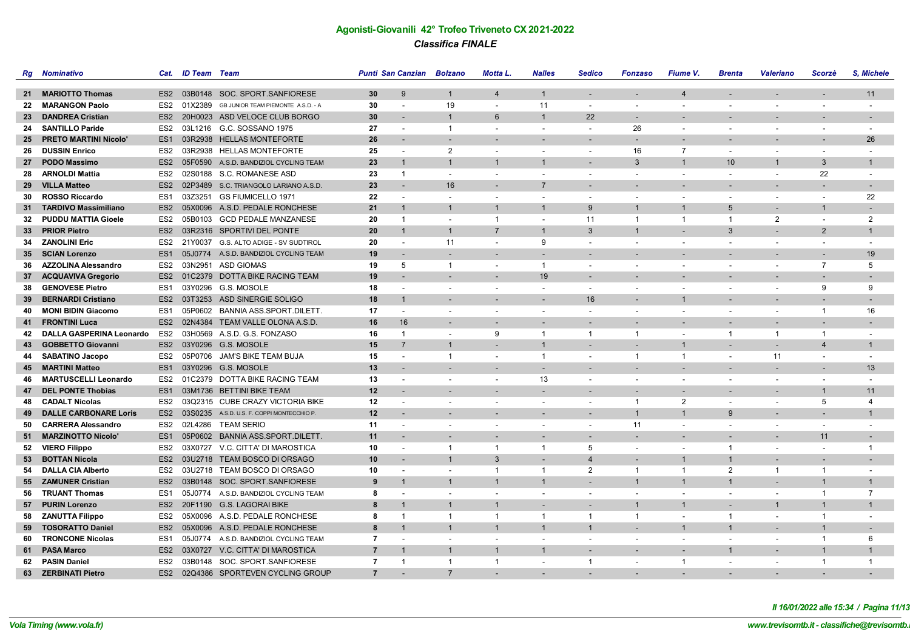## Agonisti-Giovanili 42° Trofeo Triveneto CX 2021-2022

### *Classifica FINALE*

| Rg | Nominativo | Cat. | ID Team | Team | Punti | San Canzian | Bolzano | Motta L. | Nalles | Sedico | Fonzaso | Fiume V. | Brenta | Valeriano | Scorzè | S, Michele |
|---|---|---|---|---|---|---|---|---|---|---|---|---|---|---|---|---|
| 21 | **MARIOTTO Thomas** | ES2 | 03B0148 | SOC. SPORT.SANFIORESE | **30** | 9 | 1 | 4 | 1 | - | - | 4 | - | - | - | 11 |
| 22 | **MARANGON Paolo** | ES2 | 01X2389 | GB JUNIOR TEAM PIEMONTE A.S.D. - A | **30** | - | 19 | - | 11 | - | - | - | - | - | - | - |
| 23 | **DANDREA Cristian** | ES2 | 20H0023 | ASD VELOCE CLUB BORGO | **30** | - | 1 | 6 | 1 | 22 | - | - | - | - | - | - |
| 24 | **SANTILLO Paride** | ES2 | 03L1216 | G.C. SOSSANO 1975 | **27** | - | 1 | - | - | - | 26 | - | - | - | - | - |
| 25 | **PRETO MARTINI Nicolo'** | ES1 | 03R2938 | HELLAS MONTEFORTE | **26** | - | - | - | - | - | - | - | - | - | - | 26 |
| 26 | **DUSSIN Enrico** | ES2 | 03R2938 | HELLAS MONTEFORTE | **25** | - | 2 | - | - | - | 16 | 7 | - | - | - | - |
| 27 | **PODO Massimo** | ES2 | 05F0590 | A.S.D. BANDIZIOL CYCLING TEAM | **23** | 1 | 1 | 1 | 1 | - | 3 | 1 | 10 | 1 | 3 | 1 |
| 28 | **ARNOLDI Mattia** | ES2 | 02S0188 | S.C. ROMANESE ASD | **23** | 1 | - | - | - | - | - | - | - | - | 22 | - |
| 29 | **VILLA Matteo** | ES2 | 02P3489 | S.C. TRIANGOLO LARIANO A.S.D. | **23** | - | 16 | - | 7 | - | - | - | - | - | - | - |
| 30 | **ROSSO Riccardo** | ES1 | 03Z3251 | GS FIUMICELLO 1971 | **22** | - | - | - | - | - | - | - | - | - | - | 22 |
| 31 | **TARDIVO Massimiliano** | ES2 | 05X0096 | A.S.D. PEDALE RONCHESE | **21** | 1 | 1 | 1 | 1 | 9 | 1 | 1 | 5 | - | 1 | - |
| 32 | **PUDDU MATTIA Gioele** | ES2 | 05B0103 | GCD PEDALE MANZANESE | **20** | 1 | - | 1 | - | 11 | 1 | 1 | 1 | 2 | - | 2 |
| 33 | **PRIOR Pietro** | ES2 | 03R2316 | SPORTIVI DEL PONTE | **20** | 1 | 1 | 7 | 1 | 3 | 1 | - | 3 | - | 2 | 1 |
| 34 | **ZANOLINI Eric** | ES2 | 21Y0037 | G.S. ALTO ADIGE - SV SUDTIROL | **20** | - | 11 | - | 9 | - | - | - | - | - | - | - |
| 35 | **SCIAN Lorenzo** | ES1 | 05J0774 | A.S.D. BANDIZIOL CYCLING TEAM | **19** | - | - | - | - | - | - | - | - | - | - | 19 |
| 36 | **AZZOLINA Alessandro** | ES2 | 03N2951 | ASD GIOMAS | **19** | 5 | 1 | - | 1 | - | - | - | - | - | 7 | 5 |
| 37 | **ACQUAVIVA Gregorio** | ES2 | 01C2379 | DOTTA BIKE RACING TEAM | **19** | - | - | - | 19 | - | - | - | - | - | - | - |
| 38 | **GENOVESE Pietro** | ES1 | 03Y0296 | G.S. MOSOLE | **18** | - | - | - | - | - | - | - | - | - | 9 | 9 |
| 39 | **BERNARDI Cristiano** | ES2 | 03T3253 | ASD SINERGIE SOLIGO | **18** | 1 | - | - | - | 16 | - | 1 | - | - | - | - |
| 40 | **MONI BIDIN Giacomo** | ES1 | 05P0602 | BANNIA ASS.SPORT.DILETT. | **17** | - | - | - | - | - | - | - | - | - | 1 | 16 |
| 41 | **FRONTINI Luca** | ES2 | 02N4384 | TEAM VALLE OLONA A.S.D. | **16** | 16 | - | - | - | - | - | - | - | - | - | - |
| 42 | **DALLA GASPERINA Leonardo** | ES2 | 03H0569 | A.S.D. G.S. FONZASO | **16** | 1 | - | 9 | 1 | 1 | 1 | - | 1 | 1 | 1 | - |
| 43 | **GOBBETTO Giovanni** | ES2 | 03Y0296 | G.S. MOSOLE | **15** | 7 | 1 | - | 1 | - | - | 1 | - | - | 4 | 1 |
| 44 | **SABATINO Jacopo** | ES2 | 05P0706 | JAM'S BIKE TEAM BUJA | **15** | - | 1 | - | 1 | - | 1 | 1 | - | 11 | - | - |
| 45 | **MARTINI Matteo** | ES1 | 03Y0296 | G.S. MOSOLE | **13** | - | - | - | - | - | - | - | - | - | - | 13 |
| 46 | **MARTUSCELLI Leonardo** | ES2 | 01C2379 | DOTTA BIKE RACING TEAM | **13** | - | - | - | 13 | - | - | - | - | - | - | - |
| 47 | **DEL PONTE Thobias** | ES1 | 03M1736 | BETTINI BIKE TEAM | **12** | - | - | - | - | - | - | - | - | - | 1 | 11 |
| 48 | **CADALT Nicolas** | ES2 | 03Q2315 | CUBE CRAZY VICTORIA BIKE | **12** | - | - | - | - | - | 1 | 2 | - | - | 5 | 4 |
| 49 | **DALLE CARBONARE Loris** | ES2 | 03S0235 | A.S.D. U.S. F. COPPI MONTECCHIO P. | **12** | - | - | - | - | - | 1 | 1 | 9 | - | - | 1 |
| 50 | **CARRERA Alessandro** | ES2 | 02L4286 | TEAM SERIO | **11** | - | - | - | - | - | 11 | - | - | - | - | - |
| 51 | **MARZINOTTO Nicolo'** | ES1 | 05P0602 | BANNIA ASS.SPORT.DILETT. | **11** | - | - | - | - | - | - | - | - | - | 11 | - |
| 52 | **VIERO Filippo** | ES2 | 03X0727 | V.C. CITTA' DI MAROSTICA | **10** | - | 1 | 1 | 1 | 5 | - | - | 1 | - | - | 1 |
| 53 | **BOTTAN Nicola** | ES2 | 03U2718 | TEAM BOSCO DI ORSAGO | **10** | - | 1 | 3 | - | 4 | - | 1 | 1 | - | - | - |
| 54 | **DALLA CIA Alberto** | ES2 | 03U2718 | TEAM BOSCO DI ORSAGO | **10** | - | - | 1 | 1 | 2 | 1 | 1 | 2 | 1 | 1 | - |
| 55 | **ZAMUNER Cristian** | ES2 | 03B0148 | SOC. SPORT.SANFIORESE | **9** | 1 | 1 | 1 | 1 | - | 1 | 1 | 1 | - | 1 | 1 |
| 56 | **TRUANT Thomas** | ES1 | 05J0774 | A.S.D. BANDIZIOL CYCLING TEAM | **8** | - | - | - | - | - | - | - | - | - | 1 | 7 |
| 57 | **PURIN Lorenzo** | ES2 | 20F1190 | G.S. LAGORAI BIKE | **8** | 1 | 1 | 1 | - | - | 1 | 1 | - | 1 | 1 | 1 |
| 58 | **ZANUTTA Filippo** | ES2 | 05X0096 | A.S.D. PEDALE RONCHESE | **8** | 1 | 1 | 1 | 1 | 1 | 1 | - | 1 | - | 1 | - |
| 59 | **TOSORATTO Daniel** | ES2 | 05X0096 | A.S.D. PEDALE RONCHESE | **8** | 1 | 1 | 1 | 1 | 1 | - | 1 | 1 | - | 1 | - |
| 60 | **TRONCONE Nicolas** | ES1 | 05J0774 | A.S.D. BANDIZIOL CYCLING TEAM | **7** | - | - | - | - | - | - | - | - | - | 1 | 6 |
| 61 | **PASA Marco** | ES2 | 03X0727 | V.C. CITTA' DI MAROSTICA | **7** | 1 | 1 | 1 | 1 | - | - | - | 1 | - | 1 | 1 |
| 62 | **PASIN Daniel** | ES2 | 03B0148 | SOC. SPORT.SANFIORESE | **7** | 1 | 1 | 1 | - | 1 | - | 1 | - | - | 1 | 1 |
| 63 | **ZERBINATI Pietro** | ES2 | 02Q4386 | SPORTEVEN CYCLING GROUP | **7** | - | 7 | - | - | - | - | - | - | - | - | - |

*Il 16/01/2022 alle 15:34*

*Vola Timing (www.vola.fr)* — *www.trevisomtb.it - classifiche@trevisomtb.i*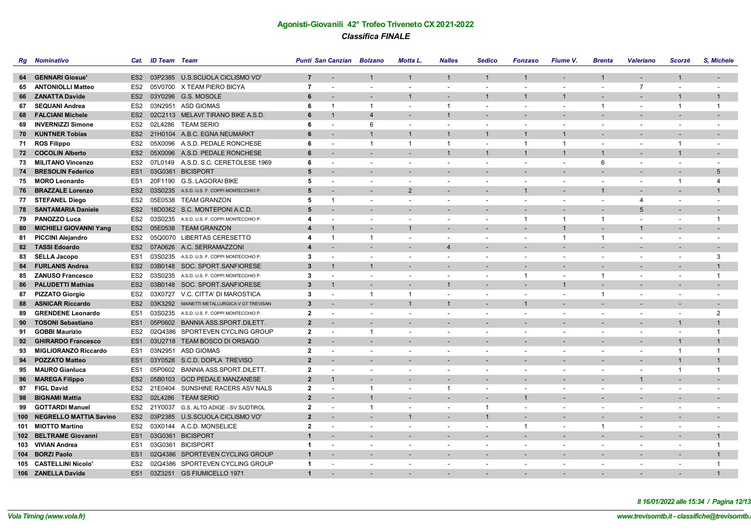## Agonisti-Giovanili 42° Trofeo Triveneto CX 2021-2022

### *Classifica FINALE*

| Rg | Nominativo | Cat. | ID Team | Team | Punti | San Canzian | Bolzano | Motta L. | Nalles | Sedico | Fonzaso | Fiume V. | Brenta | Valeriano | Scorzè | S, Michele |
|---|---|---|---|---|---|---|---|---|---|---|---|---|---|---|---|---|
| 64 | GENNARI Giosue' | ES2 | 03P2385 | U.S.SCUOLA CICLISMO VO' | 7 | - | 1 | 1 | 1 | 1 | 1 | - | 1 | - | 1 | - |
| 65 | ANTONIOLLI Matteo | ES2 | 05V0700 | X TEAM PIERO BICYA | 7 | - | - | - | - | - | - | - | - | 7 | - | - |
| 66 | ZANATTA Davide | ES2 | 03Y0296 | G.S. MOSOLE | 6 | - | - | 1 | - | 1 | 1 | 1 | - | - | 1 | 1 |
| 67 | SEQUANI Andrea | ES2 | 03N2951 | ASD GIOMAS | 6 | 1 | 1 | - | 1 | - | - | - | 1 | - | 1 | 1 |
| 68 | FALCIANI Michele | ES2 | 02C2113 | MELAVI' TIRANO BIKE A.S.D. | 6 | 1 | 4 | - | 1 | - | - | - | - | - | - | - |
| 69 | INVERNIZZI Simone | ES2 | 02L4286 | TEAM SERIO | 6 | - | 6 | - | - | - | - | - | - | - | - | - |
| 70 | KUNTNER Tobias | ES2 | 21H0104 | A.B.C. EGNA NEUMARKT | 6 | - | 1 | 1 | 1 | 1 | 1 | 1 | - | - | - | - |
| 71 | ROS Filippo | ES2 | 05X0096 | A.S.D. PEDALE RONCHESE | 6 | - | 1 | 1 | 1 | - | 1 | 1 | - | - | 1 | - |
| 72 | COCOLIN Alberto | ES2 | 05X0096 | A.S.D. PEDALE RONCHESE | 6 | - | - | - | 1 | 1 | 1 | 1 | 1 | - | 1 | - |
| 73 | MILITANO Vincenzo | ES2 | 07L0149 | A.S.D. S.C. CERETOLESE 1969 | 6 | - | - | - | - | - | - | - | 6 | - | - | - |
| 74 | BRESOLIN Federico | ES1 | 03G0361 | BICISPORT | 5 | - | - | - | - | - | - | - | - | - | - | 5 |
| 75 | MORO Leonardo | ES1 | 20F1190 | G.S. LAGORAI BIKE | 5 | - | - | - | - | - | - | - | - | - | 1 | 4 |
| 76 | BRAZZALE Lorenzo | ES2 | 03S0235 | A.S.D. U.S. F. COPPI MONTECCHIO P. | 5 | - | - | 2 | - | - | 1 | - | 1 | - | - | 1 |
| 77 | STEFANEL Diego | ES2 | 05E0538 | TEAM GRANZON | 5 | 1 | - | - | - | - | - | - | - | 4 | - | - |
| 78 | SANTAMARIA Daniele | ES2 | 18D0362 | S.C. MONTEPONI A.C.D. | 5 | - | - | - | - | - | - | - | - | 5 | - | - |
| 79 | PANOZZO Luca | ES2 | 03S0235 | A.S.D. U.S. F. COPPI MONTECCHIO P. | 4 | - | - | - | - | - | 1 | 1 | 1 | - | - | 1 |
| 80 | MICHIELI GIOVANNI Yang | ES2 | 05E0538 | TEAM GRANZON | 4 | 1 | - | 1 | - | - | - | 1 | - | 1 | - | - |
| 81 | PICCINI Alejandro | ES2 | 05Q0070 | LIBERTAS CERESETTO | 4 | 1 | 1 | - | - | - | - | 1 | 1 | - | - | - |
| 82 | TASSI Edoardo | ES2 | 07A0626 | A.C. SERRAMAZZONI | 4 | - | - | - | 4 | - | - | - | - | - | - | - |
| 83 | SELLA Jacopo | ES1 | 03S0235 | A.S.D. U.S. F. COPPI MONTECCHIO P. | 3 | - | - | - | - | - | - | - | - | - | - | 3 |
| 84 | FURLANIS Andrea | ES2 | 03B0148 | SOC. SPORT.SANFIORESE | 3 | 1 | 1 | - | - | - | - | - | - | - | - | 1 |
| 85 | ZANUSO Francesco | ES2 | 03S0235 | A.S.D. U.S. F. COPPI MONTECCHIO P. | 3 | - | - | - | - | - | 1 | - | 1 | - | - | 1 |
| 86 | PALUDETTI Mathias | ES2 | 03B0148 | SOC. SPORT.SANFIORESE | 3 | 1 | - | - | 1 | - | - | 1 | - | - | - | - |
| 87 | PIZZATO Giorgio | ES2 | 03X0727 | V.C. CITTA' DI MAROSTICA | 3 | - | 1 | 1 | - | - | - | - | 1 | - | - | - |
| 88 | ASNICAR Riccardo | ES2 | 03K3292 | MAINETTI METALLURGICA V GT TREVISAN | 3 | - | - | 1 | 1 | - | 1 | - | - | - | - | - |
| 89 | GRENDENE Leonardo | ES1 | 03S0235 | A.S.D. U.S. F. COPPI MONTECCHIO P. | 2 | - | - | - | - | - | - | - | - | - | - | 2 |
| 90 | TOSONI Sebastiano | ES1 | 05P0602 | BANNIA ASS.SPORT.DILETT. | 2 | - | - | - | - | - | - | - | - | - | 1 | 1 |
| 91 | GOBBI Maurizio | ES2 | 02Q4386 | SPORTEVEN CYCLING GROUP | 2 | - | 1 | - | - | - | - | - | - | - | - | 1 |
| 92 | GHIRARDO Francesco | ES1 | 03U2718 | TEAM BOSCO DI ORSAGO | 2 | - | - | - | - | - | - | - | - | - | 1 | 1 |
| 93 | MIGLIORANZO Riccardo | ES1 | 03N2951 | ASD GIOMAS | 2 | - | - | - | - | - | - | - | - | - | 1 | 1 |
| 94 | POZZATO Matteo | ES1 | 03Y0528 | S.C.D. DOPLA TREVISO | 2 | - | - | - | - | - | - | - | - | - | 1 | 1 |
| 95 | MAURO Gianluca | ES1 | 05P0602 | BANNIA ASS.SPORT.DILETT. | 2 | - | - | - | - | - | - | - | - | - | 1 | 1 |
| 96 | MAREGA Filippo | ES2 | 05B0103 | GCD PEDALE MANZANESE | 2 | 1 | - | - | - | - | - | - | - | 1 | - | - |
| 97 | FIGL David | ES2 | 21E0404 | SUNSHINE RACERS ASV NALS | 2 | - | 1 | - | 1 | - | - | - | - | - | - | - |
| 98 | BIGNAMI Mattia | ES2 | 02L4286 | TEAM SERIO | 2 | - | 1 | - | - | - | 1 | - | - | - | - | - |
| 99 | GOTTARDI Manuel | ES2 | 21Y0037 | G.S. ALTO ADIGE - SV SUDTIROL | 2 | - | 1 | - | - | 1 | - | - | - | - | - | - |
| 100 | NEGRELLO MATTIA Savino | ES2 | 03P2385 | U.S.SCUOLA CICLISMO VO' | 2 | - | - | 1 | - | 1 | - | - | - | - | - | - |
| 101 | MIOTTO Martino | ES2 | 03X0144 | A.C.D. MONSELICE | 2 | - | - | - | - | - | 1 | - | 1 | - | - | - |
| 102 | BELTRAME Giovanni | ES1 | 03G0361 | BICISPORT | 1 | - | - | - | - | - | - | - | - | - | - | 1 |
| 103 | VIVIAN Andrea | ES1 | 03G0361 | BICISPORT | 1 | - | - | - | - | - | - | - | - | - | - | 1 |
| 104 | BORZI Paolo | ES1 | 02Q4386 | SPORTEVEN CYCLING GROUP | 1 | - | - | - | - | - | - | - | - | - | - | 1 |
| 105 | CASTELLINI Nicolo' | ES2 | 02Q4386 | SPORTEVEN CYCLING GROUP | 1 | - | - | - | - | - | - | - | - | - | - | 1 |
| 106 | ZANELLA Davide | ES1 | 03Z3251 | GS FIUMICELLO 1971 | 1 | - | - | - | - | - | - | - | - | - | - | 1 |

*Il 16/01/2022 alle 15:34*

*Vola Timing (www.vola.fr)* — *www.trevisomtb.it - classifiche@trevisomtb.i*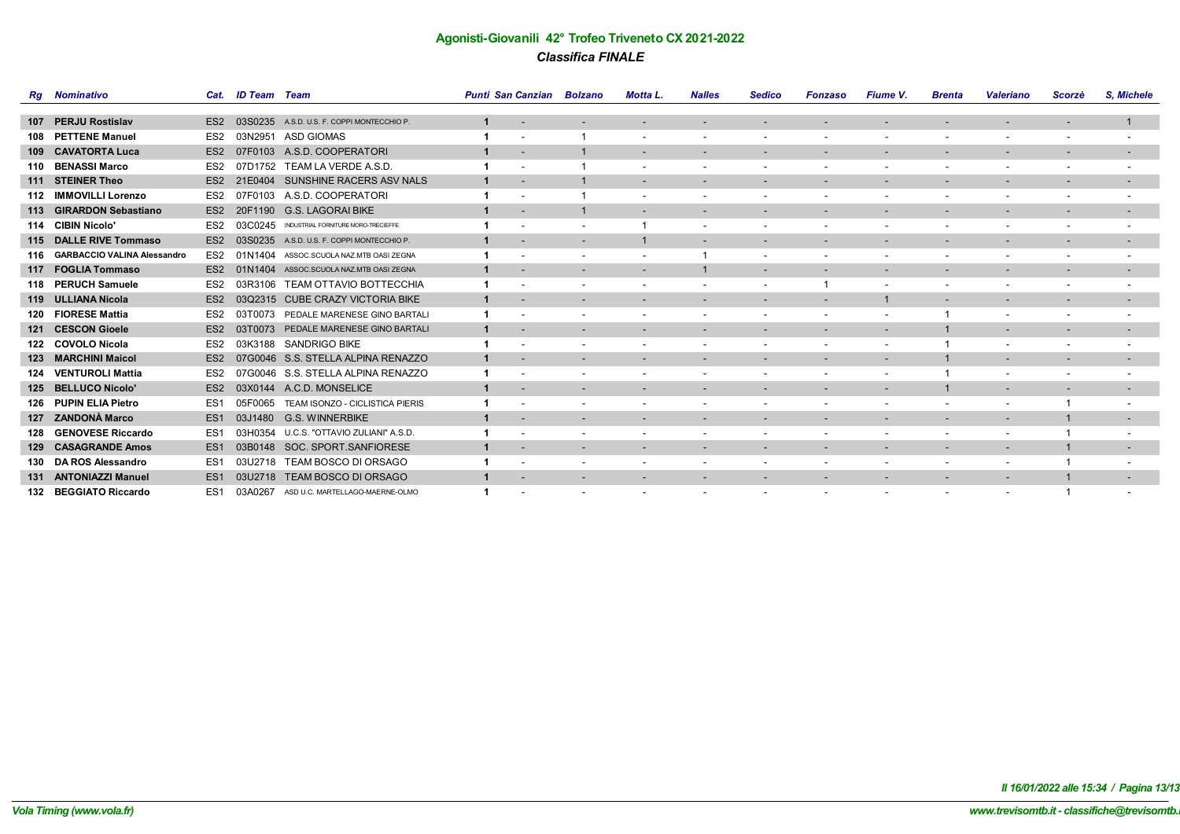## Agonisti-Giovanili 42° Trofeo Triveneto CX 2021-2022

### *Classifica FINALE*

| Rg | Nominativo | Cat. | ID Team | Team | Punti | San Canzian | Bolzano | Motta L. | Nalles | Sedico | Fonzaso | Fiume V. | Brenta | Valeriano | Scorzè | S, Michele |
|---|---|---|---|---|---|---|---|---|---|---|---|---|---|---|---|---|
| 107 | **PERJU Rostislav** | ES2 | 03S0235 | A.S.D. U.S. F. COPPI MONTECCHIO P. | 1 | - | - | - | - | - | - | - | - | - | - | 1 |
| 108 | **PETTENE Manuel** | ES2 | 03N2951 | ASD GIOMAS | 1 | - | 1 | - | - | - | - | - | - | - | - | - |
| 109 | **CAVATORTA Luca** | ES2 | 07F0103 | A.S.D. COOPERATORI | 1 | - | 1 | - | - | - | - | - | - | - | - | - |
| 110 | **BENASSI Marco** | ES2 | 07D1752 | TEAM LA VERDE A.S.D. | 1 | - | 1 | - | - | - | - | - | - | - | - | - |
| 111 | **STEINER Theo** | ES2 | 21E0404 | SUNSHINE RACERS ASV NALS | 1 | - | 1 | - | - | - | - | - | - | - | - | - |
| 112 | **IMMOVILLI Lorenzo** | ES2 | 07F0103 | A.S.D. COOPERATORI | 1 | - | 1 | - | - | - | - | - | - | - | - | - |
| 113 | **GIRARDON Sebastiano** | ES2 | 20F1190 | G.S. LAGORAI BIKE | 1 | - | 1 | - | - | - | - | - | - | - | - | - |
| 114 | **CIBIN Nicolo'** | ES2 | 03C0245 | INDUSTRIAL FORNITURE MORO-TRECIEFFE | 1 | - | - | 1 | - | - | - | - | - | - | - | - |
| 115 | **DALLE RIVE Tommaso** | ES2 | 03S0235 | A.S.D. U.S. F. COPPI MONTECCHIO P. | 1 | - | - | 1 | - | - | - | - | - | - | - | - |
| 116 | **GARBACCIO VALINA Alessandro** | ES2 | 01N1404 | ASSOC.SCUOLA NAZ.MTB OASI ZEGNA | 1 | - | - | - | 1 | - | - | - | - | - | - | - |
| 117 | **FOGLIA Tommaso** | ES2 | 01N1404 | ASSOC.SCUOLA NAZ.MTB OASI ZEGNA | 1 | - | - | - | 1 | - | - | - | - | - | - | - |
| 118 | **PERUCH Samuele** | ES2 | 03R3106 | TEAM OTTAVIO BOTTECCHIA | 1 | - | - | - | - | - | 1 | - | - | - | - | - |
| 119 | **ULLIANA Nicola** | ES2 | 03Q2315 | CUBE CRAZY VICTORIA BIKE | 1 | - | - | - | - | - | - | 1 | - | - | - | - |
| 120 | **FIORESE Mattia** | ES2 | 03T0073 | PEDALE MARENESE GINO BARTALI | 1 | - | - | - | - | - | - | - | 1 | - | - | - |
| 121 | **CESCON Gioele** | ES2 | 03T0073 | PEDALE MARENESE GINO BARTALI | 1 | - | - | - | - | - | - | - | 1 | - | - | - |
| 122 | **COVOLO Nicola** | ES2 | 03K3188 | SANDRIGO BIKE | 1 | - | - | - | - | - | - | - | 1 | - | - | - |
| 123 | **MARCHINI Maicol** | ES2 | 07G0046 | S.S. STELLA ALPINA RENAZZO | 1 | - | - | - | - | - | - | - | 1 | - | - | - |
| 124 | **VENTUROLI Mattia** | ES2 | 07G0046 | S.S. STELLA ALPINA RENAZZO | 1 | - | - | - | - | - | - | - | 1 | - | - | - |
| 125 | **BELLUCO Nicolo'** | ES2 | 03X0144 | A.C.D. MONSELICE | 1 | - | - | - | - | - | - | - | 1 | - | - | - |
| 126 | **PUPIN ELIA Pietro** | ES1 | 05F0065 | TEAM ISONZO - CICLISTICA PIERIS | 1 | - | - | - | - | - | - | - | - | - | 1 | - |
| 127 | **ZANDONÀ Marco** | ES1 | 03J1480 | G.S. WINNERBIKE | 1 | - | - | - | - | - | - | - | - | - | 1 | - |
| 128 | **GENOVESE Riccardo** | ES1 | 03H0354 | U.C.S. "OTTAVIO ZULIANI" A.S.D. | 1 | - | - | - | - | - | - | - | - | - | 1 | - |
| 129 | **CASAGRANDE Amos** | ES1 | 03B0148 | SOC. SPORT.SANFIORESE | 1 | - | - | - | - | - | - | - | - | - | 1 | - |
| 130 | **DA ROS Alessandro** | ES1 | 03U2718 | TEAM BOSCO DI ORSAGO | 1 | - | - | - | - | - | - | - | - | - | 1 | - |
| 131 | **ANTONIAZZI Manuel** | ES1 | 03U2718 | TEAM BOSCO DI ORSAGO | 1 | - | - | - | - | - | - | - | - | - | 1 | - |
| 132 | **BEGGIATO Riccardo** | ES1 | 03A0267 | ASD U.C. MARTELLAGO-MAERNE-OLMO | 1 | - | - | - | - | - | - | - | - | - | 1 | - |

*Il 16/01/2022 alle 15:34 / Pagina 13/13*

*Vola Timing (www.vola.fr)*

*www.trevisomtb.it - classifiche@trevisomtb.i*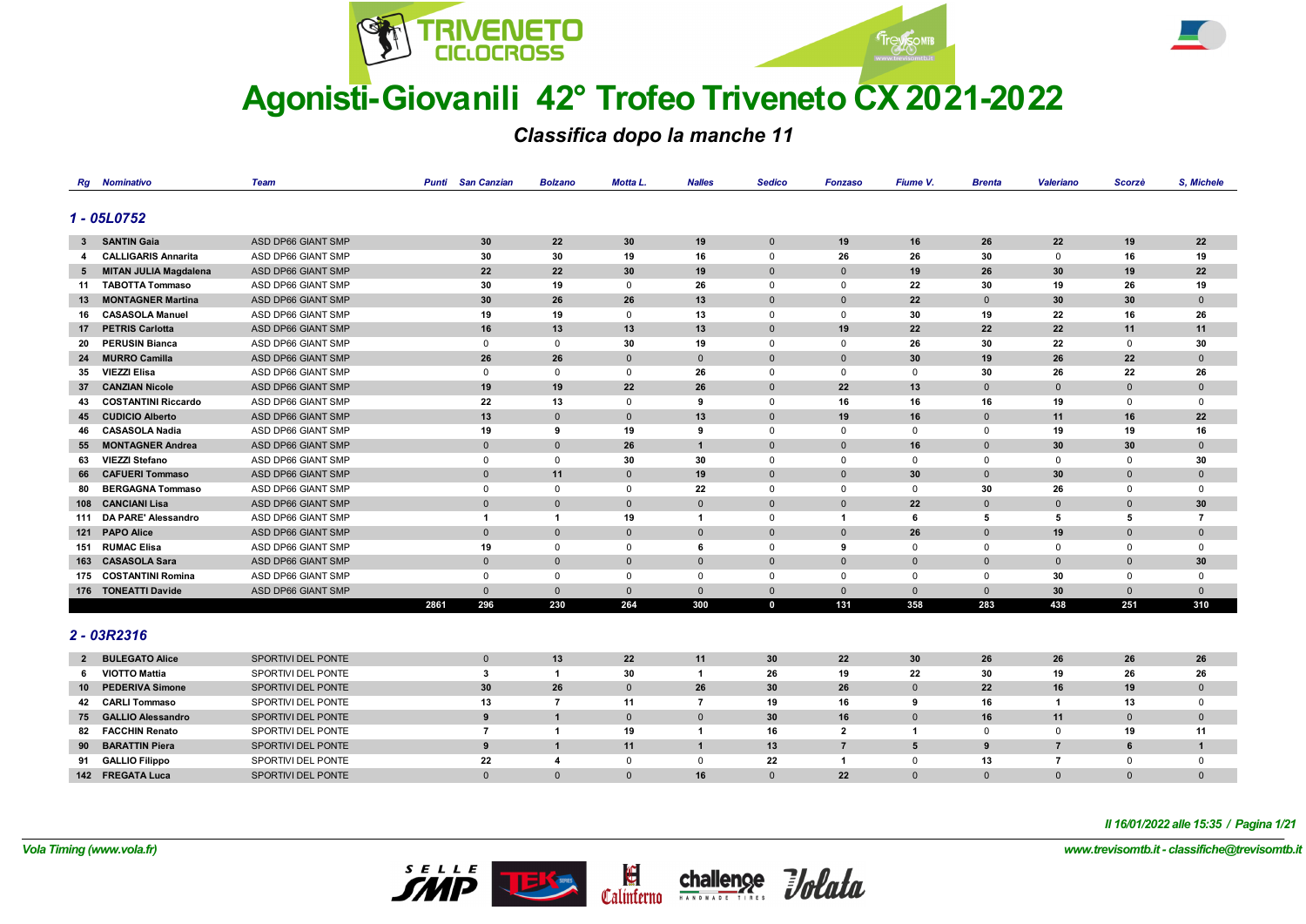# Agonisti-Giovanili 42° Trofeo Triveneto CX 2021-2022

## Classifica dopo la manche 11

### 1 - 05L0752

| Rg | Nominativo | Team | Punti | San Canzian | Bolzano | Motta L. | Nalles | Sedico | Fonzaso | Fiume V. | Brenta | Valeriano | Scorzè | S, Michele |
|---|---|---|---|---|---|---|---|---|---|---|---|---|---|---|
| 3 | SANTIN Gaia | ASD DP66 GIANT SMP | | 30 | 22 | 30 | 19 | 0 | 19 | 16 | 26 | 22 | 19 | 22 |
| 4 | CALLIGARIS Annarita | ASD DP66 GIANT SMP | | 30 | 30 | 19 | 16 | 0 | 26 | 26 | 30 | 0 | 16 | 19 |
| 5 | MITAN JULIA Magdalena | ASD DP66 GIANT SMP | | 22 | 22 | 30 | 19 | 0 | 0 | 19 | 26 | 30 | 19 | 22 |
| 11 | TABOTTA Tommaso | ASD DP66 GIANT SMP | | 30 | 19 | 0 | 26 | 0 | 0 | 22 | 30 | 19 | 26 | 19 |
| 13 | MONTAGNER Martina | ASD DP66 GIANT SMP | | 30 | 26 | 26 | 13 | 0 | 0 | 22 | 0 | 30 | 30 | 0 |
| 16 | CASASOLA Manuel | ASD DP66 GIANT SMP | | 19 | 19 | 0 | 13 | 0 | 0 | 30 | 19 | 22 | 16 | 26 |
| 17 | PETRIS Carlotta | ASD DP66 GIANT SMP | | 16 | 13 | 13 | 13 | 0 | 19 | 22 | 22 | 22 | 11 | 11 |
| 20 | PERUSIN Bianca | ASD DP66 GIANT SMP | | 0 | 0 | 30 | 19 | 0 | 0 | 26 | 30 | 22 | 0 | 30 |
| 24 | MURRO Camilla | ASD DP66 GIANT SMP | | 26 | 26 | 0 | 0 | 0 | 0 | 30 | 19 | 26 | 22 | 0 |
| 35 | VIEZZI Elisa | ASD DP66 GIANT SMP | | 0 | 0 | 0 | 26 | 0 | 0 | 0 | 30 | 26 | 22 | 26 |
| 37 | CANZIAN Nicole | ASD DP66 GIANT SMP | | 19 | 19 | 22 | 26 | 0 | 22 | 13 | 0 | 0 | 0 | 0 |
| 43 | COSTANTINI Riccardo | ASD DP66 GIANT SMP | | 22 | 13 | 0 | 9 | 0 | 16 | 16 | 16 | 19 | 0 | 0 |
| 45 | CUDICIO Alberto | ASD DP66 GIANT SMP | | 13 | 0 | 0 | 13 | 0 | 19 | 16 | 0 | 11 | 16 | 22 |
| 46 | CASASOLA Nadia | ASD DP66 GIANT SMP | | 19 | 9 | 19 | 9 | 0 | 0 | 0 | 0 | 19 | 19 | 16 |
| 55 | MONTAGNER Andrea | ASD DP66 GIANT SMP | | 0 | 0 | 26 | 1 | 0 | 0 | 16 | 0 | 30 | 30 | 0 |
| 63 | VIEZZI Stefano | ASD DP66 GIANT SMP | | 0 | 0 | 30 | 30 | 0 | 0 | 0 | 0 | 0 | 0 | 30 |
| 66 | CAFUERI Tommaso | ASD DP66 GIANT SMP | | 0 | 11 | 0 | 19 | 0 | 0 | 30 | 0 | 30 | 0 | 0 |
| 80 | BERGAGNA Tommaso | ASD DP66 GIANT SMP | | 0 | 0 | 0 | 22 | 0 | 0 | 0 | 30 | 26 | 0 | 0 |
| 108 | CANCIANI Lisa | ASD DP66 GIANT SMP | | 0 | 0 | 0 | 0 | 0 | 0 | 22 | 0 | 0 | 0 | 30 |
| 111 | DA PARE' Alessandro | ASD DP66 GIANT SMP | | 1 | 1 | 19 | 1 | 0 | 1 | 6 | 5 | 5 | 5 | 7 |
| 121 | PAPO Alice | ASD DP66 GIANT SMP | | 0 | 0 | 0 | 0 | 0 | 0 | 26 | 0 | 19 | 0 | 0 |
| 151 | RUMAC Elisa | ASD DP66 GIANT SMP | | 19 | 0 | 0 | 6 | 0 | 9 | 0 | 0 | 0 | 0 | 0 |
| 163 | CASASOLA Sara | ASD DP66 GIANT SMP | | 0 | 0 | 0 | 0 | 0 | 0 | 0 | 0 | 0 | 0 | 30 |
| 175 | COSTANTINI Romina | ASD DP66 GIANT SMP | | 0 | 0 | 0 | 0 | 0 | 0 | 0 | 0 | 30 | 0 | 0 |
| 176 | TONEATTI Davide | ASD DP66 GIANT SMP | | 0 | 0 | 0 | 0 | 0 | 0 | 0 | 0 | 30 | 0 | 0 |
| | | | 2861 | 296 | 230 | 264 | 300 | 0 | 131 | 358 | 283 | 438 | 251 | 310 |

### 2 - 03R2316

| Rg | Nominativo | Team | Punti | San Canzian | Bolzano | Motta L. | Nalles | Sedico | Fonzaso | Fiume V. | Brenta | Valeriano | Scorzè | S, Michele |
|---|---|---|---|---|---|---|---|---|---|---|---|---|---|---|
| 2 | BULEGATO Alice | SPORTIVI DEL PONTE | | 0 | 13 | 22 | 11 | 30 | 22 | 30 | 26 | 26 | 26 | 26 |
| 6 | VIOTTO Mattia | SPORTIVI DEL PONTE | | 3 | 1 | 30 | 1 | 26 | 19 | 22 | 30 | 19 | 26 | 26 |
| 10 | PEDERIVA Simone | SPORTIVI DEL PONTE | | 30 | 26 | 0 | 26 | 30 | 26 | 0 | 22 | 16 | 19 | 0 |
| 42 | CARLI Tommaso | SPORTIVI DEL PONTE | | 13 | 7 | 11 | 7 | 19 | 16 | 9 | 16 | 1 | 13 | 0 |
| 75 | GALLIO Alessandro | SPORTIVI DEL PONTE | | 9 | 1 | 0 | 0 | 30 | 16 | 0 | 16 | 11 | 0 | 0 |
| 82 | FACCHIN Renato | SPORTIVI DEL PONTE | | 7 | 1 | 19 | 1 | 16 | 2 | 1 | 0 | 0 | 19 | 11 |
| 90 | BARATTIN Piera | SPORTIVI DEL PONTE | | 9 | 1 | 11 | 1 | 13 | 7 | 5 | 9 | 7 | 6 | 1 |
| 91 | GALLIO Filippo | SPORTIVI DEL PONTE | | 22 | 4 | 0 | 0 | 22 | 1 | 0 | 13 | 7 | 0 | 0 |
| 142 | FREGATA Luca | SPORTIVI DEL PONTE | | 0 | 0 | 0 | 16 | 0 | 22 | 0 | 0 | 0 | 0 | 0 |

Il 16/01/2022 alle 15:35 / Pagina 1/21

Vola Timing (www.vola.fr)

www.trevisomtb.it - classifiche@trevisomtb.it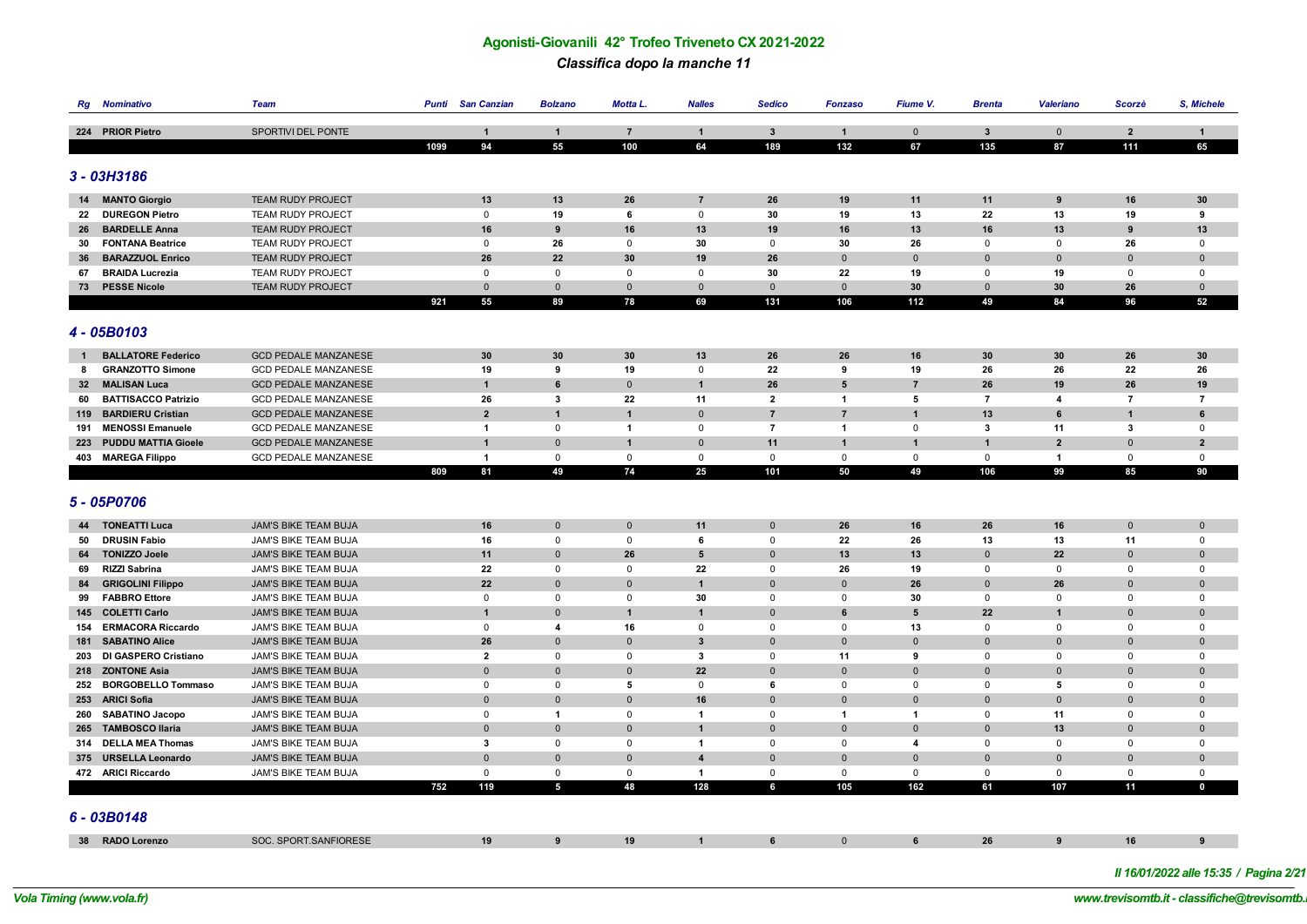## Agonisti-Giovanili 42° Trofeo Triveneto CX 2021-2022

### *Classifica dopo la manche 11*

| Rg | Nominativo | Team | Punti | San Canzian | Bolzano | Motta L. | Nalles | Sedico | Fonzaso | Fiume V. | Brenta | Valeriano | Scorzè | S, Michele |
|---|---|---|---|---|---|---|---|---|---|---|---|---|---|---|
| 224 | **PRIOR Pietro** | SPORTIVI DEL PONTE | | 1 | 1 | 7 | 1 | 3 | 1 | 0 | 3 | 0 | 2 | 1 |
| | | | 1099 | 94 | 55 | 100 | 64 | 189 | 132 | 67 | 135 | 87 | 111 | 65 |

### 3 - 03H3186

| Rg | Nominativo | Team | Punti | San Canzian | Bolzano | Motta L. | Nalles | Sedico | Fonzaso | Fiume V. | Brenta | Valeriano | Scorzè | S, Michele |
|---|---|---|---|---|---|---|---|---|---|---|---|---|---|---|
| 14 | **MANTO Giorgio** | TEAM RUDY PROJECT | | 13 | 13 | 26 | 7 | 26 | 19 | 11 | 11 | 9 | 16 | 30 |
| 22 | **DUREGON Pietro** | TEAM RUDY PROJECT | | 0 | 19 | 6 | 0 | 30 | 19 | 13 | 22 | 13 | 19 | 9 |
| 26 | **BARDELLE Anna** | TEAM RUDY PROJECT | | 16 | 9 | 16 | 13 | 19 | 16 | 13 | 16 | 13 | 9 | 13 |
| 30 | **FONTANA Beatrice** | TEAM RUDY PROJECT | | 0 | 26 | 0 | 30 | 0 | 30 | 26 | 0 | 0 | 26 | 0 |
| 36 | **BARAZZUOL Enrico** | TEAM RUDY PROJECT | | 26 | 22 | 30 | 19 | 26 | 0 | 0 | 0 | 0 | 0 | 0 |
| 67 | **BRAIDA Lucrezia** | TEAM RUDY PROJECT | | 0 | 0 | 0 | 0 | 30 | 22 | 19 | 0 | 19 | 0 | 0 |
| 73 | **PESSE Nicole** | TEAM RUDY PROJECT | | 0 | 0 | 0 | 0 | 0 | 0 | 30 | 0 | 30 | 26 | 0 |
| | | | 921 | 55 | 89 | 78 | 69 | 131 | 106 | 112 | 49 | 84 | 96 | 52 |

### 4 - 05B0103

| Rg | Nominativo | Team | Punti | San Canzian | Bolzano | Motta L. | Nalles | Sedico | Fonzaso | Fiume V. | Brenta | Valeriano | Scorzè | S, Michele |
|---|---|---|---|---|---|---|---|---|---|---|---|---|---|---|
| 1 | **BALLATORE Federico** | GCD PEDALE MANZANESE | | 30 | 30 | 30 | 13 | 26 | 26 | 16 | 30 | 30 | 26 | 30 |
| 8 | **GRANZOTTO Simone** | GCD PEDALE MANZANESE | | 19 | 9 | 19 | 0 | 22 | 9 | 19 | 26 | 26 | 22 | 26 |
| 32 | **MALISAN Luca** | GCD PEDALE MANZANESE | | 1 | 6 | 0 | 1 | 26 | 5 | 7 | 26 | 19 | 26 | 19 |
| 60 | **BATTISACCO Patrizio** | GCD PEDALE MANZANESE | | 26 | 3 | 22 | 11 | 2 | 1 | 5 | 7 | 4 | 7 | 7 |
| 119 | **BARDIERU Cristian** | GCD PEDALE MANZANESE | | 2 | 1 | 1 | 0 | 7 | 7 | 1 | 13 | 6 | 1 | 6 |
| 191 | **MENOSSI Emanuele** | GCD PEDALE MANZANESE | | 1 | 0 | 1 | 0 | 7 | 1 | 0 | 3 | 11 | 3 | 0 |
| 223 | **PUDDU MATTIA Gioele** | GCD PEDALE MANZANESE | | 1 | 0 | 1 | 0 | 11 | 1 | 1 | 1 | 2 | 0 | 2 |
| 403 | **MAREGA Filippo** | GCD PEDALE MANZANESE | | 1 | 0 | 0 | 0 | 0 | 0 | 0 | 0 | 1 | 0 | 0 |
| | | | 809 | 81 | 49 | 74 | 25 | 101 | 50 | 49 | 106 | 99 | 85 | 90 |

### 5 - 05P0706

| Rg | Nominativo | Team | Punti | San Canzian | Bolzano | Motta L. | Nalles | Sedico | Fonzaso | Fiume V. | Brenta | Valeriano | Scorzè | S, Michele |
|---|---|---|---|---|---|---|---|---|---|---|---|---|---|---|
| 44 | **TONEATTI Luca** | JAM'S BIKE TEAM BUJA | | 16 | 0 | 0 | 11 | 0 | 26 | 16 | 26 | 16 | 0 | 0 |
| 50 | **DRUSIN Fabio** | JAM'S BIKE TEAM BUJA | | 16 | 0 | 0 | 6 | 0 | 22 | 26 | 13 | 13 | 11 | 0 |
| 64 | **TONIZZO Joele** | JAM'S BIKE TEAM BUJA | | 11 | 0 | 26 | 5 | 0 | 13 | 13 | 0 | 22 | 0 | 0 |
| 69 | **RIZZI Sabrina** | JAM'S BIKE TEAM BUJA | | 22 | 0 | 0 | 22 | 0 | 26 | 19 | 0 | 0 | 0 | 0 |
| 84 | **GRIGOLINI Filippo** | JAM'S BIKE TEAM BUJA | | 22 | 0 | 0 | 1 | 0 | 0 | 26 | 0 | 26 | 0 | 0 |
| 99 | **FABBRO Ettore** | JAM'S BIKE TEAM BUJA | | 0 | 0 | 0 | 30 | 0 | 0 | 30 | 0 | 0 | 0 | 0 |
| 145 | **COLETTI Carlo** | JAM'S BIKE TEAM BUJA | | 1 | 0 | 1 | 1 | 0 | 6 | 5 | 22 | 1 | 0 | 0 |
| 154 | **ERMACORA Riccardo** | JAM'S BIKE TEAM BUJA | | 0 | 4 | 16 | 0 | 0 | 0 | 13 | 0 | 0 | 0 | 0 |
| 181 | **SABATINO Alice** | JAM'S BIKE TEAM BUJA | | 26 | 0 | 0 | 3 | 0 | 0 | 0 | 0 | 0 | 0 | 0 |
| 203 | **DI GASPERO Cristiano** | JAM'S BIKE TEAM BUJA | | 2 | 0 | 0 | 3 | 0 | 11 | 9 | 0 | 0 | 0 | 0 |
| 218 | **ZONTONE Asia** | JAM'S BIKE TEAM BUJA | | 0 | 0 | 0 | 22 | 0 | 0 | 0 | 0 | 0 | 0 | 0 |
| 252 | **BORGOBELLO Tommaso** | JAM'S BIKE TEAM BUJA | | 0 | 0 | 5 | 0 | 6 | 0 | 0 | 0 | 5 | 0 | 0 |
| 253 | **ARICI Sofia** | JAM'S BIKE TEAM BUJA | | 0 | 0 | 0 | 16 | 0 | 0 | 0 | 0 | 0 | 0 | 0 |
| 260 | **SABATINO Jacopo** | JAM'S BIKE TEAM BUJA | | 0 | 1 | 0 | 1 | 0 | 1 | 1 | 0 | 11 | 0 | 0 |
| 265 | **TAMBOSCO Ilaria** | JAM'S BIKE TEAM BUJA | | 0 | 0 | 0 | 1 | 0 | 0 | 0 | 0 | 13 | 0 | 0 |
| 314 | **DELLA MEA Thomas** | JAM'S BIKE TEAM BUJA | | 3 | 0 | 0 | 1 | 0 | 0 | 4 | 0 | 0 | 0 | 0 |
| 375 | **URSELLA Leonardo** | JAM'S BIKE TEAM BUJA | | 0 | 0 | 0 | 4 | 0 | 0 | 0 | 0 | 0 | 0 | 0 |
| 472 | **ARICI Riccardo** | JAM'S BIKE TEAM BUJA | | 0 | 0 | 0 | 1 | 0 | 0 | 0 | 0 | 0 | 0 | 0 |
| | | | 752 | 119 | 5 | 48 | 128 | 6 | 105 | 162 | 61 | 107 | 11 | 0 |

### 6 - 03B0148

| Rg | Nominativo | Team | Punti | San Canzian | Bolzano | Motta L. | Nalles | Sedico | Fonzaso | Fiume V. | Brenta | Valeriano | Scorzè | S, Michele |
|---|---|---|---|---|---|---|---|---|---|---|---|---|---|---|
| 38 | **RADO Lorenzo** | SOC. SPORT.SANFIORESE | | 19 | 9 | 19 | 1 | 6 | 0 | 6 | 26 | 9 | 16 | 9 |

*Il 16/01/2022 alle 15:35*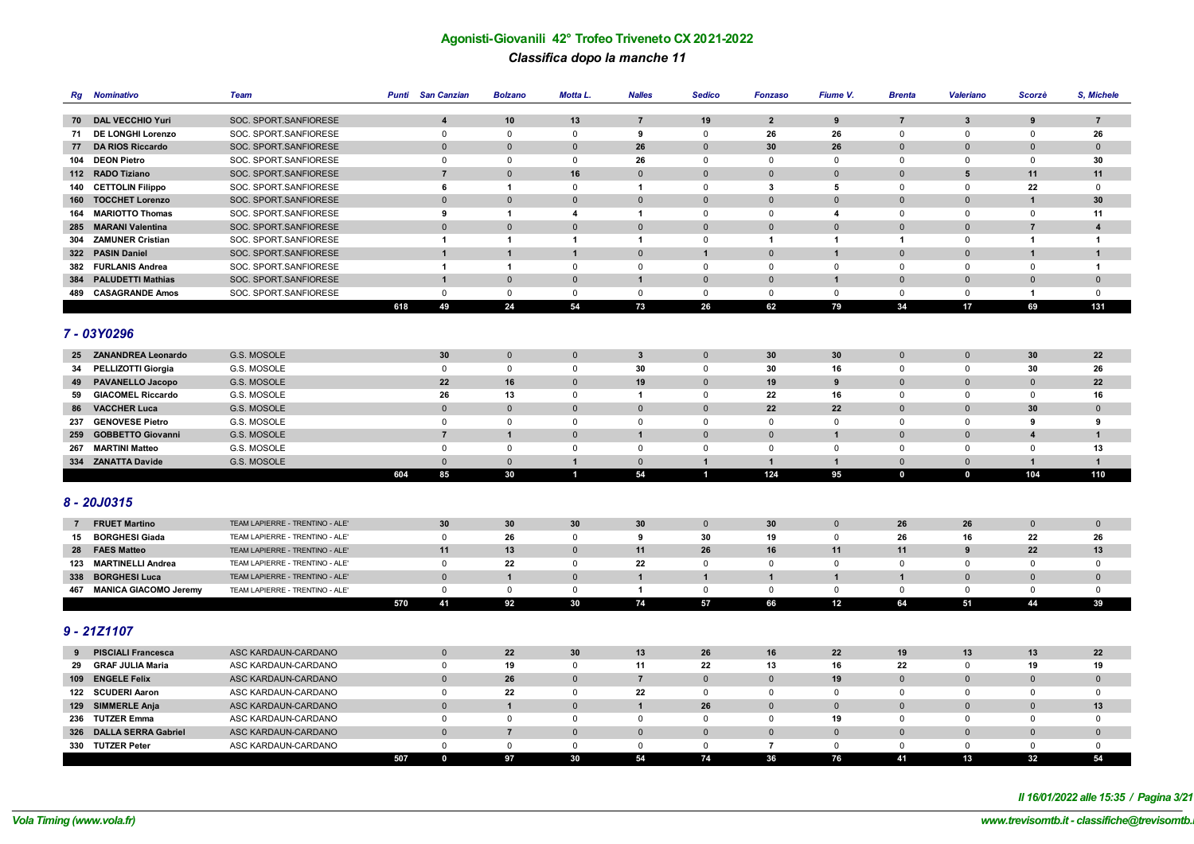# Agonisti-Giovanili 42° Trofeo Triveneto CX 2021-2022

## *Classifica dopo la manche 11*

| Rg | Nominativo | Team | Punti | San Canzian | Bolzano | Motta L. | Nalles | Sedico | Fonzaso | Fiume V. | Brenta | Valeriano | Scorzè | S, Michele |
|---|---|---|---|---|---|---|---|---|---|---|---|---|---|---|
| 70 | **DAL VECCHIO Yuri** | SOC. SPORT.SANFIORESE | | **4** | **10** | **13** | **7** | **19** | **2** | **9** | **7** | **3** | **9** | **7** |
| 71 | **DE LONGHI Lorenzo** | SOC. SPORT.SANFIORESE | | 0 | 0 | 0 | **9** | 0 | **26** | **26** | 0 | 0 | 0 | **26** |
| 77 | **DA RIOS Riccardo** | SOC. SPORT.SANFIORESE | | 0 | 0 | 0 | **26** | 0 | **30** | **26** | 0 | 0 | 0 | 0 |
| 104 | **DEON Pietro** | SOC. SPORT.SANFIORESE | | 0 | 0 | 0 | **26** | 0 | 0 | 0 | 0 | 0 | 0 | **30** |
| 112 | **RADO Tiziano** | SOC. SPORT.SANFIORESE | | **7** | 0 | **16** | 0 | 0 | 0 | 0 | 0 | **5** | **11** | **11** |
| 140 | **CETTOLIN Filippo** | SOC. SPORT.SANFIORESE | | **6** | **1** | 0 | **1** | 0 | **3** | **5** | 0 | 0 | **22** | 0 |
| 160 | **TOCCHET Lorenzo** | SOC. SPORT.SANFIORESE | | 0 | 0 | 0 | 0 | 0 | 0 | 0 | 0 | 0 | **1** | **30** |
| 164 | **MARIOTTO Thomas** | SOC. SPORT.SANFIORESE | | **9** | **1** | **4** | **1** | 0 | 0 | **4** | 0 | 0 | 0 | **11** |
| 285 | **MARANI Valentina** | SOC. SPORT.SANFIORESE | | 0 | 0 | 0 | 0 | 0 | 0 | 0 | 0 | 0 | **7** | **4** |
| 304 | **ZAMUNER Cristian** | SOC. SPORT.SANFIORESE | | **1** | **1** | **1** | **1** | 0 | **1** | **1** | **1** | 0 | **1** | **1** |
| 322 | **PASIN Daniel** | SOC. SPORT.SANFIORESE | | **1** | **1** | **1** | 0 | **1** | 0 | **1** | 0 | 0 | **1** | **1** |
| 382 | **FURLANIS Andrea** | SOC. SPORT.SANFIORESE | | **1** | **1** | 0 | 0 | 0 | 0 | 0 | 0 | 0 | 0 | **1** |
| 384 | **PALUDETTI Mathias** | SOC. SPORT.SANFIORESE | | **1** | 0 | 0 | **1** | 0 | 0 | **1** | 0 | 0 | 0 | 0 |
| 489 | **CASAGRANDE Amos** | SOC. SPORT.SANFIORESE | | 0 | 0 | 0 | 0 | 0 | 0 | 0 | 0 | 0 | **1** | 0 |
| | | | **618** | **49** | **24** | **54** | **73** | **26** | **62** | **79** | **34** | **17** | **69** | **131** |

## *7 - 03Y0296*

| Rg | Nominativo | Team | Punti | San Canzian | Bolzano | Motta L. | Nalles | Sedico | Fonzaso | Fiume V. | Brenta | Valeriano | Scorzè | S, Michele |
|---|---|---|---|---|---|---|---|---|---|---|---|---|---|---|
| 25 | **ZANANDREA Leonardo** | G.S. MOSOLE | | **30** | 0 | 0 | **3** | 0 | **30** | **30** | 0 | 0 | **30** | **22** |
| 34 | **PELLIZOTTI Giorgia** | G.S. MOSOLE | | 0 | 0 | 0 | **30** | 0 | **30** | **16** | 0 | 0 | **30** | **26** |
| 49 | **PAVANELLO Jacopo** | G.S. MOSOLE | | **22** | **16** | 0 | **19** | 0 | **19** | **9** | 0 | 0 | 0 | **22** |
| 59 | **GIACOMEL Riccardo** | G.S. MOSOLE | | **26** | **13** | 0 | **1** | 0 | **22** | **16** | 0 | 0 | 0 | **16** |
| 86 | **VACCHER Luca** | G.S. MOSOLE | | 0 | 0 | 0 | 0 | 0 | **22** | **22** | 0 | 0 | **30** | 0 |
| 237 | **GENOVESE Pietro** | G.S. MOSOLE | | 0 | 0 | 0 | 0 | 0 | 0 | 0 | 0 | 0 | **9** | **9** |
| 259 | **GOBBETTO Giovanni** | G.S. MOSOLE | | **7** | **1** | 0 | **1** | 0 | 0 | **1** | 0 | 0 | **4** | **1** |
| 267 | **MARTINI Matteo** | G.S. MOSOLE | | 0 | 0 | 0 | 0 | 0 | 0 | 0 | 0 | 0 | 0 | **13** |
| 334 | **ZANATTA Davide** | G.S. MOSOLE | | 0 | 0 | **1** | 0 | **1** | **1** | **1** | 0 | 0 | **1** | **1** |
| | | | **604** | **85** | **30** | **1** | **54** | **1** | **124** | **95** | **0** | **0** | **104** | **110** |

## *8 - 20J0315*

| Rg | Nominativo | Team | Punti | San Canzian | Bolzano | Motta L. | Nalles | Sedico | Fonzaso | Fiume V. | Brenta | Valeriano | Scorzè | S, Michele |
|---|---|---|---|---|---|---|---|---|---|---|---|---|---|---|
| 7 | **FRUET Martino** | TEAM LAPIERRE - TRENTINO - ALE' | | **30** | **30** | **30** | **30** | 0 | **30** | 0 | **26** | **26** | 0 | 0 |
| 15 | **BORGHESI Giada** | TEAM LAPIERRE - TRENTINO - ALE' | | 0 | **26** | 0 | **9** | **30** | **19** | 0 | **26** | **16** | **22** | **26** |
| 28 | **FAES Matteo** | TEAM LAPIERRE - TRENTINO - ALE' | | **11** | **13** | 0 | **11** | **26** | **16** | **11** | **11** | **9** | **22** | **13** |
| 123 | **MARTINELLI Andrea** | TEAM LAPIERRE - TRENTINO - ALE' | | 0 | **22** | 0 | **22** | 0 | 0 | 0 | 0 | 0 | 0 | 0 |
| 338 | **BORGHESI Luca** | TEAM LAPIERRE - TRENTINO - ALE' | | 0 | **1** | 0 | **1** | **1** | **1** | **1** | **1** | 0 | 0 | 0 |
| 467 | **MANICA GIACOMO Jeremy** | TEAM LAPIERRE - TRENTINO - ALE' | | 0 | 0 | 0 | **1** | 0 | 0 | 0 | 0 | 0 | 0 | 0 |
| | | | **570** | **41** | **92** | **30** | **74** | **57** | **66** | **12** | **64** | **51** | **44** | **39** |

## *9 - 21Z1107*

| Rg | Nominativo | Team | Punti | San Canzian | Bolzano | Motta L. | Nalles | Sedico | Fonzaso | Fiume V. | Brenta | Valeriano | Scorzè | S, Michele |
|---|---|---|---|---|---|---|---|---|---|---|---|---|---|---|
| 9 | **PISCIALI Francesca** | ASC KARDAUN-CARDANO | | 0 | **22** | **30** | **13** | **26** | **16** | **22** | **19** | **13** | **13** | **22** |
| 29 | **GRAF JULIA Maria** | ASC KARDAUN-CARDANO | | 0 | **19** | 0 | **11** | **22** | **13** | **16** | **22** | 0 | **19** | **19** |
| 109 | **ENGELE Felix** | ASC KARDAUN-CARDANO | | 0 | **26** | 0 | **7** | 0 | 0 | **19** | 0 | 0 | 0 | 0 |
| 122 | **SCUDERI Aaron** | ASC KARDAUN-CARDANO | | 0 | **22** | 0 | **22** | 0 | 0 | 0 | 0 | 0 | 0 | 0 |
| 129 | **SIMMERLE Anja** | ASC KARDAUN-CARDANO | | 0 | **1** | 0 | **1** | **26** | 0 | 0 | 0 | 0 | 0 | **13** |
| 236 | **TUTZER Emma** | ASC KARDAUN-CARDANO | | 0 | 0 | 0 | 0 | 0 | 0 | **19** | 0 | 0 | 0 | 0 |
| 326 | **DALLA SERRA Gabriel** | ASC KARDAUN-CARDANO | | 0 | **7** | 0 | 0 | 0 | 0 | 0 | 0 | 0 | 0 | 0 |
| 330 | **TUTZER Peter** | ASC KARDAUN-CARDANO | | 0 | 0 | 0 | 0 | 0 | **7** | 0 | 0 | 0 | 0 | 0 |
| | | | **507** | **0** | **97** | **30** | **54** | **74** | **36** | **76** | **41** | **13** | **32** | **54** |

*Il 16/01/2022 alle 15:35*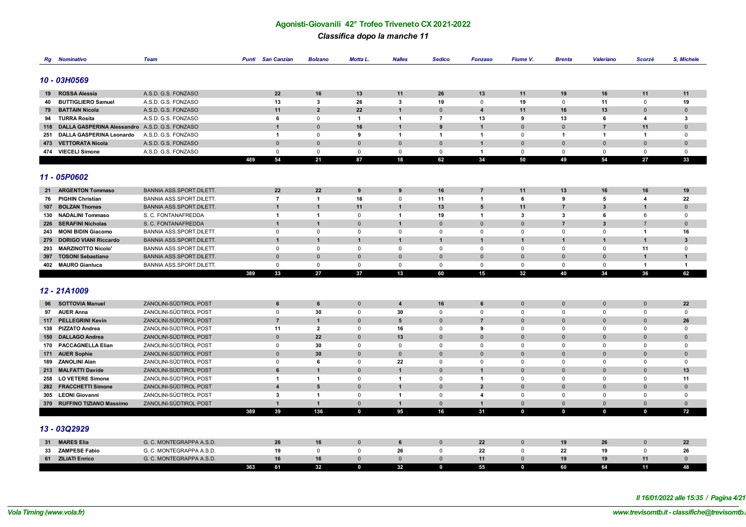# Agonisti-Giovanili 42° Trofeo Triveneto CX 2021-2022

## Classifica dopo la manche 11

| Rg | Nominativo | Team | Punti | San Canzian | Bolzano | Motta L. | Nalles | Sedico | Fonzaso | Fiume V. | Brenta | Valeriano | Scorzè | S, Michele |
|---|---|---|---|---|---|---|---|---|---|---|---|---|---|---|
| **10 - 03H0569** | | | | | | | | | | | | | | |
| 19 | ROSSA Alessia | A.S.D. G.S. FONZASO | | 22 | 16 | 13 | 11 | 26 | 13 | 11 | 19 | 16 | 11 | 11 |
| 40 | BUTTIGLIERO Samuel | A.S.D. G.S. FONZASO | | 13 | 3 | 26 | 3 | 19 | 0 | 19 | 0 | 11 | 0 | 19 |
| 79 | BATTAIN Nicola | A.S.D. G.S. FONZASO | | 11 | 2 | 22 | 1 | 0 | 4 | 11 | 16 | 13 | 0 | 0 |
| 94 | TURRA Rosita | A.S.D. G.S. FONZASO | | 6 | 0 | 1 | 1 | 7 | 13 | 9 | 13 | 6 | 4 | 3 |
| 118 | DALLA GASPERINA Alessandro | A.S.D. G.S. FONZASO | | 1 | 0 | 16 | 1 | 9 | 1 | 0 | 0 | 7 | 11 | 0 |
| 251 | DALLA GASPERINA Leonardo | A.S.D. G.S. FONZASO | | 1 | 0 | 9 | 1 | 1 | 1 | 0 | 1 | 1 | 1 | 0 |
| 473 | VETTORATA Nicola | A.S.D. G.S. FONZASO | | 0 | 0 | 0 | 0 | 0 | 1 | 0 | 0 | 0 | 0 | 0 |
| 474 | VIECELI Simone | A.S.D. G.S. FONZASO | | 0 | 0 | 0 | 0 | 0 | 1 | 0 | 0 | 0 | 0 | 0 |
| | | | 489 | 54 | 21 | 87 | 18 | 62 | 34 | 50 | 49 | 54 | 27 | 33 |
| **11 - 05P0602** | | | | | | | | | | | | | | |
| 21 | ARGENTON Tommaso | BANNIA ASS.SPORT.DILETT. | | 22 | 22 | 9 | 9 | 16 | 7 | 11 | 13 | 16 | 16 | 19 |
| 76 | PIGHIN Christian | BANNIA ASS.SPORT.DILETT. | | 7 | 1 | 16 | 0 | 11 | 1 | 6 | 9 | 5 | 4 | 22 |
| 107 | BOLZAN Thomas | BANNIA ASS.SPORT.DILETT. | | 1 | 1 | 11 | 1 | 13 | 5 | 11 | 7 | 3 | 1 | 0 |
| 130 | NADALINI Tommaso | S. C. FONTANAFREDDA | | 1 | 1 | 0 | 1 | 19 | 1 | 3 | 3 | 6 | 6 | 0 |
| 226 | SERAFINI Nicholas | S. C. FONTANAFREDDA | | 1 | 1 | 0 | 1 | 0 | 0 | 0 | 7 | 3 | 7 | 0 |
| 243 | MONI BIDIN Giacomo | BANNIA ASS.SPORT.DILETT. | | 0 | 0 | 0 | 0 | 0 | 0 | 0 | 0 | 0 | 1 | 16 |
| 279 | DORIGO VIANI Riccardo | BANNIA ASS.SPORT.DILETT. | | 1 | 1 | 1 | 1 | 1 | 1 | 1 | 1 | 1 | 1 | 3 |
| 293 | MARZINOTTO Nicolo' | BANNIA ASS.SPORT.DILETT. | | 0 | 0 | 0 | 0 | 0 | 0 | 0 | 0 | 0 | 11 | 0 |
| 397 | TOSONI Sebastiano | BANNIA ASS.SPORT.DILETT. | | 0 | 0 | 0 | 0 | 0 | 0 | 0 | 0 | 0 | 1 | 1 |
| 402 | MAURO Gianluca | BANNIA ASS.SPORT.DILETT. | | 0 | 0 | 0 | 0 | 0 | 0 | 0 | 0 | 0 | 1 | 1 |
| | | | 389 | 33 | 27 | 37 | 13 | 60 | 15 | 32 | 40 | 34 | 36 | 62 |
| **12 - 21A1009** | | | | | | | | | | | | | | |
| 96 | SOTTOVIA Manuel | ZANOLINI-SÜDTIROL POST | | 6 | 6 | 0 | 4 | 16 | 6 | 0 | 0 | 0 | 0 | 22 |
| 97 | AUER Anna | ZANOLINI-SÜDTIROL POST | | 0 | 30 | 0 | 30 | 0 | 0 | 0 | 0 | 0 | 0 | 0 |
| 117 | PELLEGRINI Kevin | ZANOLINI-SÜDTIROL POST | | 7 | 1 | 0 | 5 | 0 | 7 | 0 | 0 | 0 | 0 | 26 |
| 138 | PIZZATO Andrea | ZANOLINI-SÜDTIROL POST | | 11 | 2 | 0 | 16 | 0 | 9 | 0 | 0 | 0 | 0 | 0 |
| 150 | DALLAGO Andrea | ZANOLINI-SÜDTIROL POST | | 0 | 22 | 0 | 13 | 0 | 0 | 0 | 0 | 0 | 0 | 0 |
| 170 | PACCAGNELLA Elian | ZANOLINI-SÜDTIROL POST | | 0 | 30 | 0 | 0 | 0 | 0 | 0 | 0 | 0 | 0 | 0 |
| 171 | AUER Sophie | ZANOLINI-SÜDTIROL POST | | 0 | 30 | 0 | 0 | 0 | 0 | 0 | 0 | 0 | 0 | 0 |
| 189 | ZANOLINI Alan | ZANOLINI-SÜDTIROL POST | | 0 | 6 | 0 | 22 | 0 | 0 | 0 | 0 | 0 | 0 | 0 |
| 213 | MALFATTI Davide | ZANOLINI-SÜDTIROL POST | | 6 | 1 | 0 | 1 | 0 | 1 | 0 | 0 | 0 | 0 | 13 |
| 258 | LO VETERE Simone | ZANOLINI-SÜDTIROL POST | | 1 | 1 | 0 | 1 | 0 | 1 | 0 | 0 | 0 | 0 | 11 |
| 282 | FRACCHETTI Simone | ZANOLINI-SÜDTIROL POST | | 4 | 5 | 0 | 1 | 0 | 2 | 0 | 0 | 0 | 0 | 0 |
| 305 | LEONI Giovanni | ZANOLINI-SÜDTIROL POST | | 3 | 1 | 0 | 1 | 0 | 4 | 0 | 0 | 0 | 0 | 0 |
| 370 | RUFFINO TIZIANO Massimo | ZANOLINI-SÜDTIROL POST | | 1 | 1 | 0 | 1 | 0 | 1 | 0 | 0 | 0 | 0 | 0 |
| | | | 389 | 39 | 136 | 0 | 95 | 16 | 31 | 0 | 0 | 0 | 0 | 72 |
| **13 - 03Q2929** | | | | | | | | | | | | | | |
| 31 | MARES Elia | G. C. MONTEGRAPPA A.S.D. | | 26 | 16 | 0 | 6 | 0 | 22 | 0 | 19 | 26 | 0 | 22 |
| 33 | ZAMPESE Fabio | G. C. MONTEGRAPPA A.S.D. | | 19 | 0 | 0 | 26 | 0 | 22 | 0 | 22 | 19 | 0 | 26 |
| 61 | ZILIATI Enrico | G. C. MONTEGRAPPA A.S.D. | | 16 | 16 | 0 | 0 | 0 | 11 | 0 | 19 | 19 | 11 | 0 |
| | | | 363 | 61 | 32 | 0 | 32 | 0 | 55 | 0 | 60 | 64 | 11 | 48 |

Il 16/01/2022 alle 15:35 / Pagina 4/21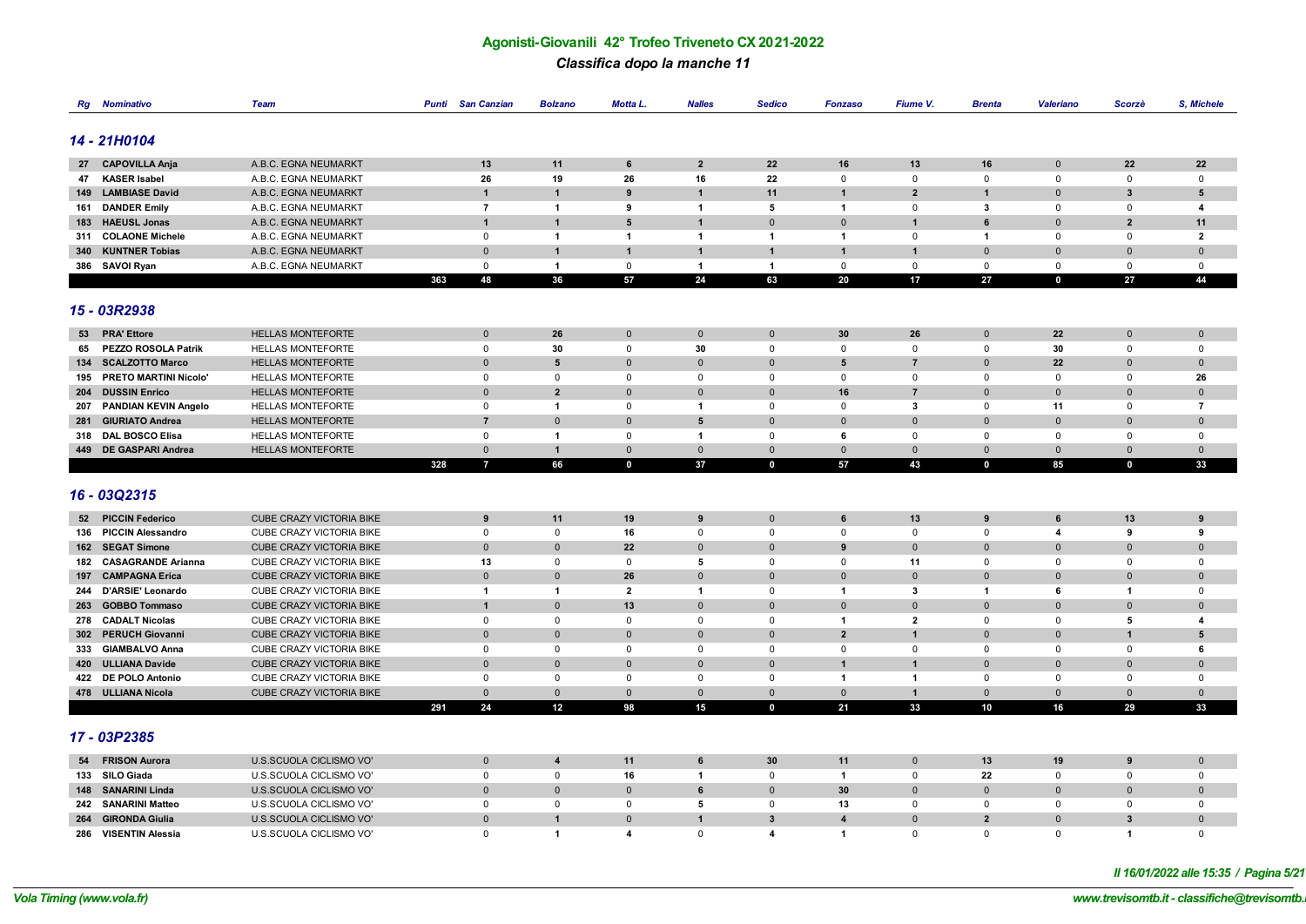## Agonisti-Giovanili 42° Trofeo Triveneto CX 2021-2022

### Classifica dopo la manche 11

| Rg | Nominativo | Team | Punti | San Canzian | Bolzano | Motta L. | Nalles | Sedico | Fonzaso | Fiume V. | Brenta | Valeriano | Scorzè | S, Michele |
|---|---|---|---|---|---|---|---|---|---|---|---|---|---|---|
| **14 - 21H0104** | | | | | | | | | | | | | | |
| 27 | CAPOVILLA Anja | A.B.C. EGNA NEUMARKT | | 13 | 11 | 6 | 2 | 22 | 16 | 13 | 16 | 0 | 22 | 22 |
| 47 | KASER Isabel | A.B.C. EGNA NEUMARKT | | 26 | 19 | 26 | 16 | 22 | 0 | 0 | 0 | 0 | 0 | 0 |
| 149 | LAMBIASE David | A.B.C. EGNA NEUMARKT | | 1 | 1 | 9 | 1 | 11 | 1 | 2 | 1 | 0 | 3 | 5 |
| 161 | DANDER Emily | A.B.C. EGNA NEUMARKT | | 7 | 1 | 9 | 1 | 5 | 1 | 0 | 3 | 0 | 0 | 4 |
| 183 | HAEUSL Jonas | A.B.C. EGNA NEUMARKT | | 1 | 1 | 5 | 1 | 0 | 0 | 1 | 6 | 0 | 2 | 11 |
| 311 | COLAONE Michele | A.B.C. EGNA NEUMARKT | | 0 | 1 | 1 | 1 | 1 | 1 | 0 | 1 | 0 | 0 | 2 |
| 340 | KUNTNER Tobias | A.B.C. EGNA NEUMARKT | | 0 | 1 | 1 | 1 | 1 | 1 | 1 | 0 | 0 | 0 | 0 |
| 386 | SAVOI Ryan | A.B.C. EGNA NEUMARKT | | 0 | 1 | 0 | 1 | 1 | 0 | 0 | 0 | 0 | 0 | 0 |
| | | | 363 | 48 | 36 | 57 | 24 | 63 | 20 | 17 | 27 | 0 | 27 | 44 |
| **15 - 03R2938** | | | | | | | | | | | | | | |
| 53 | PRA' Ettore | HELLAS MONTEFORTE | | 0 | 26 | 0 | 0 | 0 | 30 | 26 | 0 | 22 | 0 | 0 |
| 65 | PEZZO ROSOLA Patrik | HELLAS MONTEFORTE | | 0 | 30 | 0 | 30 | 0 | 0 | 0 | 0 | 30 | 0 | 0 |
| 134 | SCALZOTTO Marco | HELLAS MONTEFORTE | | 0 | 5 | 0 | 0 | 0 | 5 | 7 | 0 | 22 | 0 | 0 |
| 195 | PRETO MARTINI Nicolo' | HELLAS MONTEFORTE | | 0 | 0 | 0 | 0 | 0 | 0 | 0 | 0 | 0 | 0 | 26 |
| 204 | DUSSIN Enrico | HELLAS MONTEFORTE | | 0 | 2 | 0 | 0 | 0 | 16 | 7 | 0 | 0 | 0 | 0 |
| 207 | PANDIAN KEVIN Angelo | HELLAS MONTEFORTE | | 0 | 1 | 0 | 1 | 0 | 0 | 3 | 0 | 11 | 0 | 7 |
| 281 | GIURIATO Andrea | HELLAS MONTEFORTE | | 7 | 0 | 0 | 5 | 0 | 0 | 0 | 0 | 0 | 0 | 0 |
| 318 | DAL BOSCO Elisa | HELLAS MONTEFORTE | | 0 | 1 | 0 | 1 | 0 | 6 | 0 | 0 | 0 | 0 | 0 |
| 449 | DE GASPARI Andrea | HELLAS MONTEFORTE | | 0 | 1 | 0 | 0 | 0 | 0 | 0 | 0 | 0 | 0 | 0 |
| | | | 328 | 7 | 66 | 0 | 37 | 0 | 57 | 43 | 0 | 85 | 0 | 33 |
| **16 - 03Q2315** | | | | | | | | | | | | | | |
| 52 | PICCIN Federico | CUBE CRAZY VICTORIA BIKE | | 9 | 11 | 19 | 9 | 0 | 6 | 13 | 9 | 6 | 13 | 9 |
| 136 | PICCIN Alessandro | CUBE CRAZY VICTORIA BIKE | | 0 | 0 | 16 | 0 | 0 | 0 | 0 | 0 | 4 | 9 | 9 |
| 162 | SEGAT Simone | CUBE CRAZY VICTORIA BIKE | | 0 | 0 | 22 | 0 | 0 | 9 | 0 | 0 | 0 | 0 | 0 |
| 182 | CASAGRANDE Arianna | CUBE CRAZY VICTORIA BIKE | | 13 | 0 | 0 | 5 | 0 | 0 | 11 | 0 | 0 | 0 | 0 |
| 197 | CAMPAGNA Erica | CUBE CRAZY VICTORIA BIKE | | 0 | 0 | 26 | 0 | 0 | 0 | 0 | 0 | 0 | 0 | 0 |
| 244 | D'ARSIE' Leonardo | CUBE CRAZY VICTORIA BIKE | | 1 | 1 | 2 | 1 | 0 | 1 | 3 | 1 | 6 | 1 | 0 |
| 263 | GOBBO Tommaso | CUBE CRAZY VICTORIA BIKE | | 1 | 0 | 13 | 0 | 0 | 0 | 0 | 0 | 0 | 0 | 0 |
| 278 | CADALT Nicolas | CUBE CRAZY VICTORIA BIKE | | 0 | 0 | 0 | 0 | 0 | 1 | 2 | 0 | 0 | 5 | 4 |
| 302 | PERUCH Giovanni | CUBE CRAZY VICTORIA BIKE | | 0 | 0 | 0 | 0 | 0 | 2 | 1 | 0 | 0 | 1 | 5 |
| 333 | GIAMBALVO Anna | CUBE CRAZY VICTORIA BIKE | | 0 | 0 | 0 | 0 | 0 | 0 | 0 | 0 | 0 | 0 | 6 |
| 420 | ULLIANA Davide | CUBE CRAZY VICTORIA BIKE | | 0 | 0 | 0 | 0 | 0 | 1 | 1 | 0 | 0 | 0 | 0 |
| 422 | DE POLO Antonio | CUBE CRAZY VICTORIA BIKE | | 0 | 0 | 0 | 0 | 0 | 1 | 1 | 0 | 0 | 0 | 0 |
| 478 | ULLIANA Nicola | CUBE CRAZY VICTORIA BIKE | | 0 | 0 | 0 | 0 | 0 | 0 | 1 | 0 | 0 | 0 | 0 |
| | | | 291 | 24 | 12 | 98 | 15 | 0 | 21 | 33 | 10 | 16 | 29 | 33 |
| **17 - 03P2385** | | | | | | | | | | | | | | |
| 54 | FRISON Aurora | U.S.SCUOLA CICLISMO VO' | | 0 | 4 | 11 | 6 | 30 | 11 | 0 | 13 | 19 | 9 | 0 |
| 133 | SILO Giada | U.S.SCUOLA CICLISMO VO' | | 0 | 0 | 16 | 1 | 0 | 1 | 0 | 22 | 0 | 0 | 0 |
| 148 | SANARINI Linda | U.S.SCUOLA CICLISMO VO' | | 0 | 0 | 0 | 6 | 0 | 30 | 0 | 0 | 0 | 0 | 0 |
| 242 | SANARINI Matteo | U.S.SCUOLA CICLISMO VO' | | 0 | 0 | 0 | 5 | 0 | 13 | 0 | 0 | 0 | 0 | 0 |
| 264 | GIRONDA Giulia | U.S.SCUOLA CICLISMO VO' | | 0 | 1 | 0 | 1 | 3 | 4 | 0 | 2 | 0 | 3 | 0 |
| 286 | VISENTIN Alessia | U.S.SCUOLA CICLISMO VO' | | 0 | 1 | 4 | 0 | 4 | 1 | 0 | 0 | 0 | 1 | 0 |

*Il 16/01/2022 alle 15:35*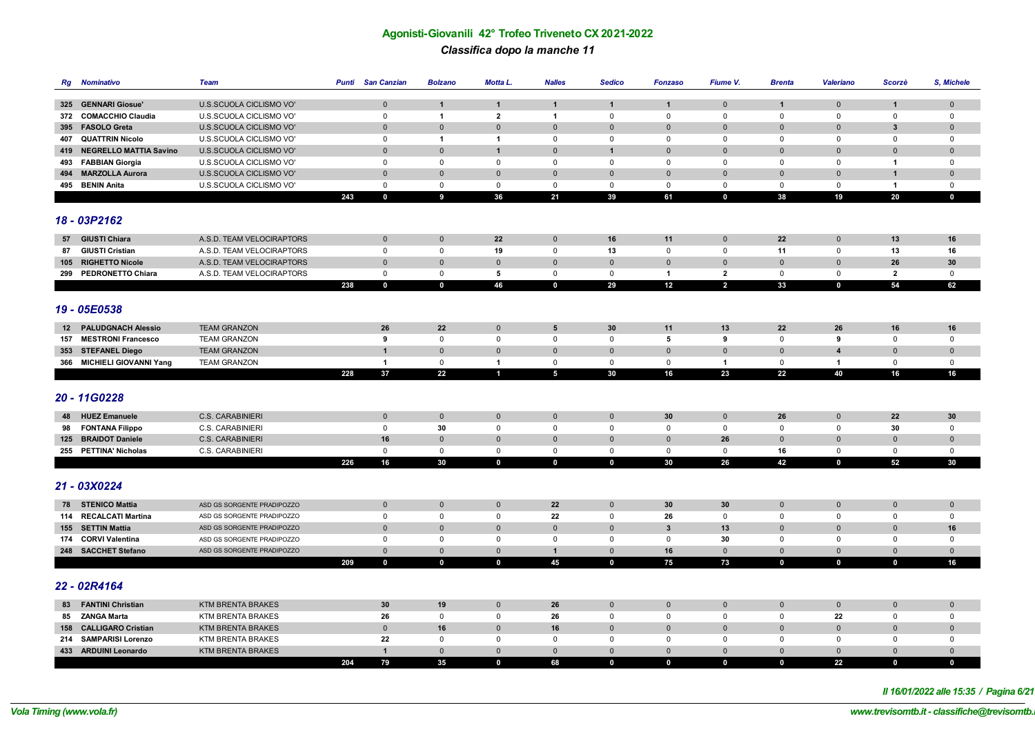# Agonisti-Giovanili 42° Trofeo Triveneto CX 2021-2022

## *Classifica dopo la manche 11*

| Rg | Nominativo | Team | Punti | San Canzian | Bolzano | Motta L. | Nalles | Sedico | Fonzaso | Fiume V. | Brenta | Valeriano | Scorzè | S, Michele |
|---|---|---|---|---|---|---|---|---|---|---|---|---|---|---|
| 325 | **GENNARI Giosue'** | U.S.SCUOLA CICLISMO VO' | | 0 | 1 | 1 | 1 | 1 | 1 | 0 | 1 | 0 | 1 | 0 |
| 372 | **COMACCHIO Claudia** | U.S.SCUOLA CICLISMO VO' | | 0 | 1 | 2 | 1 | 0 | 0 | 0 | 0 | 0 | 0 | 0 |
| 395 | **FASOLO Greta** | U.S.SCUOLA CICLISMO VO' | | 0 | 0 | 0 | 0 | 0 | 0 | 0 | 0 | 0 | 3 | 0 |
| 407 | **QUATTRIN Nicolo** | U.S.SCUOLA CICLISMO VO' | | 0 | 1 | 1 | 0 | 0 | 0 | 0 | 0 | 0 | 0 | 0 |
| 419 | **NEGRELLO MATTIA Savino** | U.S.SCUOLA CICLISMO VO' | | 0 | 0 | 1 | 0 | 1 | 0 | 0 | 0 | 0 | 0 | 0 |
| 493 | **FABBIAN Giorgia** | U.S.SCUOLA CICLISMO VO' | | 0 | 0 | 0 | 0 | 0 | 0 | 0 | 0 | 0 | 1 | 0 |
| 494 | **MARZOLLA Aurora** | U.S.SCUOLA CICLISMO VO' | | 0 | 0 | 0 | 0 | 0 | 0 | 0 | 0 | 0 | 1 | 0 |
| 495 | **BENIN Anita** | U.S.SCUOLA CICLISMO VO' | | 0 | 0 | 0 | 0 | 0 | 0 | 0 | 0 | 0 | 1 | 0 |
| | | | **243** | **0** | **9** | **36** | **21** | **39** | **61** | **0** | **38** | **19** | **20** | **0** |

## *18 - 03P2162*

| Rg | Nominativo | Team | Punti | San Canzian | Bolzano | Motta L. | Nalles | Sedico | Fonzaso | Fiume V. | Brenta | Valeriano | Scorzè | S, Michele |
|---|---|---|---|---|---|---|---|---|---|---|---|---|---|---|
| 57 | **GIUSTI Chiara** | A.S.D. TEAM VELOCIRAPTORS | | 0 | 0 | 22 | 0 | 16 | 11 | 0 | 22 | 0 | 13 | 16 |
| 87 | **GIUSTI Cristian** | A.S.D. TEAM VELOCIRAPTORS | | 0 | 0 | 19 | 0 | 13 | 0 | 0 | 11 | 0 | 13 | 16 |
| 105 | **RIGHETTO Nicole** | A.S.D. TEAM VELOCIRAPTORS | | 0 | 0 | 0 | 0 | 0 | 0 | 0 | 0 | 0 | 26 | 30 |
| 299 | **PEDRONETTO Chiara** | A.S.D. TEAM VELOCIRAPTORS | | 0 | 0 | 5 | 0 | 0 | 1 | 2 | 0 | 0 | 2 | 0 |
| | | | **238** | **0** | **0** | **46** | **0** | **29** | **12** | **2** | **33** | **0** | **54** | **62** |

## *19 - 05E0538*

| Rg | Nominativo | Team | Punti | San Canzian | Bolzano | Motta L. | Nalles | Sedico | Fonzaso | Fiume V. | Brenta | Valeriano | Scorzè | S, Michele |
|---|---|---|---|---|---|---|---|---|---|---|---|---|---|---|
| 12 | **PALUDGNACH Alessio** | TEAM GRANZON | | 26 | 22 | 0 | 5 | 30 | 11 | 13 | 22 | 26 | 16 | 16 |
| 157 | **MESTRONI Francesco** | TEAM GRANZON | | 9 | 0 | 0 | 0 | 0 | 5 | 9 | 0 | 9 | 0 | 0 |
| 353 | **STEFANEL Diego** | TEAM GRANZON | | 1 | 0 | 0 | 0 | 0 | 0 | 0 | 0 | 4 | 0 | 0 |
| 366 | **MICHIELI GIOVANNI Yang** | TEAM GRANZON | | 1 | 0 | 1 | 0 | 0 | 0 | 1 | 0 | 1 | 0 | 0 |
| | | | **228** | **37** | **22** | **1** | **5** | **30** | **16** | **23** | **22** | **40** | **16** | **16** |

## *20 - 11G0228*

| Rg | Nominativo | Team | Punti | San Canzian | Bolzano | Motta L. | Nalles | Sedico | Fonzaso | Fiume V. | Brenta | Valeriano | Scorzè | S, Michele |
|---|---|---|---|---|---|---|---|---|---|---|---|---|---|---|
| 48 | **HUEZ Emanuele** | C.S. CARABINIERI | | 0 | 0 | 0 | 0 | 0 | 30 | 0 | 26 | 0 | 22 | 30 |
| 98 | **FONTANA Filippo** | C.S. CARABINIERI | | 0 | 30 | 0 | 0 | 0 | 0 | 0 | 0 | 0 | 30 | 0 |
| 125 | **BRAIDOT Daniele** | C.S. CARABINIERI | | 16 | 0 | 0 | 0 | 0 | 0 | 26 | 0 | 0 | 0 | 0 |
| 255 | **PETTINA' Nicholas** | C.S. CARABINIERI | | 0 | 0 | 0 | 0 | 0 | 0 | 0 | 16 | 0 | 0 | 0 |
| | | | **226** | **16** | **30** | **0** | **0** | **0** | **30** | **26** | **42** | **0** | **52** | **30** |

## *21 - 03X0224*

| Rg | Nominativo | Team | Punti | San Canzian | Bolzano | Motta L. | Nalles | Sedico | Fonzaso | Fiume V. | Brenta | Valeriano | Scorzè | S, Michele |
|---|---|---|---|---|---|---|---|---|---|---|---|---|---|---|
| 78 | **STENICO Mattia** | ASD GS SORGENTE PRADIPOZZO | | 0 | 0 | 0 | 22 | 0 | 30 | 30 | 0 | 0 | 0 | 0 |
| 114 | **RECALCATI Martina** | ASD GS SORGENTE PRADIPOZZO | | 0 | 0 | 0 | 22 | 0 | 26 | 0 | 0 | 0 | 0 | 0 |
| 155 | **SETTIN Mattia** | ASD GS SORGENTE PRADIPOZZO | | 0 | 0 | 0 | 0 | 0 | 3 | 13 | 0 | 0 | 0 | 16 |
| 174 | **CORVI Valentina** | ASD GS SORGENTE PRADIPOZZO | | 0 | 0 | 0 | 0 | 0 | 0 | 30 | 0 | 0 | 0 | 0 |
| 248 | **SACCHET Stefano** | ASD GS SORGENTE PRADIPOZZO | | 0 | 0 | 0 | 1 | 0 | 16 | 0 | 0 | 0 | 0 | 0 |
| | | | **209** | **0** | **0** | **0** | **45** | **0** | **75** | **73** | **0** | **0** | **0** | **16** |

## *22 - 02R4164*

| Rg | Nominativo | Team | Punti | San Canzian | Bolzano | Motta L. | Nalles | Sedico | Fonzaso | Fiume V. | Brenta | Valeriano | Scorzè | S, Michele |
|---|---|---|---|---|---|---|---|---|---|---|---|---|---|---|
| 83 | **FANTINI Christian** | KTM BRENTA BRAKES | | 30 | 19 | 0 | 26 | 0 | 0 | 0 | 0 | 0 | 0 | 0 |
| 85 | **ZANGA Marta** | KTM BRENTA BRAKES | | 26 | 0 | 0 | 26 | 0 | 0 | 0 | 0 | 22 | 0 | 0 |
| 158 | **CALLIGARO Cristian** | KTM BRENTA BRAKES | | 0 | 16 | 0 | 16 | 0 | 0 | 0 | 0 | 0 | 0 | 0 |
| 214 | **SAMPARISI Lorenzo** | KTM BRENTA BRAKES | | 22 | 0 | 0 | 0 | 0 | 0 | 0 | 0 | 0 | 0 | 0 |
| 433 | **ARDUINI Leonardo** | KTM BRENTA BRAKES | | 1 | 0 | 0 | 0 | 0 | 0 | 0 | 0 | 0 | 0 | 0 |
| | | | **204** | **79** | **35** | **0** | **68** | **0** | **0** | **0** | **0** | **22** | **0** | **0** |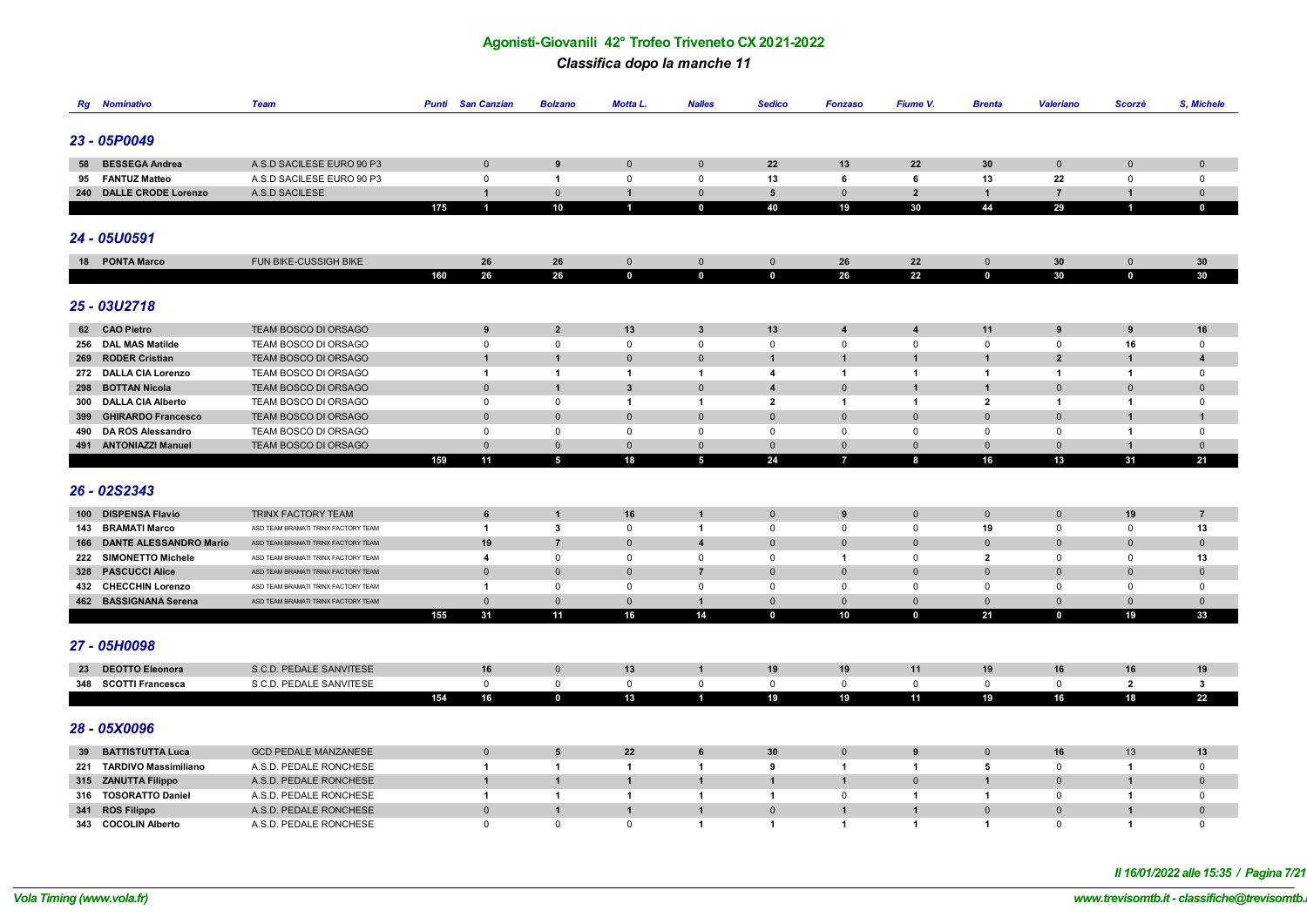## Agonisti-Giovanili 42° Trofeo Triveneto CX 2021-2022

### *Classifica dopo la manche 11*

| Rg | Nominativo | Team | Punti | San Canzian | Bolzano | Motta L. | Nalles | Sedico | Fonzaso | Fiume V. | Brenta | Valeriano | Scorzè | S. Michele |
|---|---|---|---|---|---|---|---|---|---|---|---|---|---|---|
| **23 - 05P0049** | | | | | | | | | | | | | | |
| 58 | **BESSEGA Andrea** | A.S.D SACILESE EURO 90 P3 | | 0 | 9 | 0 | 0 | 22 | 13 | 22 | 30 | 0 | 0 | 0 |
| 95 | **FANTUZ Matteo** | A.S.D SACILESE EURO 90 P3 | | 0 | 1 | 0 | 0 | 13 | 6 | 6 | 13 | 22 | 0 | 0 |
| 240 | **DALLE CRODE Lorenzo** | A.S.D SACILESE | | 1 | 0 | 1 | 0 | 5 | 0 | 2 | 1 | 7 | 1 | 0 |
| | | | **175** | **1** | **10** | **1** | **0** | **40** | **19** | **30** | **44** | **29** | **1** | **0** |
| **24 - 05U0591** | | | | | | | | | | | | | | |
| 18 | **PONTA Marco** | FUN BIKE-CUSSIGH BIKE | | 26 | 26 | 0 | 0 | 0 | 26 | 22 | 0 | 30 | 0 | 30 |
| | | | **160** | **26** | **26** | **0** | **0** | **0** | **26** | **22** | **0** | **30** | **0** | **30** |
| **25 - 03U2718** | | | | | | | | | | | | | | |
| 62 | **CAO Pietro** | TEAM BOSCO DI ORSAGO | | 9 | 2 | 13 | 3 | 13 | 4 | 4 | 11 | 9 | 9 | 16 |
| 256 | **DAL MAS Matilde** | TEAM BOSCO DI ORSAGO | | 0 | 0 | 0 | 0 | 0 | 0 | 0 | 0 | 0 | 16 | 0 |
| 269 | **RODER Cristian** | TEAM BOSCO DI ORSAGO | | 1 | 1 | 0 | 0 | 1 | 1 | 1 | 1 | 2 | 1 | 4 |
| 272 | **DALLA CIA Lorenzo** | TEAM BOSCO DI ORSAGO | | 1 | 1 | 1 | 1 | 4 | 1 | 1 | 1 | 1 | 1 | 0 |
| 298 | **BOTTAN Nicola** | TEAM BOSCO DI ORSAGO | | 0 | 1 | 3 | 0 | 4 | 0 | 1 | 1 | 0 | 0 | 0 |
| 300 | **DALLA CIA Alberto** | TEAM BOSCO DI ORSAGO | | 0 | 0 | 1 | 1 | 2 | 1 | 1 | 2 | 1 | 1 | 0 |
| 399 | **GHIRARDO Francesco** | TEAM BOSCO DI ORSAGO | | 0 | 0 | 0 | 0 | 0 | 0 | 0 | 0 | 0 | 1 | 1 |
| 490 | **DA ROS Alessandro** | TEAM BOSCO DI ORSAGO | | 0 | 0 | 0 | 0 | 0 | 0 | 0 | 0 | 0 | 1 | 0 |
| 491 | **ANTONIAZZI Manuel** | TEAM BOSCO DI ORSAGO | | 0 | 0 | 0 | 0 | 0 | 0 | 0 | 0 | 0 | 1 | 0 |
| | | | **159** | **11** | **5** | **18** | **5** | **24** | **7** | **8** | **16** | **13** | **31** | **21** |
| **26 - 02S2343** | | | | | | | | | | | | | | |
| 100 | **DISPENSA Flavio** | TRINX FACTORY TEAM | | 6 | 1 | 16 | 1 | 0 | 9 | 0 | 0 | 0 | 19 | 7 |
| 143 | **BRAMATI Marco** | ASD TEAM BRAMATI TRINX FACTORY TEAM | | 1 | 3 | 0 | 1 | 0 | 0 | 0 | 19 | 0 | 0 | 13 |
| 166 | **DANTE ALESSANDRO Mario** | ASD TEAM BRAMATI TRINX FACTORY TEAM | | 19 | 7 | 0 | 4 | 0 | 0 | 0 | 0 | 0 | 0 | 0 |
| 222 | **SIMONETTO Michele** | ASD TEAM BRAMATI TRINX FACTORY TEAM | | 4 | 0 | 0 | 0 | 0 | 1 | 0 | 2 | 0 | 0 | 13 |
| 328 | **PASCUCCI Alice** | ASD TEAM BRAMATI TRINX FACTORY TEAM | | 0 | 0 | 0 | 7 | 0 | 0 | 0 | 0 | 0 | 0 | 0 |
| 432 | **CHECCHIN Lorenzo** | ASD TEAM BRAMATI TRINX FACTORY TEAM | | 1 | 0 | 0 | 0 | 0 | 0 | 0 | 0 | 0 | 0 | 0 |
| 462 | **BASSIGNANA Serena** | ASD TEAM BRAMATI TRINX FACTORY TEAM | | 0 | 0 | 0 | 1 | 0 | 0 | 0 | 0 | 0 | 0 | 0 |
| | | | **155** | **31** | **11** | **16** | **14** | **0** | **10** | **0** | **21** | **0** | **19** | **33** |
| **27 - 05H0098** | | | | | | | | | | | | | | |
| 23 | **DEOTTO Eleonora** | S.C.D. PEDALE SANVITESE | | 16 | 0 | 13 | 1 | 19 | 19 | 11 | 19 | 16 | 16 | 19 |
| 348 | **SCOTTI Francesca** | S.C.D. PEDALE SANVITESE | | 0 | 0 | 0 | 0 | 0 | 0 | 0 | 0 | 0 | 2 | 3 |
| | | | **154** | **16** | **0** | **13** | **1** | **19** | **19** | **11** | **19** | **16** | **18** | **22** |
| **28 - 05X0096** | | | | | | | | | | | | | | |
| 39 | **BATTISTUTTA Luca** | GCD PEDALE MANZANESE | | 0 | 5 | 22 | 6 | 30 | 0 | 9 | 0 | 16 | 13 | 13 |
| 221 | **TARDIVO Massimiliano** | A.S.D. PEDALE RONCHESE | | 1 | 1 | 1 | 1 | 9 | 1 | 1 | 5 | 0 | 1 | 0 |
| 315 | **ZANUTTA Filippo** | A.S.D. PEDALE RONCHESE | | 1 | 1 | 1 | 1 | 1 | 1 | 0 | 1 | 0 | 1 | 0 |
| 316 | **TOSORATTO Daniel** | A.S.D. PEDALE RONCHESE | | 1 | 1 | 1 | 1 | 1 | 0 | 1 | 1 | 0 | 1 | 0 |
| 341 | **ROS Filippo** | A.S.D. PEDALE RONCHESE | | 0 | 1 | 1 | 1 | 0 | 1 | 1 | 0 | 0 | 1 | 0 |
| 343 | **COCOLIN Alberto** | A.S.D. PEDALE RONCHESE | | 0 | 0 | 0 | 1 | 1 | 1 | 1 | 1 | 0 | 1 | 0 |

*Il 16/01/2022 alle 15:35 / Pagina 7/21*

*Vola Timing (www.vola.fr)* — *www.trevisomtb.it - classifiche@trevisomtb.i*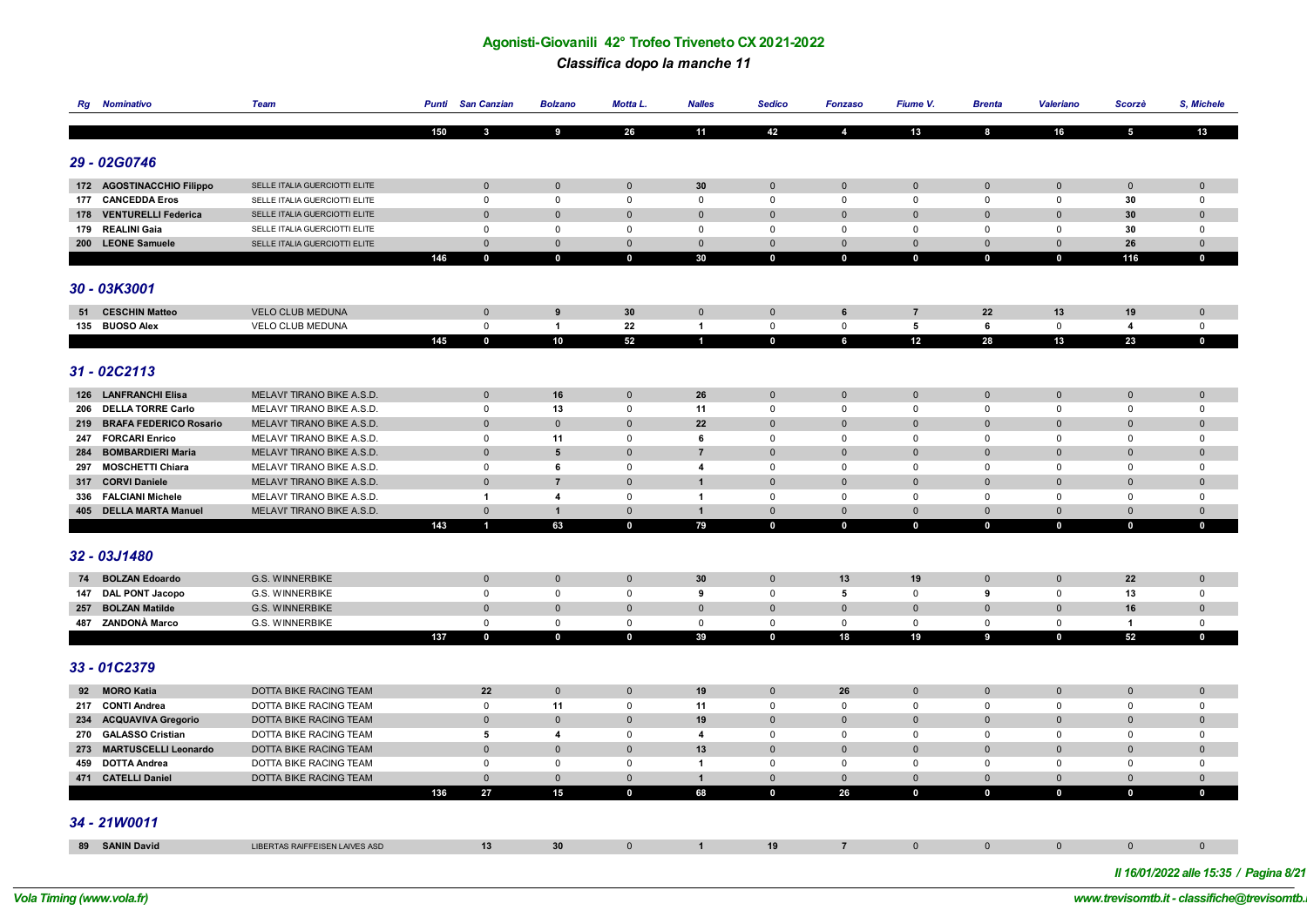# Agonisti-Giovanili 42° Trofeo Triveneto CX 2021-2022

## *Classifica dopo la manche 11*

| Rg | Nominativo | Team | Punti | San Canzian | Bolzano | Motta L. | Nalles | Sedico | Fonzaso | Fiume V. | Brenta | Valeriano | Scorzè | S, Michele |
|---|---|---|---|---|---|---|---|---|---|---|---|---|---|---|
| | | | 150 | 3 | 9 | 26 | 11 | 42 | 4 | 13 | 8 | 16 | 5 | 13 |

### 29 - 02G0746

| Rg | Nominativo | Team | Punti | San Canzian | Bolzano | Motta L. | Nalles | Sedico | Fonzaso | Fiume V. | Brenta | Valeriano | Scorzè | S, Michele |
|---|---|---|---|---|---|---|---|---|---|---|---|---|---|---|
| 172 | **AGOSTINACCHIO Filippo** | SELLE ITALIA GUERCIOTTI ELITE | | 0 | 0 | 0 | **30** | 0 | 0 | 0 | 0 | 0 | 0 | 0 |
| 177 | **CANCEDDA Eros** | SELLE ITALIA GUERCIOTTI ELITE | | 0 | 0 | 0 | 0 | 0 | 0 | 0 | 0 | 0 | **30** | 0 |
| 178 | **VENTURELLI Federica** | SELLE ITALIA GUERCIOTTI ELITE | | 0 | 0 | 0 | 0 | 0 | 0 | 0 | 0 | 0 | **30** | 0 |
| 179 | **REALINI Gaia** | SELLE ITALIA GUERCIOTTI ELITE | | 0 | 0 | 0 | 0 | 0 | 0 | 0 | 0 | 0 | **30** | 0 |
| 200 | **LEONE Samuele** | SELLE ITALIA GUERCIOTTI ELITE | | 0 | 0 | 0 | 0 | 0 | 0 | 0 | 0 | 0 | **26** | 0 |
| | | | 146 | 0 | 0 | 0 | 30 | 0 | 0 | 0 | 0 | 0 | 116 | 0 |

### 30 - 03K3001

| Rg | Nominativo | Team | Punti | San Canzian | Bolzano | Motta L. | Nalles | Sedico | Fonzaso | Fiume V. | Brenta | Valeriano | Scorzè | S, Michele |
|---|---|---|---|---|---|---|---|---|---|---|---|---|---|---|
| 51 | **CESCHIN Matteo** | VELO CLUB MEDUNA | | 0 | **9** | **30** | 0 | 0 | **6** | **7** | **22** | **13** | **19** | 0 |
| 135 | **BUOSO Alex** | VELO CLUB MEDUNA | | 0 | **1** | **22** | **1** | 0 | 0 | **5** | **6** | 0 | **4** | 0 |
| | | | 145 | 0 | 10 | 52 | 1 | 0 | 6 | 12 | 28 | 13 | 23 | 0 |

### 31 - 02C2113

| Rg | Nominativo | Team | Punti | San Canzian | Bolzano | Motta L. | Nalles | Sedico | Fonzaso | Fiume V. | Brenta | Valeriano | Scorzè | S, Michele |
|---|---|---|---|---|---|---|---|---|---|---|---|---|---|---|
| 126 | **LANFRANCHI Elisa** | MELAVI' TIRANO BIKE A.S.D. | | 0 | **16** | 0 | **26** | 0 | 0 | 0 | 0 | 0 | 0 | 0 |
| 206 | **DELLA TORRE Carlo** | MELAVI' TIRANO BIKE A.S.D. | | 0 | **13** | 0 | **11** | 0 | 0 | 0 | 0 | 0 | 0 | 0 |
| 219 | **BRAFA FEDERICO Rosario** | MELAVI' TIRANO BIKE A.S.D. | | 0 | 0 | 0 | **22** | 0 | 0 | 0 | 0 | 0 | 0 | 0 |
| 247 | **FORCARI Enrico** | MELAVI' TIRANO BIKE A.S.D. | | 0 | **11** | 0 | **6** | 0 | 0 | 0 | 0 | 0 | 0 | 0 |
| 284 | **BOMBARDIERI Maria** | MELAVI' TIRANO BIKE A.S.D. | | 0 | **5** | 0 | **7** | 0 | 0 | 0 | 0 | 0 | 0 | 0 |
| 297 | **MOSCHETTI Chiara** | MELAVI' TIRANO BIKE A.S.D. | | 0 | **6** | 0 | **4** | 0 | 0 | 0 | 0 | 0 | 0 | 0 |
| 317 | **CORVI Daniele** | MELAVI' TIRANO BIKE A.S.D. | | 0 | **7** | 0 | **1** | 0 | 0 | 0 | 0 | 0 | 0 | 0 |
| 336 | **FALCIANI Michele** | MELAVI' TIRANO BIKE A.S.D. | | **1** | **4** | 0 | **1** | 0 | 0 | 0 | 0 | 0 | 0 | 0 |
| 405 | **DELLA MARTA Manuel** | MELAVI' TIRANO BIKE A.S.D. | | 0 | **1** | 0 | **1** | 0 | 0 | 0 | 0 | 0 | 0 | 0 |
| | | | 143 | 1 | 63 | 0 | 79 | 0 | 0 | 0 | 0 | 0 | 0 | 0 |

### 32 - 03J1480

| Rg | Nominativo | Team | Punti | San Canzian | Bolzano | Motta L. | Nalles | Sedico | Fonzaso | Fiume V. | Brenta | Valeriano | Scorzè | S, Michele |
|---|---|---|---|---|---|---|---|---|---|---|---|---|---|---|
| 74 | **BOLZAN Edoardo** | G.S. WINNERBIKE | | 0 | 0 | 0 | **30** | 0 | **13** | **19** | 0 | 0 | **22** | 0 |
| 147 | **DAL PONT Jacopo** | G.S. WINNERBIKE | | 0 | 0 | 0 | **9** | 0 | **5** | 0 | **9** | 0 | **13** | 0 |
| 257 | **BOLZAN Matilde** | G.S. WINNERBIKE | | 0 | 0 | 0 | 0 | 0 | 0 | 0 | 0 | 0 | **16** | 0 |
| 487 | **ZANDONÀ Marco** | G.S. WINNERBIKE | | 0 | 0 | 0 | 0 | 0 | 0 | 0 | 0 | 0 | **1** | 0 |
| | | | 137 | 0 | 0 | 0 | 39 | 0 | 18 | 19 | 9 | 0 | 52 | 0 |

### 33 - 01C2379

| Rg | Nominativo | Team | Punti | San Canzian | Bolzano | Motta L. | Nalles | Sedico | Fonzaso | Fiume V. | Brenta | Valeriano | Scorzè | S, Michele |
|---|---|---|---|---|---|---|---|---|---|---|---|---|---|---|
| 92 | **MORO Katia** | DOTTA BIKE RACING TEAM | | **22** | 0 | 0 | **19** | 0 | **26** | 0 | 0 | 0 | 0 | 0 |
| 217 | **CONTI Andrea** | DOTTA BIKE RACING TEAM | | 0 | **11** | 0 | **11** | 0 | 0 | 0 | 0 | 0 | 0 | 0 |
| 234 | **ACQUAVIVA Gregorio** | DOTTA BIKE RACING TEAM | | 0 | 0 | 0 | **19** | 0 | 0 | 0 | 0 | 0 | 0 | 0 |
| 270 | **GALASSO Cristian** | DOTTA BIKE RACING TEAM | | **5** | **4** | 0 | **4** | 0 | 0 | 0 | 0 | 0 | 0 | 0 |
| 273 | **MARTUSCELLI Leonardo** | DOTTA BIKE RACING TEAM | | 0 | 0 | 0 | **13** | 0 | 0 | 0 | 0 | 0 | 0 | 0 |
| 459 | **DOTTA Andrea** | DOTTA BIKE RACING TEAM | | 0 | 0 | 0 | **1** | 0 | 0 | 0 | 0 | 0 | 0 | 0 |
| 471 | **CATELLI Daniel** | DOTTA BIKE RACING TEAM | | 0 | 0 | 0 | **1** | 0 | 0 | 0 | 0 | 0 | 0 | 0 |
| | | | 136 | 27 | 15 | 0 | 68 | 0 | 26 | 0 | 0 | 0 | 0 | 0 |

### 34 - 21W0011

| Rg | Nominativo | Team | Punti | San Canzian | Bolzano | Motta L. | Nalles | Sedico | Fonzaso | Fiume V. | Brenta | Valeriano | Scorzè | S, Michele |
|---|---|---|---|---|---|---|---|---|---|---|---|---|---|---|
| 89 | **SANIN David** | LIBERTAS RAIFFEISEN LAIVES ASD | | **13** | **30** | 0 | **1** | **19** | **7** | 0 | 0 | 0 | 0 | 0 |

*Il 16/01/2022 alle 15:35 / Pagina 8/21*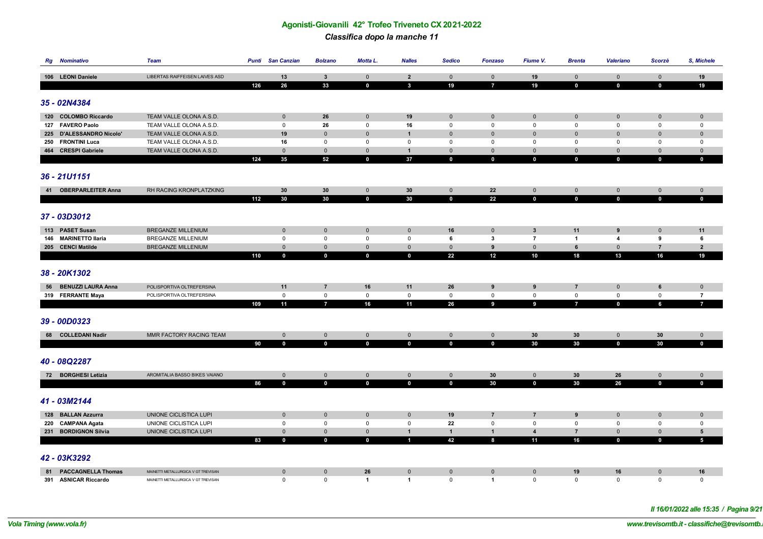# Agonisti-Giovanili 42° Trofeo Triveneto CX 2021-2022

## *Classifica dopo la manche 11*

| Rg | Nominativo | Team | Punti | San Canzian | Bolzano | Motta L. | Nalles | Sedico | Fonzaso | Fiume V. | Brenta | Valeriano | Scorzè | S, Michele |
|---|---|---|---|---|---|---|---|---|---|---|---|---|---|---|
| 106 | **LEONI Daniele** | LIBERTAS RAIFFEISEN LAIVES ASD | | 13 | 3 | 0 | 2 | 0 | 0 | 19 | 0 | 0 | 0 | 19 |
| | | | 126 | 26 | 33 | 0 | 3 | 19 | 7 | 19 | 0 | 0 | 0 | 19 |

### *35 - 02N4384*

| Rg | Nominativo | Team | Punti | San Canzian | Bolzano | Motta L. | Nalles | Sedico | Fonzaso | Fiume V. | Brenta | Valeriano | Scorzè | S, Michele |
|---|---|---|---|---|---|---|---|---|---|---|---|---|---|---|
| 120 | **COLOMBO Riccardo** | TEAM VALLE OLONA A.S.D. | | 0 | 26 | 0 | 19 | 0 | 0 | 0 | 0 | 0 | 0 | 0 |
| 127 | **FAVERO Paolo** | TEAM VALLE OLONA A.S.D. | | 0 | 26 | 0 | 16 | 0 | 0 | 0 | 0 | 0 | 0 | 0 |
| 225 | **D'ALESSANDRO Nicolo'** | TEAM VALLE OLONA A.S.D. | | 19 | 0 | 0 | 1 | 0 | 0 | 0 | 0 | 0 | 0 | 0 |
| 250 | **FRONTINI Luca** | TEAM VALLE OLONA A.S.D. | | 16 | 0 | 0 | 0 | 0 | 0 | 0 | 0 | 0 | 0 | 0 |
| 464 | **CRESPI Gabriele** | TEAM VALLE OLONA A.S.D. | | 0 | 0 | 0 | 1 | 0 | 0 | 0 | 0 | 0 | 0 | 0 |
| | | | 124 | 35 | 52 | 0 | 37 | 0 | 0 | 0 | 0 | 0 | 0 | 0 |

### *36 - 21U1151*

| Rg | Nominativo | Team | Punti | San Canzian | Bolzano | Motta L. | Nalles | Sedico | Fonzaso | Fiume V. | Brenta | Valeriano | Scorzè | S, Michele |
|---|---|---|---|---|---|---|---|---|---|---|---|---|---|---|
| 41 | **OBERPARLEITER Anna** | RH RACING KRONPLATZKING | | 30 | 30 | 0 | 30 | 0 | 22 | 0 | 0 | 0 | 0 | 0 |
| | | | 112 | 30 | 30 | 0 | 30 | 0 | 22 | 0 | 0 | 0 | 0 | 0 |

### *37 - 03D3012*

| Rg | Nominativo | Team | Punti | San Canzian | Bolzano | Motta L. | Nalles | Sedico | Fonzaso | Fiume V. | Brenta | Valeriano | Scorzè | S, Michele |
|---|---|---|---|---|---|---|---|---|---|---|---|---|---|---|
| 113 | **PASET Susan** | BREGANZE MILLENIUM | | 0 | 0 | 0 | 0 | 16 | 0 | 3 | 11 | 9 | 0 | 11 |
| 146 | **MARINETTO Ilaria** | BREGANZE MILLENIUM | | 0 | 0 | 0 | 0 | 6 | 3 | 7 | 1 | 4 | 9 | 6 |
| 205 | **CENCI Matilde** | BREGANZE MILLENIUM | | 0 | 0 | 0 | 0 | 0 | 9 | 0 | 6 | 0 | 7 | 2 |
| | | | 110 | 0 | 0 | 0 | 0 | 22 | 12 | 10 | 18 | 13 | 16 | 19 |

### *38 - 20K1302*

| Rg | Nominativo | Team | Punti | San Canzian | Bolzano | Motta L. | Nalles | Sedico | Fonzaso | Fiume V. | Brenta | Valeriano | Scorzè | S, Michele |
|---|---|---|---|---|---|---|---|---|---|---|---|---|---|---|
| 56 | **BENUZZI LAURA Anna** | POLISPORTIVA OLTREFERSINA | | 11 | 7 | 16 | 11 | 26 | 9 | 9 | 7 | 0 | 6 | 0 |
| 319 | **FERRANTE Maya** | POLISPORTIVA OLTREFERSINA | | 0 | 0 | 0 | 0 | 0 | 0 | 0 | 0 | 0 | 0 | 7 |
| | | | 109 | 11 | 7 | 16 | 11 | 26 | 9 | 9 | 7 | 0 | 6 | 7 |

### *39 - 00D0323*

| Rg | Nominativo | Team | Punti | San Canzian | Bolzano | Motta L. | Nalles | Sedico | Fonzaso | Fiume V. | Brenta | Valeriano | Scorzè | S, Michele |
|---|---|---|---|---|---|---|---|---|---|---|---|---|---|---|
| 68 | **COLLEDANI Nadir** | MMR FACTORY RACING TEAM | | 0 | 0 | 0 | 0 | 0 | 0 | 30 | 30 | 0 | 30 | 0 |
| | | | 90 | 0 | 0 | 0 | 0 | 0 | 0 | 30 | 30 | 0 | 30 | 0 |

### *40 - 08Q2287*

| Rg | Nominativo | Team | Punti | San Canzian | Bolzano | Motta L. | Nalles | Sedico | Fonzaso | Fiume V. | Brenta | Valeriano | Scorzè | S, Michele |
|---|---|---|---|---|---|---|---|---|---|---|---|---|---|---|
| 72 | **BORGHESI Letizia** | AROMITALIA BASSO BIKES VAIANO | | 0 | 0 | 0 | 0 | 0 | 30 | 0 | 30 | 26 | 0 | 0 |
| | | | 86 | 0 | 0 | 0 | 0 | 0 | 30 | 0 | 30 | 26 | 0 | 0 |

### *41 - 03M2144*

| Rg | Nominativo | Team | Punti | San Canzian | Bolzano | Motta L. | Nalles | Sedico | Fonzaso | Fiume V. | Brenta | Valeriano | Scorzè | S, Michele |
|---|---|---|---|---|---|---|---|---|---|---|---|---|---|---|
| 128 | **BALLAN Azzurra** | UNIONE CICLISTICA LUPI | | 0 | 0 | 0 | 0 | 19 | 7 | 7 | 9 | 0 | 0 | 0 |
| 220 | **CAMPANA Agata** | UNIONE CICLISTICA LUPI | | 0 | 0 | 0 | 0 | 22 | 0 | 0 | 0 | 0 | 0 | 0 |
| 231 | **BORDIGNON Silvia** | UNIONE CICLISTICA LUPI | | 0 | 0 | 0 | 1 | 1 | 1 | 4 | 7 | 0 | 0 | 5 |
| | | | 83 | 0 | 0 | 0 | 1 | 42 | 8 | 11 | 16 | 0 | 0 | 5 |

### *42 - 03K3292*

| Rg | Nominativo | Team | Punti | San Canzian | Bolzano | Motta L. | Nalles | Sedico | Fonzaso | Fiume V. | Brenta | Valeriano | Scorzè | S, Michele |
|---|---|---|---|---|---|---|---|---|---|---|---|---|---|---|
| 81 | **PACCAGNELLA Thomas** | MAINETTI METALLURGICA V GT TREVISAN | | 0 | 0 | 26 | 0 | 0 | 0 | 0 | 19 | 16 | 0 | 16 |
| 391 | **ASNICAR Riccardo** | MAINETTI METALLURGICA V GT TREVISAN | | 0 | 0 | 1 | 1 | 0 | 1 | 0 | 0 | 0 | 0 | 0 |

*Il 16/01/2022 alle 15:35 / Pagina 9/21*

*Vola Timing (www.vola.fr)* — *www.trevisomtb.it - classifiche@trevisomtb.i*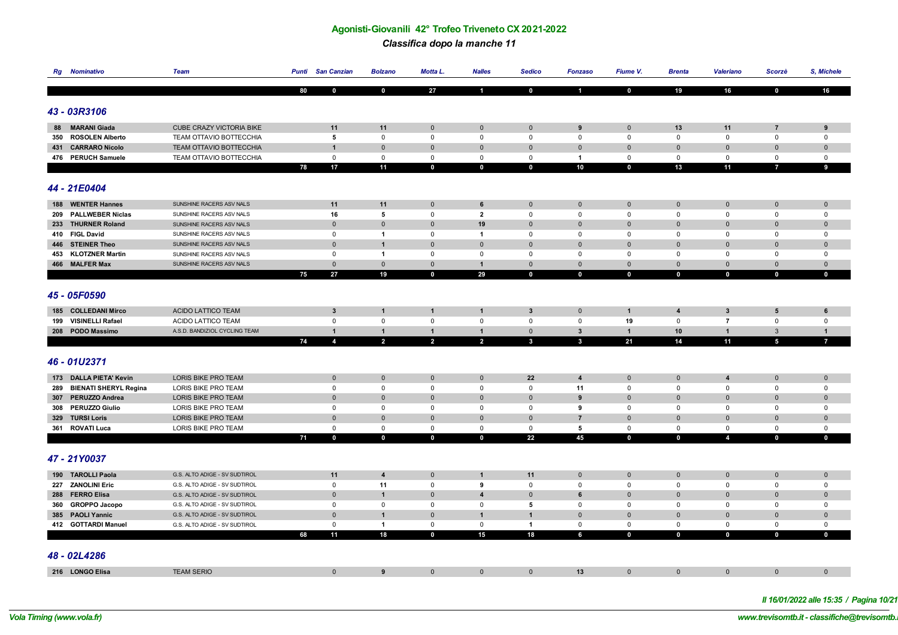## Agonisti-Giovanili 42° Trofeo Triveneto CX 2021-2022

### *Classifica dopo la manche 11*

| Rg | Nominativo | Team | Punti | San Canzian | Bolzano | Motta L. | Nalles | Sedico | Fonzaso | Fiume V. | Brenta | Valeriano | Scorzè | S, Michele |
|---|---|---|---|---|---|---|---|---|---|---|---|---|---|---|
| | | | 80 | 0 | 0 | 27 | 1 | 0 | 1 | 0 | 19 | 16 | 0 | 16 |

### 43 - 03R3106

| Rg | Nominativo | Team | Punti | San Canzian | Bolzano | Motta L. | Nalles | Sedico | Fonzaso | Fiume V. | Brenta | Valeriano | Scorzè | S, Michele |
|---|---|---|---|---|---|---|---|---|---|---|---|---|---|---|
| 88 | MARANI Giada | CUBE CRAZY VICTORIA BIKE | | 11 | 11 | 0 | 0 | 0 | 9 | 0 | 13 | 11 | 7 | 9 |
| 350 | ROSOLEN Alberto | TEAM OTTAVIO BOTTECCHIA | | 5 | 0 | 0 | 0 | 0 | 0 | 0 | 0 | 0 | 0 | 0 |
| 431 | CARRARO Nicolo | TEAM OTTAVIO BOTTECCHIA | | 1 | 0 | 0 | 0 | 0 | 0 | 0 | 0 | 0 | 0 | 0 |
| 476 | PERUCH Samuele | TEAM OTTAVIO BOTTECCHIA | | 0 | 0 | 0 | 0 | 0 | 1 | 0 | 0 | 0 | 0 | 0 |
| | | | 78 | 17 | 11 | 0 | 0 | 0 | 10 | 0 | 13 | 11 | 7 | 9 |

### 44 - 21E0404

| Rg | Nominativo | Team | Punti | San Canzian | Bolzano | Motta L. | Nalles | Sedico | Fonzaso | Fiume V. | Brenta | Valeriano | Scorzè | S, Michele |
|---|---|---|---|---|---|---|---|---|---|---|---|---|---|---|
| 188 | WENTER Hannes | SUNSHINE RACERS ASV NALS | | 11 | 11 | 0 | 6 | 0 | 0 | 0 | 0 | 0 | 0 | 0 |
| 209 | PALLWEBER Niclas | SUNSHINE RACERS ASV NALS | | 16 | 5 | 0 | 2 | 0 | 0 | 0 | 0 | 0 | 0 | 0 |
| 233 | THURNER Roland | SUNSHINE RACERS ASV NALS | | 0 | 0 | 0 | 19 | 0 | 0 | 0 | 0 | 0 | 0 | 0 |
| 410 | FIGL David | SUNSHINE RACERS ASV NALS | | 0 | 1 | 0 | 1 | 0 | 0 | 0 | 0 | 0 | 0 | 0 |
| 446 | STEINER Theo | SUNSHINE RACERS ASV NALS | | 0 | 1 | 0 | 0 | 0 | 0 | 0 | 0 | 0 | 0 | 0 |
| 453 | KLOTZNER Martin | SUNSHINE RACERS ASV NALS | | 0 | 1 | 0 | 0 | 0 | 0 | 0 | 0 | 0 | 0 | 0 |
| 466 | MALFER Max | SUNSHINE RACERS ASV NALS | | 0 | 0 | 0 | 1 | 0 | 0 | 0 | 0 | 0 | 0 | 0 |
| | | | 75 | 27 | 19 | 0 | 29 | 0 | 0 | 0 | 0 | 0 | 0 | 0 |

### 45 - 05F0590

| Rg | Nominativo | Team | Punti | San Canzian | Bolzano | Motta L. | Nalles | Sedico | Fonzaso | Fiume V. | Brenta | Valeriano | Scorzè | S, Michele |
|---|---|---|---|---|---|---|---|---|---|---|---|---|---|---|
| 185 | COLLEDANI Mirco | ACIDO LATTICO TEAM | | 3 | 1 | 1 | 1 | 3 | 0 | 1 | 4 | 3 | 5 | 6 |
| 199 | VISINELLI Rafael | ACIDO LATTICO TEAM | | 0 | 0 | 0 | 0 | 0 | 0 | 19 | 0 | 7 | 0 | 0 |
| 208 | PODO Massimo | A.S.D. BANDIZIOL CYCLING TEAM | | 1 | 1 | 1 | 1 | 0 | 3 | 1 | 10 | 1 | 3 | 1 |
| | | | 74 | 4 | 2 | 2 | 2 | 3 | 3 | 21 | 14 | 11 | 5 | 7 |

### 46 - 01U2371

| Rg | Nominativo | Team | Punti | San Canzian | Bolzano | Motta L. | Nalles | Sedico | Fonzaso | Fiume V. | Brenta | Valeriano | Scorzè | S, Michele |
|---|---|---|---|---|---|---|---|---|---|---|---|---|---|---|
| 173 | DALLA PIETA' Kevin | LORIS BIKE PRO TEAM | | 0 | 0 | 0 | 0 | 22 | 4 | 0 | 0 | 4 | 0 | 0 |
| 289 | BIENATI SHERYL Regina | LORIS BIKE PRO TEAM | | 0 | 0 | 0 | 0 | 0 | 11 | 0 | 0 | 0 | 0 | 0 |
| 307 | PERUZZO Andrea | LORIS BIKE PRO TEAM | | 0 | 0 | 0 | 0 | 0 | 9 | 0 | 0 | 0 | 0 | 0 |
| 308 | PERUZZO Giulio | LORIS BIKE PRO TEAM | | 0 | 0 | 0 | 0 | 0 | 9 | 0 | 0 | 0 | 0 | 0 |
| 329 | TURSI Loris | LORIS BIKE PRO TEAM | | 0 | 0 | 0 | 0 | 0 | 7 | 0 | 0 | 0 | 0 | 0 |
| 361 | ROVATI Luca | LORIS BIKE PRO TEAM | | 0 | 0 | 0 | 0 | 0 | 5 | 0 | 0 | 0 | 0 | 0 |
| | | | 71 | 0 | 0 | 0 | 0 | 22 | 45 | 0 | 0 | 4 | 0 | 0 |

### 47 - 21Y0037

| Rg | Nominativo | Team | Punti | San Canzian | Bolzano | Motta L. | Nalles | Sedico | Fonzaso | Fiume V. | Brenta | Valeriano | Scorzè | S, Michele |
|---|---|---|---|---|---|---|---|---|---|---|---|---|---|---|
| 190 | TAROLLI Paola | G.S. ALTO ADIGE - SV SUDTIROL | | 11 | 4 | 0 | 1 | 11 | 0 | 0 | 0 | 0 | 0 | 0 |
| 227 | ZANOLINI Eric | G.S. ALTO ADIGE - SV SUDTIROL | | 0 | 11 | 0 | 9 | 0 | 0 | 0 | 0 | 0 | 0 | 0 |
| 288 | FERRO Elisa | G.S. ALTO ADIGE - SV SUDTIROL | | 0 | 1 | 0 | 4 | 0 | 6 | 0 | 0 | 0 | 0 | 0 |
| 360 | GROPPO Jacopo | G.S. ALTO ADIGE - SV SUDTIROL | | 0 | 0 | 0 | 0 | 5 | 0 | 0 | 0 | 0 | 0 | 0 |
| 385 | PAOLI Yannic | G.S. ALTO ADIGE - SV SUDTIROL | | 0 | 1 | 0 | 1 | 1 | 0 | 0 | 0 | 0 | 0 | 0 |
| 412 | GOTTARDI Manuel | G.S. ALTO ADIGE - SV SUDTIROL | | 0 | 1 | 0 | 0 | 1 | 0 | 0 | 0 | 0 | 0 | 0 |
| | | | 68 | 11 | 18 | 0 | 15 | 18 | 6 | 0 | 0 | 0 | 0 | 0 |

### 48 - 02L4286

| Rg | Nominativo | Team | Punti | San Canzian | Bolzano | Motta L. | Nalles | Sedico | Fonzaso | Fiume V. | Brenta | Valeriano | Scorzè | S, Michele |
|---|---|---|---|---|---|---|---|---|---|---|---|---|---|---|
| 216 | LONGO Elisa | TEAM SERIO | | 0 | 9 | 0 | 0 | 0 | 13 | 0 | 0 | 0 | 0 | 0 |

*Il 16/01/2022 alle 15:35*

*Vola Timing (www.vola.fr)* — *www.trevisomtb.it - classifiche@trevisomtb.i*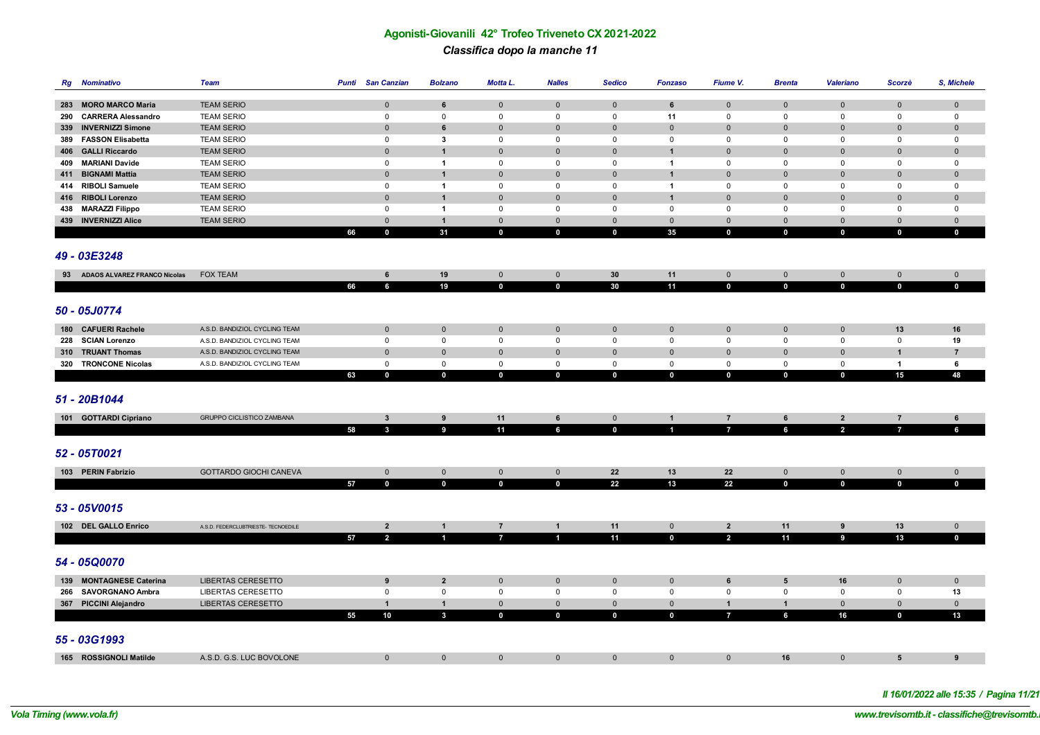# Agonisti-Giovanili 42° Trofeo Triveneto CX 2021-2022

*Classifica dopo la manche 11*

| Rg | Nominativo | Team | Punti | San Canzian | Bolzano | Motta L. | Nalles | Sedico | Fonzaso | Fiume V. | Brenta | Valeriano | Scorzè | S, Michele |
|---|---|---|---|---|---|---|---|---|---|---|---|---|---|---|
| 283 | MORO MARCO Maria | TEAM SERIO | | 0 | 6 | 0 | 0 | 0 | 6 | 0 | 0 | 0 | 0 | 0 |
| 290 | CARRERA Alessandro | TEAM SERIO | | 0 | 0 | 0 | 0 | 0 | 11 | 0 | 0 | 0 | 0 | 0 |
| 339 | INVERNIZZI Simone | TEAM SERIO | | 0 | 6 | 0 | 0 | 0 | 0 | 0 | 0 | 0 | 0 | 0 |
| 389 | FASSON Elisabetta | TEAM SERIO | | 0 | 3 | 0 | 0 | 0 | 0 | 0 | 0 | 0 | 0 | 0 |
| 406 | GALLI Riccardo | TEAM SERIO | | 0 | 1 | 0 | 0 | 0 | 1 | 0 | 0 | 0 | 0 | 0 |
| 409 | MARIANI Davide | TEAM SERIO | | 0 | 1 | 0 | 0 | 0 | 1 | 0 | 0 | 0 | 0 | 0 |
| 411 | BIGNAMI Mattia | TEAM SERIO | | 0 | 1 | 0 | 0 | 0 | 1 | 0 | 0 | 0 | 0 | 0 |
| 414 | RIBOLI Samuele | TEAM SERIO | | 0 | 1 | 0 | 0 | 0 | 1 | 0 | 0 | 0 | 0 | 0 |
| 416 | RIBOLI Lorenzo | TEAM SERIO | | 0 | 1 | 0 | 0 | 0 | 1 | 0 | 0 | 0 | 0 | 0 |
| 438 | MARAZZI Filippo | TEAM SERIO | | 0 | 1 | 0 | 0 | 0 | 0 | 0 | 0 | 0 | 0 | 0 |
| 439 | INVERNIZZI Alice | TEAM SERIO | | 0 | 1 | 0 | 0 | 0 | 0 | 0 | 0 | 0 | 0 | 0 |
| | | | 66 | 0 | 31 | 0 | 0 | 0 | 35 | 0 | 0 | 0 | 0 | 0 |

## 49 - 03E3248

| Rg | Nominativo | Team | Punti | San Canzian | Bolzano | Motta L. | Nalles | Sedico | Fonzaso | Fiume V. | Brenta | Valeriano | Scorzè | S, Michele |
|---|---|---|---|---|---|---|---|---|---|---|---|---|---|---|
| 93 | ADAOS ALVAREZ FRANCO Nicolas | FOX TEAM | | 6 | 19 | 0 | 0 | 30 | 11 | 0 | 0 | 0 | 0 | 0 |
| | | | 66 | 6 | 19 | 0 | 0 | 30 | 11 | 0 | 0 | 0 | 0 | 0 |

## 50 - 05J0774

| Rg | Nominativo | Team | Punti | San Canzian | Bolzano | Motta L. | Nalles | Sedico | Fonzaso | Fiume V. | Brenta | Valeriano | Scorzè | S, Michele |
|---|---|---|---|---|---|---|---|---|---|---|---|---|---|---|
| 180 | CAFUERI Rachele | A.S.D. BANDIZIOL CYCLING TEAM | | 0 | 0 | 0 | 0 | 0 | 0 | 0 | 0 | 0 | 13 | 16 |
| 228 | SCIAN Lorenzo | A.S.D. BANDIZIOL CYCLING TEAM | | 0 | 0 | 0 | 0 | 0 | 0 | 0 | 0 | 0 | 0 | 19 |
| 310 | TRUANT Thomas | A.S.D. BANDIZIOL CYCLING TEAM | | 0 | 0 | 0 | 0 | 0 | 0 | 0 | 0 | 0 | 1 | 7 |
| 320 | TRONCONE Nicolas | A.S.D. BANDIZIOL CYCLING TEAM | | 0 | 0 | 0 | 0 | 0 | 0 | 0 | 0 | 0 | 1 | 6 |
| | | | 63 | 0 | 0 | 0 | 0 | 0 | 0 | 0 | 0 | 0 | 15 | 48 |

## 51 - 20B1044

| Rg | Nominativo | Team | Punti | San Canzian | Bolzano | Motta L. | Nalles | Sedico | Fonzaso | Fiume V. | Brenta | Valeriano | Scorzè | S, Michele |
|---|---|---|---|---|---|---|---|---|---|---|---|---|---|---|
| 101 | GOTTARDI Cipriano | GRUPPO CICLISTICO ZAMBANA | | 3 | 9 | 11 | 6 | 0 | 1 | 7 | 6 | 2 | 7 | 6 |
| | | | 58 | 3 | 9 | 11 | 6 | 0 | 1 | 7 | 6 | 2 | 7 | 6 |

## 52 - 05T0021

| Rg | Nominativo | Team | Punti | San Canzian | Bolzano | Motta L. | Nalles | Sedico | Fonzaso | Fiume V. | Brenta | Valeriano | Scorzè | S, Michele |
|---|---|---|---|---|---|---|---|---|---|---|---|---|---|---|
| 103 | PERIN Fabrizio | GOTTARDO GIOCHI CANEVA | | 0 | 0 | 0 | 0 | 22 | 13 | 22 | 0 | 0 | 0 | 0 |
| | | | 57 | 0 | 0 | 0 | 0 | 22 | 13 | 22 | 0 | 0 | 0 | 0 |

## 53 - 05V0015

| Rg | Nominativo | Team | Punti | San Canzian | Bolzano | Motta L. | Nalles | Sedico | Fonzaso | Fiume V. | Brenta | Valeriano | Scorzè | S, Michele |
|---|---|---|---|---|---|---|---|---|---|---|---|---|---|---|
| 102 | DEL GALLO Enrico | A.S.D. FEDERCLUBTRIESTE- TECNOEDILE | | 2 | 1 | 7 | 1 | 11 | 0 | 2 | 11 | 9 | 13 | 0 |
| | | | 57 | 2 | 1 | 7 | 1 | 11 | 0 | 2 | 11 | 9 | 13 | 0 |

## 54 - 05Q0070

| Rg | Nominativo | Team | Punti | San Canzian | Bolzano | Motta L. | Nalles | Sedico | Fonzaso | Fiume V. | Brenta | Valeriano | Scorzè | S, Michele |
|---|---|---|---|---|---|---|---|---|---|---|---|---|---|---|
| 139 | MONTAGNESE Caterina | LIBERTAS CERESETTO | | 9 | 2 | 0 | 0 | 0 | 0 | 6 | 5 | 16 | 0 | 0 |
| 266 | SAVORGNANO Ambra | LIBERTAS CERESETTO | | 0 | 0 | 0 | 0 | 0 | 0 | 0 | 0 | 0 | 0 | 13 |
| 367 | PICCINI Alejandro | LIBERTAS CERESETTO | | 1 | 1 | 0 | 0 | 0 | 0 | 1 | 1 | 0 | 0 | 0 |
| | | | 55 | 10 | 3 | 0 | 0 | 0 | 0 | 7 | 6 | 16 | 0 | 13 |

## 55 - 03G1993

| Rg | Nominativo | Team | Punti | San Canzian | Bolzano | Motta L. | Nalles | Sedico | Fonzaso | Fiume V. | Brenta | Valeriano | Scorzè | S, Michele |
|---|---|---|---|---|---|---|---|---|---|---|---|---|---|---|
| 165 | ROSSIGNOLI Matilde | A.S.D. G.S. LUC BOVOLONE | | 0 | 0 | 0 | 0 | 0 | 0 | 0 | 16 | 0 | 5 | 9 |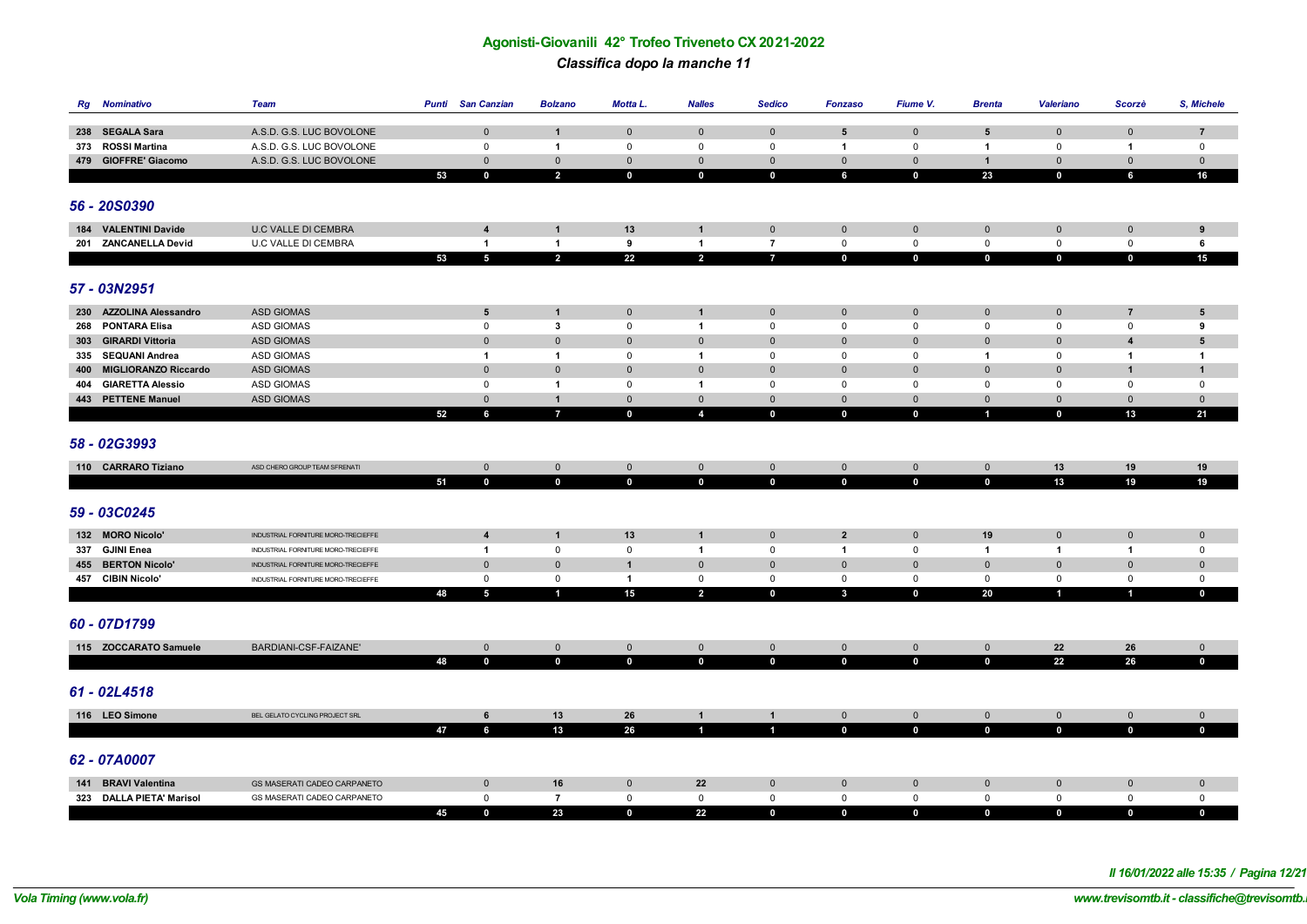# Agonisti-Giovanili 42° Trofeo Triveneto CX 2021-2022

## *Classifica dopo la manche 11*

| Rg | Nominativo | Team | Punti | San Canzian | Bolzano | Motta L. | Nalles | Sedico | Fonzaso | Fiume V. | Brenta | Valeriano | Scorzè | S, Michele |
|---|---|---|---|---|---|---|---|---|---|---|---|---|---|---|
| 238 | **SEGALA Sara** | A.S.D. G.S. LUC BOVOLONE | | 0 | 1 | 0 | 0 | 0 | 5 | 0 | 5 | 0 | 0 | 7 |
| 373 | **ROSSI Martina** | A.S.D. G.S. LUC BOVOLONE | | 0 | 1 | 0 | 0 | 0 | 1 | 0 | 1 | 0 | 1 | 0 |
| 479 | **GIOFFRE' Giacomo** | A.S.D. G.S. LUC BOVOLONE | | 0 | 0 | 0 | 0 | 0 | 0 | 0 | 1 | 0 | 0 | 0 |
| | | | **53** | **0** | **2** | **0** | **0** | **0** | **6** | **0** | **23** | **0** | **6** | **16** |

## *56 - 20S0390*

| Rg | Nominativo | Team | Punti | San Canzian | Bolzano | Motta L. | Nalles | Sedico | Fonzaso | Fiume V. | Brenta | Valeriano | Scorzè | S, Michele |
|---|---|---|---|---|---|---|---|---|---|---|---|---|---|---|
| 184 | **VALENTINI Davide** | U.C VALLE DI CEMBRA | | 4 | 1 | 13 | 1 | 0 | 0 | 0 | 0 | 0 | 0 | 9 |
| 201 | **ZANCANELLA Devid** | U.C VALLE DI CEMBRA | | 1 | 1 | 9 | 1 | 7 | 0 | 0 | 0 | 0 | 0 | 6 |
| | | | **53** | **5** | **2** | **22** | **2** | **7** | **0** | **0** | **0** | **0** | **0** | **15** |

## *57 - 03N2951*

| Rg | Nominativo | Team | Punti | San Canzian | Bolzano | Motta L. | Nalles | Sedico | Fonzaso | Fiume V. | Brenta | Valeriano | Scorzè | S, Michele |
|---|---|---|---|---|---|---|---|---|---|---|---|---|---|---|
| 230 | **AZZOLINA Alessandro** | ASD GIOMAS | | 5 | 1 | 0 | 1 | 0 | 0 | 0 | 0 | 0 | 7 | 5 |
| 268 | **PONTARA Elisa** | ASD GIOMAS | | 0 | 3 | 0 | 1 | 0 | 0 | 0 | 0 | 0 | 0 | 9 |
| 303 | **GIRARDI Vittoria** | ASD GIOMAS | | 0 | 0 | 0 | 0 | 0 | 0 | 0 | 0 | 0 | 4 | 5 |
| 335 | **SEQUANI Andrea** | ASD GIOMAS | | 1 | 1 | 0 | 1 | 0 | 0 | 0 | 1 | 0 | 1 | 1 |
| 400 | **MIGLIORANZO Riccardo** | ASD GIOMAS | | 0 | 0 | 0 | 0 | 0 | 0 | 0 | 0 | 0 | 1 | 1 |
| 404 | **GIARETTA Alessio** | ASD GIOMAS | | 0 | 1 | 0 | 1 | 0 | 0 | 0 | 0 | 0 | 0 | 0 |
| 443 | **PETTENE Manuel** | ASD GIOMAS | | 0 | 1 | 0 | 0 | 0 | 0 | 0 | 0 | 0 | 0 | 0 |
| | | | **52** | **6** | **7** | **0** | **4** | **0** | **0** | **0** | **1** | **0** | **13** | **21** |

## *58 - 02G3993*

| Rg | Nominativo | Team | Punti | San Canzian | Bolzano | Motta L. | Nalles | Sedico | Fonzaso | Fiume V. | Brenta | Valeriano | Scorzè | S, Michele |
|---|---|---|---|---|---|---|---|---|---|---|---|---|---|---|
| 110 | **CARRARO Tiziano** | ASD CHERO GROUP TEAM SFRENATI | | 0 | 0 | 0 | 0 | 0 | 0 | 0 | 0 | 13 | 19 | 19 |
| | | | **51** | **0** | **0** | **0** | **0** | **0** | **0** | **0** | **0** | **13** | **19** | **19** |

## *59 - 03C0245*

| Rg | Nominativo | Team | Punti | San Canzian | Bolzano | Motta L. | Nalles | Sedico | Fonzaso | Fiume V. | Brenta | Valeriano | Scorzè | S, Michele |
|---|---|---|---|---|---|---|---|---|---|---|---|---|---|---|
| 132 | **MORO Nicolo'** | INDUSTRIAL FORNITURE MORO-TRECIEFFE | | 4 | 1 | 13 | 1 | 0 | 2 | 0 | 19 | 0 | 0 | 0 |
| 337 | **GJINI Enea** | INDUSTRIAL FORNITURE MORO-TRECIEFFE | | 1 | 0 | 0 | 1 | 0 | 1 | 0 | 1 | 1 | 1 | 0 |
| 455 | **BERTON Nicolo'** | INDUSTRIAL FORNITURE MORO-TRECIEFFE | | 0 | 0 | 1 | 0 | 0 | 0 | 0 | 0 | 0 | 0 | 0 |
| 457 | **CIBIN Nicolo'** | INDUSTRIAL FORNITURE MORO-TRECIEFFE | | 0 | 0 | 1 | 0 | 0 | 0 | 0 | 0 | 0 | 0 | 0 |
| | | | **48** | **5** | **1** | **15** | **2** | **0** | **3** | **0** | **20** | **1** | **1** | **0** |

## *60 - 07D1799*

| Rg | Nominativo | Team | Punti | San Canzian | Bolzano | Motta L. | Nalles | Sedico | Fonzaso | Fiume V. | Brenta | Valeriano | Scorzè | S, Michele |
|---|---|---|---|---|---|---|---|---|---|---|---|---|---|---|
| 115 | **ZOCCARATO Samuele** | BARDIANI-CSF-FAIZANE' | | 0 | 0 | 0 | 0 | 0 | 0 | 0 | 0 | 22 | 26 | 0 |
| | | | **48** | **0** | **0** | **0** | **0** | **0** | **0** | **0** | **0** | **22** | **26** | **0** |

## *61 - 02L4518*

| Rg | Nominativo | Team | Punti | San Canzian | Bolzano | Motta L. | Nalles | Sedico | Fonzaso | Fiume V. | Brenta | Valeriano | Scorzè | S, Michele |
|---|---|---|---|---|---|---|---|---|---|---|---|---|---|---|
| 116 | **LEO Simone** | BEL GELATO CYCLING PROJECT SRL | | 6 | 13 | 26 | 1 | 1 | 0 | 0 | 0 | 0 | 0 | 0 |
| | | | **47** | **6** | **13** | **26** | **1** | **1** | **0** | **0** | **0** | **0** | **0** | **0** |

## *62 - 07A0007*

| Rg | Nominativo | Team | Punti | San Canzian | Bolzano | Motta L. | Nalles | Sedico | Fonzaso | Fiume V. | Brenta | Valeriano | Scorzè | S, Michele |
|---|---|---|---|---|---|---|---|---|---|---|---|---|---|---|
| 141 | **BRAVI Valentina** | GS MASERATI CADEO CARPANETO | | 0 | 16 | 0 | 22 | 0 | 0 | 0 | 0 | 0 | 0 | 0 |
| 323 | **DALLA PIETA' Marisol** | GS MASERATI CADEO CARPANETO | | 0 | 7 | 0 | 0 | 0 | 0 | 0 | 0 | 0 | 0 | 0 |
| | | | **45** | **0** | **23** | **0** | **22** | **0** | **0** | **0** | **0** | **0** | **0** | **0** |

*Il 16/01/2022 alle 15:35 / Pagina 12/21*

*Vola Timing (www.vola.fr)* *www.trevisomtb.it - classifiche@trevisomtb.i*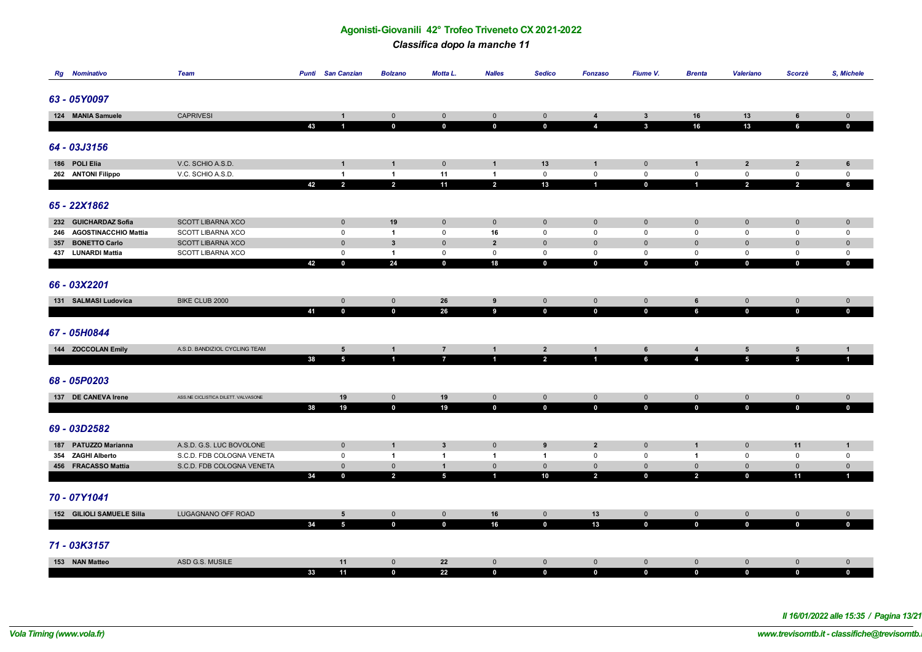# Agonisti-Giovanili 42° Trofeo Triveneto CX 2021-2022

## *Classifica dopo la manche 11*

| Rg | Nominativo | Team | Punti | San Canzian | Bolzano | Motta L. | Nalles | Sedico | Fonzaso | Fiume V. | Brenta | Valeriano | Scorzè | S, Michele |
|---|---|---|---|---|---|---|---|---|---|---|---|---|---|---|
| **63 - 05Y0097** | | | | | | | | | | | | | | |
| 124 | **MANIA Samuele** | CAPRIVESI | | 1 | 0 | 0 | 0 | 0 | 4 | 3 | 16 | 13 | 6 | 0 |
| | | | 43 | 1 | 0 | 0 | 0 | 0 | 4 | 3 | 16 | 13 | 6 | 0 |
| **64 - 03J3156** | | | | | | | | | | | | | | |
| 186 | **POLI Elia** | V.C. SCHIO A.S.D. | | 1 | 1 | 0 | 1 | 13 | 1 | 0 | 1 | 2 | 2 | 6 |
| 262 | **ANTONI Filippo** | V.C. SCHIO A.S.D. | | 1 | 1 | 11 | 1 | 0 | 0 | 0 | 0 | 0 | 0 | 0 |
| | | | 42 | 2 | 2 | 11 | 2 | 13 | 1 | 0 | 1 | 2 | 2 | 6 |
| **65 - 22X1862** | | | | | | | | | | | | | | |
| 232 | **GUICHARDAZ Sofia** | SCOTT LIBARNA XCO | | 0 | 19 | 0 | 0 | 0 | 0 | 0 | 0 | 0 | 0 | 0 |
| 246 | **AGOSTINACCHIO Mattia** | SCOTT LIBARNA XCO | | 0 | 1 | 0 | 16 | 0 | 0 | 0 | 0 | 0 | 0 | 0 |
| 357 | **BONETTO Carlo** | SCOTT LIBARNA XCO | | 0 | 3 | 0 | 2 | 0 | 0 | 0 | 0 | 0 | 0 | 0 |
| 437 | **LUNARDI Mattia** | SCOTT LIBARNA XCO | | 0 | 1 | 0 | 0 | 0 | 0 | 0 | 0 | 0 | 0 | 0 |
| | | | 42 | 0 | 24 | 0 | 18 | 0 | 0 | 0 | 0 | 0 | 0 | 0 |
| **66 - 03X2201** | | | | | | | | | | | | | | |
| 131 | **SALMASI Ludovica** | BIKE CLUB 2000 | | 0 | 0 | 26 | 9 | 0 | 0 | 0 | 6 | 0 | 0 | 0 |
| | | | 41 | 0 | 0 | 26 | 9 | 0 | 0 | 0 | 6 | 0 | 0 | 0 |
| **67 - 05H0844** | | | | | | | | | | | | | | |
| 144 | **ZOCCOLAN Emily** | A.S.D. BANDIZIOL CYCLING TEAM | | 5 | 1 | 7 | 1 | 2 | 1 | 6 | 4 | 5 | 5 | 1 |
| | | | 38 | 5 | 1 | 7 | 1 | 2 | 1 | 6 | 4 | 5 | 5 | 1 |
| **68 - 05P0203** | | | | | | | | | | | | | | |
| 137 | **DE CANEVA Irene** | ASS.NE CICLISTICA DILETT. VALVASONE | | 19 | 0 | 19 | 0 | 0 | 0 | 0 | 0 | 0 | 0 | 0 |
| | | | 38 | 19 | 0 | 19 | 0 | 0 | 0 | 0 | 0 | 0 | 0 | 0 |
| **69 - 03D2582** | | | | | | | | | | | | | | |
| 187 | **PATUZZO Marianna** | A.S.D. G.S. LUC BOVOLONE | | 0 | 1 | 3 | 0 | 9 | 2 | 0 | 1 | 0 | 11 | 1 |
| 354 | **ZAGHI Alberto** | S.C.D. FDB COLOGNA VENETA | | 0 | 1 | 1 | 1 | 1 | 0 | 0 | 1 | 0 | 0 | 0 |
| 456 | **FRACASSO Mattia** | S.C.D. FDB COLOGNA VENETA | | 0 | 0 | 1 | 0 | 0 | 0 | 0 | 0 | 0 | 0 | 0 |
| | | | 34 | 0 | 2 | 5 | 1 | 10 | 2 | 0 | 2 | 0 | 11 | 1 |
| **70 - 07Y1041** | | | | | | | | | | | | | | |
| 152 | **GILIOLI SAMUELE Silla** | LUGAGNANO OFF ROAD | | 5 | 0 | 0 | 16 | 0 | 13 | 0 | 0 | 0 | 0 | 0 |
| | | | 34 | 5 | 0 | 0 | 16 | 0 | 13 | 0 | 0 | 0 | 0 | 0 |
| **71 - 03K3157** | | | | | | | | | | | | | | |
| 153 | **NAN Matteo** | ASD G.S. MUSILE | | 11 | 0 | 22 | 0 | 0 | 0 | 0 | 0 | 0 | 0 | 0 |
| | | | 33 | 11 | 0 | 22 | 0 | 0 | 0 | 0 | 0 | 0 | 0 | 0 |

*Il 16/01/2022 alle 15:35 / Pagina 13/21*

*Vola Timing (www.vola.fr)* — *www.trevisomtb.it - classifiche@trevisomtb.i*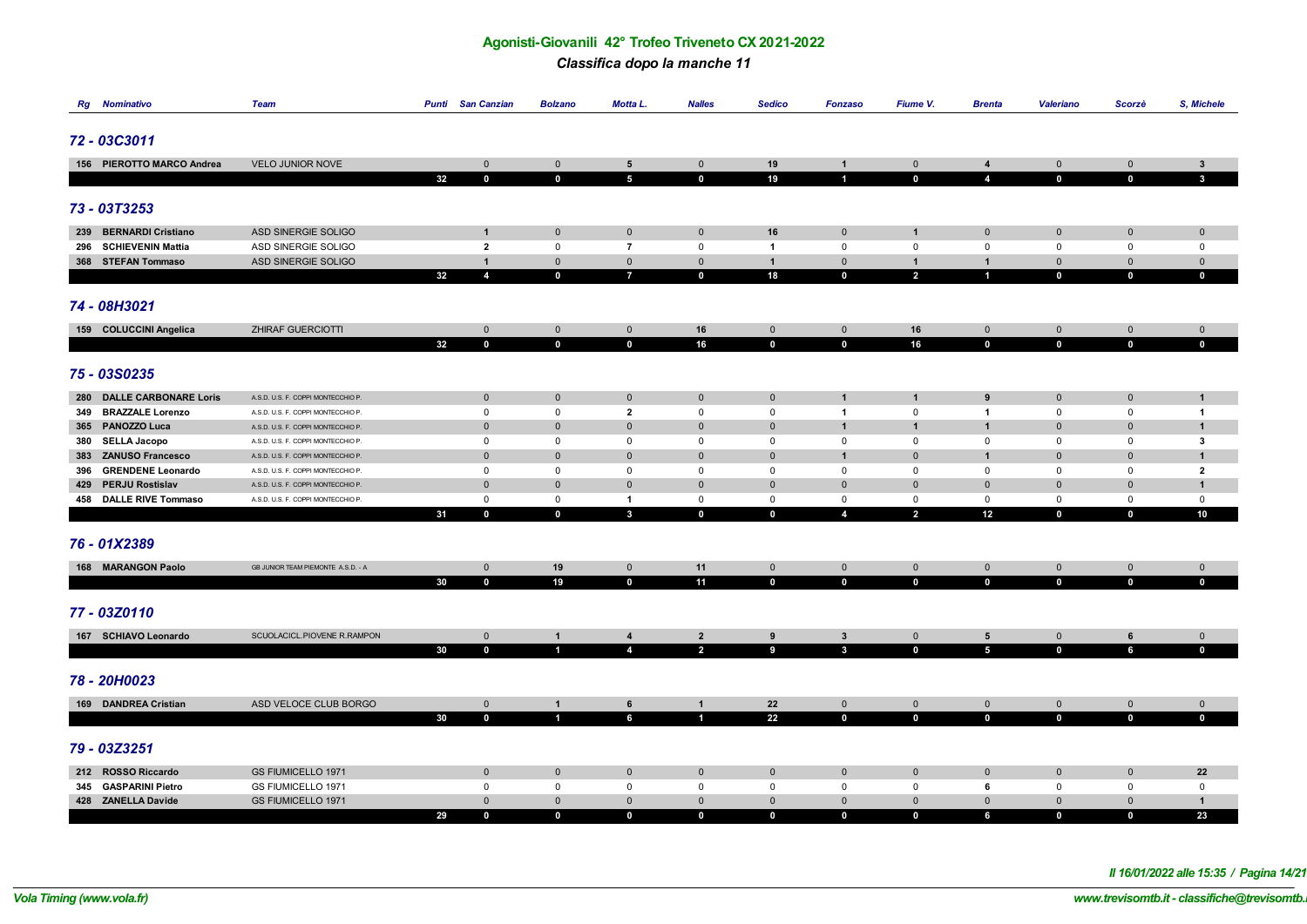## Agonisti-Giovanili 42° Trofeo Triveneto CX 2021-2022

### *Classifica dopo la manche 11*

| Rg | Nominativo | Team | Punti | San Canzian | Bolzano | Motta L. | Nalles | Sedico | Fonzaso | Fiume V. | Brenta | Valeriano | Scorzè | S, Michele |
|---|---|---|---|---|---|---|---|---|---|---|---|---|---|---|
| **72 - 03C3011** | | | | | | | | | | | | | | |
| 156 | **PIEROTTO MARCO Andrea** | VELO JUNIOR NOVE | | 0 | 0 | **5** | 0 | **19** | **1** | 0 | **4** | 0 | 0 | **3** |
| | | | **32** | **0** | **0** | **5** | **0** | **19** | **1** | **0** | **4** | **0** | **0** | **3** |
| **73 - 03T3253** | | | | | | | | | | | | | | |
| 239 | **BERNARDI Cristiano** | ASD SINERGIE SOLIGO | | **1** | 0 | 0 | 0 | **16** | 0 | **1** | 0 | 0 | 0 | 0 |
| 296 | **SCHIEVENIN Mattia** | ASD SINERGIE SOLIGO | | **2** | 0 | **7** | 0 | **1** | 0 | 0 | 0 | 0 | 0 | 0 |
| 368 | **STEFAN Tommaso** | ASD SINERGIE SOLIGO | | **1** | 0 | 0 | 0 | **1** | 0 | **1** | **1** | 0 | 0 | 0 |
| | | | **32** | **4** | **0** | **7** | **0** | **18** | **0** | **2** | **1** | **0** | **0** | **0** |
| **74 - 08H3021** | | | | | | | | | | | | | | |
| 159 | **COLUCCINI Angelica** | ZHIRAF GUERCIOTTI | | 0 | 0 | 0 | **16** | 0 | 0 | **16** | 0 | 0 | 0 | 0 |
| | | | **32** | **0** | **0** | **0** | **16** | **0** | **0** | **16** | **0** | **0** | **0** | **0** |
| **75 - 03S0235** | | | | | | | | | | | | | | |
| 280 | **DALLE CARBONARE Loris** | A.S.D. U.S. F. COPPI MONTECCHIO P. | | 0 | 0 | 0 | 0 | 0 | **1** | **1** | **9** | 0 | 0 | **1** |
| 349 | **BRAZZALE Lorenzo** | A.S.D. U.S. F. COPPI MONTECCHIO P. | | 0 | 0 | **2** | 0 | 0 | **1** | 0 | **1** | 0 | 0 | **1** |
| 365 | **PANOZZO Luca** | A.S.D. U.S. F. COPPI MONTECCHIO P. | | 0 | 0 | 0 | 0 | 0 | **1** | **1** | **1** | 0 | 0 | **1** |
| 380 | **SELLA Jacopo** | A.S.D. U.S. F. COPPI MONTECCHIO P. | | 0 | 0 | 0 | 0 | 0 | 0 | 0 | 0 | 0 | 0 | **3** |
| 383 | **ZANUSO Francesco** | A.S.D. U.S. F. COPPI MONTECCHIO P. | | 0 | 0 | 0 | 0 | 0 | **1** | 0 | **1** | 0 | 0 | **1** |
| 396 | **GRENDENE Leonardo** | A.S.D. U.S. F. COPPI MONTECCHIO P. | | 0 | 0 | 0 | 0 | 0 | 0 | 0 | 0 | 0 | 0 | **2** |
| 429 | **PERJU Rostislav** | A.S.D. U.S. F. COPPI MONTECCHIO P. | | 0 | 0 | 0 | 0 | 0 | 0 | 0 | 0 | 0 | 0 | **1** |
| 458 | **DALLE RIVE Tommaso** | A.S.D. U.S. F. COPPI MONTECCHIO P. | | 0 | 0 | **1** | 0 | 0 | 0 | 0 | 0 | 0 | 0 | 0 |
| | | | **31** | **0** | **0** | **3** | **0** | **0** | **4** | **2** | **12** | **0** | **0** | **10** |
| **76 - 01X2389** | | | | | | | | | | | | | | |
| 168 | **MARANGON Paolo** | GB JUNIOR TEAM PIEMONTE A.S.D. - A | | 0 | **19** | 0 | **11** | 0 | 0 | 0 | 0 | 0 | 0 | 0 |
| | | | **30** | **0** | **19** | **0** | **11** | **0** | **0** | **0** | **0** | **0** | **0** | **0** |
| **77 - 03Z0110** | | | | | | | | | | | | | | |
| 167 | **SCHIAVO Leonardo** | SCUOLACICL.PIOVENE R.RAMPON | | 0 | **1** | **4** | **2** | **9** | **3** | 0 | **5** | 0 | **6** | 0 |
| | | | **30** | **0** | **1** | **4** | **2** | **9** | **3** | **0** | **5** | **0** | **6** | **0** |
| **78 - 20H0023** | | | | | | | | | | | | | | |
| 169 | **DANDREA Cristian** | ASD VELOCE CLUB BORGO | | 0 | **1** | **6** | **1** | **22** | 0 | 0 | 0 | 0 | 0 | 0 |
| | | | **30** | **0** | **1** | **6** | **1** | **22** | **0** | **0** | **0** | **0** | **0** | **0** |
| **79 - 03Z3251** | | | | | | | | | | | | | | |
| 212 | **ROSSO Riccardo** | GS FIUMICELLO 1971 | | 0 | 0 | 0 | 0 | 0 | 0 | 0 | 0 | 0 | 0 | **22** |
| 345 | **GASPARINI Pietro** | GS FIUMICELLO 1971 | | 0 | 0 | 0 | 0 | 0 | 0 | 0 | **6** | 0 | 0 | 0 |
| 428 | **ZANELLA Davide** | GS FIUMICELLO 1971 | | 0 | 0 | 0 | 0 | 0 | 0 | 0 | 0 | 0 | 0 | **1** |
| | | | **29** | **0** | **0** | **0** | **0** | **0** | **0** | **0** | **6** | **0** | **0** | **23** |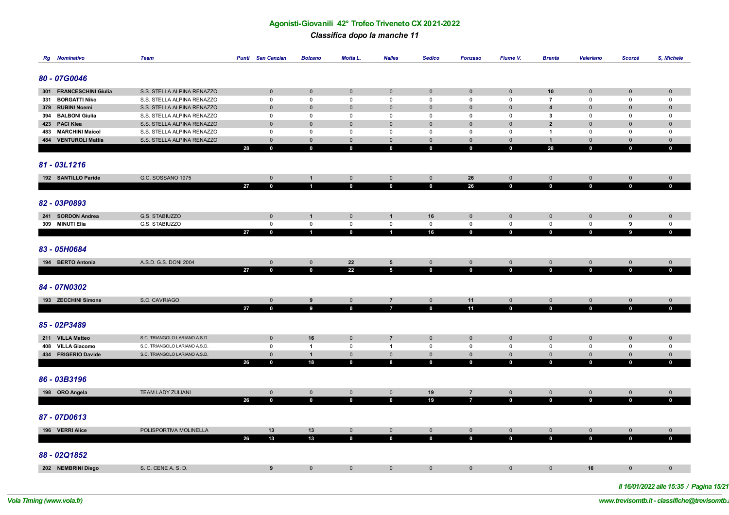# Agonisti-Giovanili 42° Trofeo Triveneto CX 2021-2022

## *Classifica dopo la manche 11*

| Rg | Nominativo | Team | Punti | San Canzian | Bolzano | Motta L. | Nalles | Sedico | Fonzaso | Fiume V. | Brenta | Valeriano | Scorzè | S, Michele |
|---|---|---|---|---|---|---|---|---|---|---|---|---|---|---|
| **80 - 07G0046** | | | | | | | | | | | | | | |
| 301 | **FRANCESCHINI Giulia** | S.S. STELLA ALPINA RENAZZO | | 0 | 0 | 0 | 0 | 0 | 0 | 0 | **10** | 0 | 0 | 0 |
| 331 | **BORGATTI Niko** | S.S. STELLA ALPINA RENAZZO | | 0 | 0 | 0 | 0 | 0 | 0 | 0 | **7** | 0 | 0 | 0 |
| 379 | **RUBINI Noemi** | S.S. STELLA ALPINA RENAZZO | | 0 | 0 | 0 | 0 | 0 | 0 | 0 | **4** | 0 | 0 | 0 |
| 394 | **BALBONI Giulia** | S.S. STELLA ALPINA RENAZZO | | 0 | 0 | 0 | 0 | 0 | 0 | 0 | **3** | 0 | 0 | 0 |
| 423 | **PACI Klea** | S.S. STELLA ALPINA RENAZZO | | 0 | 0 | 0 | 0 | 0 | 0 | 0 | **2** | 0 | 0 | 0 |
| 483 | **MARCHINI Maicol** | S.S. STELLA ALPINA RENAZZO | | 0 | 0 | 0 | 0 | 0 | 0 | 0 | **1** | 0 | 0 | 0 |
| 484 | **VENTUROLI Mattia** | S.S. STELLA ALPINA RENAZZO | | 0 | 0 | 0 | 0 | 0 | 0 | 0 | **1** | 0 | 0 | 0 |
| | | | **28** | **0** | **0** | **0** | **0** | **0** | **0** | **0** | **28** | **0** | **0** | **0** |
| **81 - 03L1216** | | | | | | | | | | | | | | |
| 192 | **SANTILLO Paride** | G.C. SOSSANO 1975 | | 0 | **1** | 0 | 0 | 0 | **26** | 0 | 0 | 0 | 0 | 0 |
| | | | **27** | **0** | **1** | **0** | **0** | **0** | **26** | **0** | **0** | **0** | **0** | **0** |
| **82 - 03P0893** | | | | | | | | | | | | | | |
| 241 | **SORDON Andrea** | G.S. STABIUZZO | | 0 | **1** | 0 | **1** | **16** | 0 | 0 | 0 | 0 | 0 | 0 |
| 309 | **MINUTI Elia** | G.S. STABIUZZO | | 0 | 0 | 0 | 0 | 0 | 0 | 0 | 0 | 0 | **9** | 0 |
| | | | **27** | **0** | **1** | **0** | **1** | **16** | **0** | **0** | **0** | **0** | **9** | **0** |
| **83 - 05H0684** | | | | | | | | | | | | | | |
| 194 | **BERTO Antonia** | A.S.D. G.S. DONI 2004 | | 0 | 0 | **22** | **5** | 0 | 0 | 0 | 0 | 0 | 0 | 0 |
| | | | **27** | **0** | **0** | **22** | **5** | **0** | **0** | **0** | **0** | **0** | **0** | **0** |
| **84 - 07N0302** | | | | | | | | | | | | | | |
| 193 | **ZECCHINI Simone** | S.C. CAVRIAGO | | 0 | **9** | 0 | **7** | 0 | **11** | 0 | 0 | 0 | 0 | 0 |
| | | | **27** | **0** | **9** | **0** | **7** | **0** | **11** | **0** | **0** | **0** | **0** | **0** |
| **85 - 02P3489** | | | | | | | | | | | | | | |
| 211 | **VILLA Matteo** | S.C. TRIANGOLO LARIANO A.S.D. | | 0 | **16** | 0 | **7** | 0 | 0 | 0 | 0 | 0 | 0 | 0 |
| 408 | **VILLA Giacomo** | S.C. TRIANGOLO LARIANO A.S.D. | | 0 | **1** | 0 | **1** | 0 | 0 | 0 | 0 | 0 | 0 | 0 |
| 434 | **FRIGERIO Davide** | S.C. TRIANGOLO LARIANO A.S.D. | | 0 | **1** | 0 | 0 | 0 | 0 | 0 | 0 | 0 | 0 | 0 |
| | | | **26** | **0** | **18** | **0** | **8** | **0** | **0** | **0** | **0** | **0** | **0** | **0** |
| **86 - 03B3196** | | | | | | | | | | | | | | |
| 198 | **ORO Angela** | TEAM LADY ZULIANI | | 0 | 0 | 0 | 0 | **19** | **7** | 0 | 0 | 0 | 0 | 0 |
| | | | **26** | **0** | **0** | **0** | **0** | **19** | **7** | **0** | **0** | **0** | **0** | **0** |
| **87 - 07D0613** | | | | | | | | | | | | | | |
| 196 | **VERRI Alice** | POLISPORTIVA MOLINELLA | | **13** | **13** | 0 | 0 | 0 | 0 | 0 | 0 | 0 | 0 | 0 |
| | | | **26** | **13** | **13** | **0** | **0** | **0** | **0** | **0** | **0** | **0** | **0** | **0** |
| **88 - 02Q1852** | | | | | | | | | | | | | | |
| 202 | **NEMBRINI Diego** | S. C. CENE A. S. D. | | **9** | 0 | 0 | 0 | 0 | 0 | 0 | 0 | **16** | 0 | 0 |

*Il 16/01/2022 alle 15:35*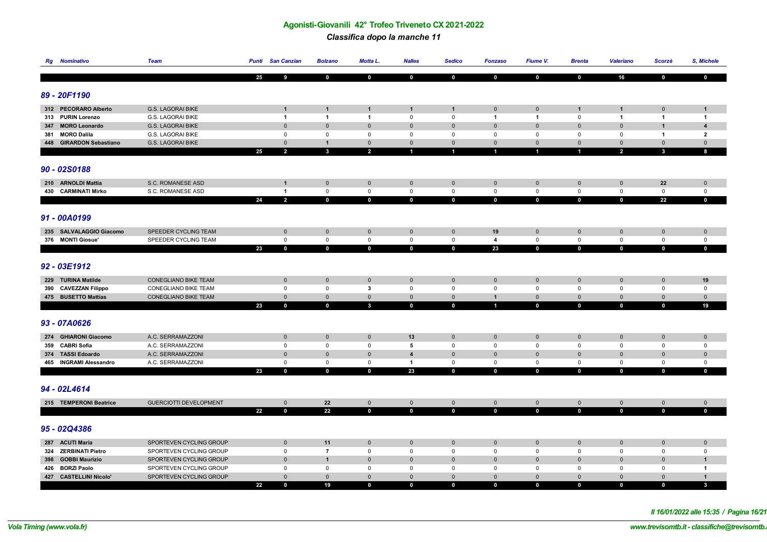## Agonisti-Giovanili 42° Trofeo Triveneto CX 2021-2022

### *Classifica dopo la manche 11*

| Rg | Nominativo | Team | Punti | San Canzian | Bolzano | Motta L. | Nalles | Sedico | Fonzaso | Fiume V. | Brenta | Valeriano | Scorzè | S, Michele |
|---|---|---|---|---|---|---|---|---|---|---|---|---|---|---|
| | | | 25 | 9 | 0 | 0 | 0 | 0 | 0 | 0 | 0 | 16 | 0 | 0 |
| **89 - 20F1190** | | | | | | | | | | | | | | |
| 312 | **PECORARO Alberto** | G.S. LAGORAI BIKE | | 1 | 1 | 1 | 1 | 1 | 0 | 0 | 1 | 1 | 0 | 1 |
| 313 | **PURIN Lorenzo** | G.S. LAGORAI BIKE | | 1 | 1 | 1 | 0 | 0 | 1 | 1 | 0 | 1 | 1 | 1 |
| 347 | **MORO Leonardo** | G.S. LAGORAI BIKE | | 0 | 0 | 0 | 0 | 0 | 0 | 0 | 0 | 0 | 1 | 4 |
| 381 | **MORO Dalila** | G.S. LAGORAI BIKE | | 0 | 0 | 0 | 0 | 0 | 0 | 0 | 0 | 0 | 1 | 2 |
| 448 | **GIRARDON Sebastiano** | G.S. LAGORAI BIKE | | 0 | 1 | 0 | 0 | 0 | 0 | 0 | 0 | 0 | 0 | 0 |
| | | | 25 | 2 | 3 | 2 | 1 | 1 | 1 | 1 | 1 | 2 | 3 | 8 |
| **90 - 02S0188** | | | | | | | | | | | | | | |
| 210 | **ARNOLDI Mattia** | S.C. ROMANESE ASD | | 1 | 0 | 0 | 0 | 0 | 0 | 0 | 0 | 0 | 22 | 0 |
| 430 | **CARMINATI Mirko** | S.C. ROMANESE ASD | | 1 | 0 | 0 | 0 | 0 | 0 | 0 | 0 | 0 | 0 | 0 |
| | | | 24 | 2 | 0 | 0 | 0 | 0 | 0 | 0 | 0 | 0 | 22 | 0 |
| **91 - 00A0199** | | | | | | | | | | | | | | |
| 235 | **SALVALAGGIO Giacomo** | SPEEDER CYCLING TEAM | | 0 | 0 | 0 | 0 | 0 | 19 | 0 | 0 | 0 | 0 | 0 |
| 376 | **MONTI Giosue'** | SPEEDER CYCLING TEAM | | 0 | 0 | 0 | 0 | 0 | 4 | 0 | 0 | 0 | 0 | 0 |
| | | | 23 | 0 | 0 | 0 | 0 | 0 | 23 | 0 | 0 | 0 | 0 | 0 |
| **92 - 03E1912** | | | | | | | | | | | | | | |
| 229 | **TURINA Matilde** | CONEGLIANO BIKE TEAM | | 0 | 0 | 0 | 0 | 0 | 0 | 0 | 0 | 0 | 0 | 19 |
| 390 | **CAVEZZAN Filippo** | CONEGLIANO BIKE TEAM | | 0 | 0 | 3 | 0 | 0 | 0 | 0 | 0 | 0 | 0 | 0 |
| 475 | **BUSETTO Mattias** | CONEGLIANO BIKE TEAM | | 0 | 0 | 0 | 0 | 0 | 1 | 0 | 0 | 0 | 0 | 0 |
| | | | 23 | 0 | 0 | 3 | 0 | 0 | 1 | 0 | 0 | 0 | 0 | 19 |
| **93 - 07A0626** | | | | | | | | | | | | | | |
| 274 | **GHIARONI Giacomo** | A.C. SERRAMAZZONI | | 0 | 0 | 0 | 13 | 0 | 0 | 0 | 0 | 0 | 0 | 0 |
| 359 | **CABRI Sofia** | A.C. SERRAMAZZONI | | 0 | 0 | 0 | 5 | 0 | 0 | 0 | 0 | 0 | 0 | 0 |
| 374 | **TASSI Edoardo** | A.C. SERRAMAZZONI | | 0 | 0 | 0 | 4 | 0 | 0 | 0 | 0 | 0 | 0 | 0 |
| 465 | **INGRAMI Alessandro** | A.C. SERRAMAZZONI | | 0 | 0 | 0 | 1 | 0 | 0 | 0 | 0 | 0 | 0 | 0 |
| | | | 23 | 0 | 0 | 0 | 23 | 0 | 0 | 0 | 0 | 0 | 0 | 0 |
| **94 - 02L4614** | | | | | | | | | | | | | | |
| 215 | **TEMPERONI Beatrice** | GUERCIOTTI DEVELOPMENT | | 0 | 22 | 0 | 0 | 0 | 0 | 0 | 0 | 0 | 0 | 0 |
| | | | 22 | 0 | 22 | 0 | 0 | 0 | 0 | 0 | 0 | 0 | 0 | 0 |
| **95 - 02Q4386** | | | | | | | | | | | | | | |
| 287 | **ACUTI Maria** | SPORTEVEN CYCLING GROUP | | 0 | 11 | 0 | 0 | 0 | 0 | 0 | 0 | 0 | 0 | 0 |
| 324 | **ZERBINATI Pietro** | SPORTEVEN CYCLING GROUP | | 0 | 7 | 0 | 0 | 0 | 0 | 0 | 0 | 0 | 0 | 0 |
| 398 | **GOBBI Maurizio** | SPORTEVEN CYCLING GROUP | | 0 | 1 | 0 | 0 | 0 | 0 | 0 | 0 | 0 | 0 | 1 |
| 426 | **BORZI Paolo** | SPORTEVEN CYCLING GROUP | | 0 | 0 | 0 | 0 | 0 | 0 | 0 | 0 | 0 | 0 | 1 |
| 427 | **CASTELLINI Nicolo'** | SPORTEVEN CYCLING GROUP | | 0 | 0 | 0 | 0 | 0 | 0 | 0 | 0 | 0 | 0 | 1 |
| | | | 22 | 0 | 19 | 0 | 0 | 0 | 0 | 0 | 0 | 0 | 0 | 3 |

*Il 16/01/2022 alle 15:35 / Pagina 16/21*

*Vola Timing (www.vola.fr)* — *www.trevisomtb.it - classifiche@trevisomtb.i*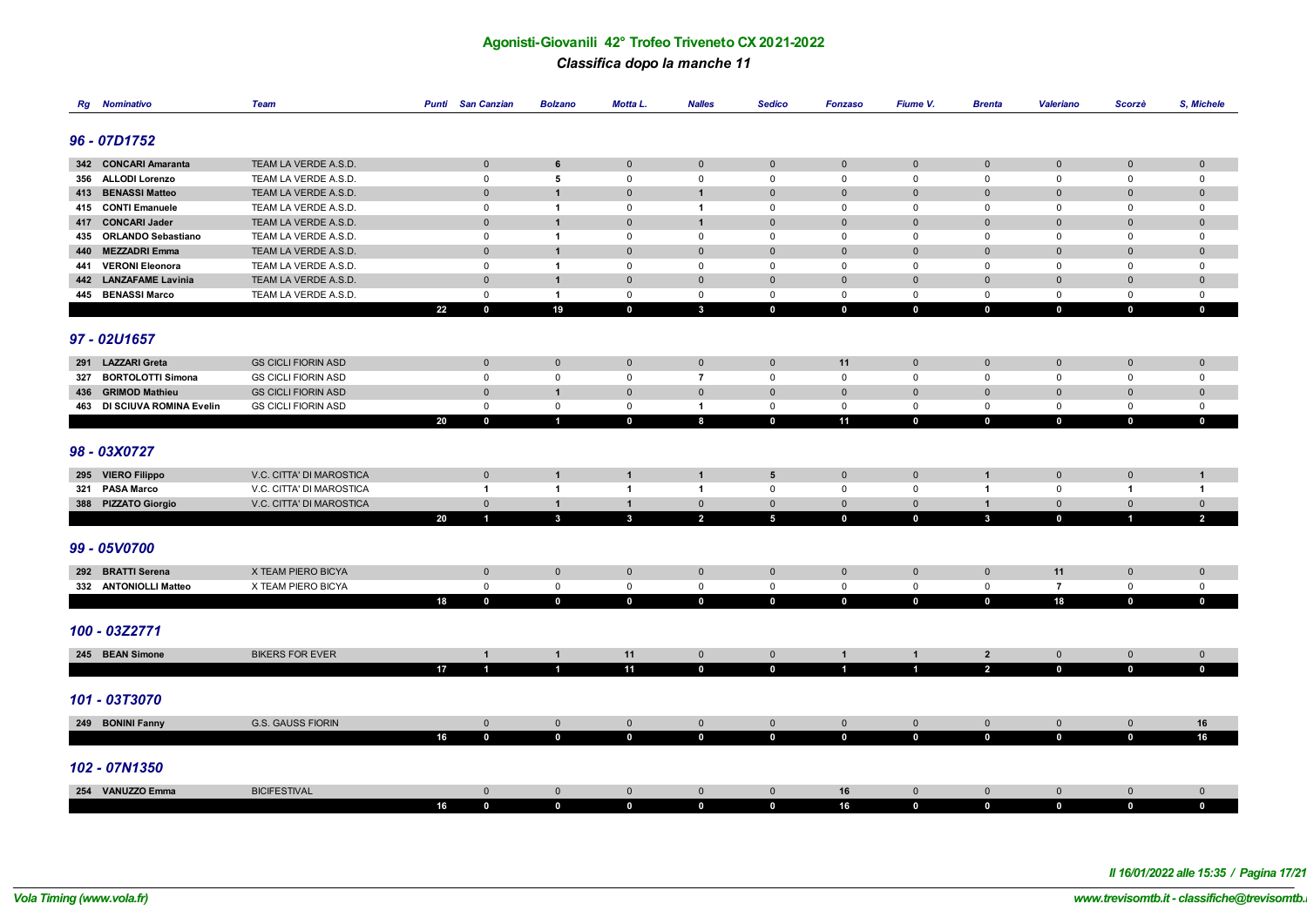# Agonisti-Giovanili 42° Trofeo Triveneto CX 2021-2022

*Classifica dopo la manche 11*

| Rg | Nominativo | Team | Punti | San Canzian | Bolzano | Motta L. | Nalles | Sedico | Fonzaso | Fiume V. | Brenta | Valeriano | Scorzè | S, Michele |
|---|---|---|---|---|---|---|---|---|---|---|---|---|---|---|
| **96 - 07D1752** | | | | | | | | | | | | | | |
| 342 | **CONCARI Amaranta** | TEAM LA VERDE A.S.D. | | 0 | **6** | 0 | 0 | 0 | 0 | 0 | 0 | 0 | 0 | 0 |
| 356 | **ALLODI Lorenzo** | TEAM LA VERDE A.S.D. | | 0 | **5** | 0 | 0 | 0 | 0 | 0 | 0 | 0 | 0 | 0 |
| 413 | **BENASSI Matteo** | TEAM LA VERDE A.S.D. | | 0 | **1** | 0 | **1** | 0 | 0 | 0 | 0 | 0 | 0 | 0 |
| 415 | **CONTI Emanuele** | TEAM LA VERDE A.S.D. | | 0 | **1** | 0 | **1** | 0 | 0 | 0 | 0 | 0 | 0 | 0 |
| 417 | **CONCARI Jader** | TEAM LA VERDE A.S.D. | | 0 | **1** | 0 | **1** | 0 | 0 | 0 | 0 | 0 | 0 | 0 |
| 435 | **ORLANDO Sebastiano** | TEAM LA VERDE A.S.D. | | 0 | **1** | 0 | 0 | 0 | 0 | 0 | 0 | 0 | 0 | 0 |
| 440 | **MEZZADRI Emma** | TEAM LA VERDE A.S.D. | | 0 | **1** | 0 | 0 | 0 | 0 | 0 | 0 | 0 | 0 | 0 |
| 441 | **VERONI Eleonora** | TEAM LA VERDE A.S.D. | | 0 | **1** | 0 | 0 | 0 | 0 | 0 | 0 | 0 | 0 | 0 |
| 442 | **LANZAFAME Lavinia** | TEAM LA VERDE A.S.D. | | 0 | **1** | 0 | 0 | 0 | 0 | 0 | 0 | 0 | 0 | 0 |
| 445 | **BENASSI Marco** | TEAM LA VERDE A.S.D. | | 0 | **1** | 0 | 0 | 0 | 0 | 0 | 0 | 0 | 0 | 0 |
| | | | **22** | **0** | **19** | **0** | **3** | **0** | **0** | **0** | **0** | **0** | **0** | **0** |
| **97 - 02U1657** | | | | | | | | | | | | | | |
| 291 | **LAZZARI Greta** | GS CICLI FIORIN ASD | | 0 | 0 | 0 | 0 | 0 | **11** | 0 | 0 | 0 | 0 | 0 |
| 327 | **BORTOLOTTI Simona** | GS CICLI FIORIN ASD | | 0 | 0 | 0 | **7** | 0 | 0 | 0 | 0 | 0 | 0 | 0 |
| 436 | **GRIMOD Mathieu** | GS CICLI FIORIN ASD | | 0 | **1** | 0 | 0 | 0 | 0 | 0 | 0 | 0 | 0 | 0 |
| 463 | **DI SCIUVA ROMINA Evelin** | GS CICLI FIORIN ASD | | 0 | 0 | 0 | **1** | 0 | 0 | 0 | 0 | 0 | 0 | 0 |
| | | | **20** | **0** | **1** | **0** | **8** | **0** | **11** | **0** | **0** | **0** | **0** | **0** |
| **98 - 03X0727** | | | | | | | | | | | | | | |
| 295 | **VIERO Filippo** | V.C. CITTA' DI MAROSTICA | | 0 | **1** | **1** | **1** | **5** | 0 | 0 | **1** | 0 | 0 | **1** |
| 321 | **PASA Marco** | V.C. CITTA' DI MAROSTICA | | **1** | **1** | **1** | **1** | 0 | 0 | 0 | **1** | 0 | **1** | **1** |
| 388 | **PIZZATO Giorgio** | V.C. CITTA' DI MAROSTICA | | 0 | **1** | **1** | 0 | 0 | 0 | 0 | **1** | 0 | 0 | 0 |
| | | | **20** | **1** | **3** | **3** | **2** | **5** | **0** | **0** | **3** | **0** | **1** | **2** |
| **99 - 05V0700** | | | | | | | | | | | | | | |
| 292 | **BRATTI Serena** | X TEAM PIERO BICYA | | 0 | 0 | 0 | 0 | 0 | 0 | 0 | 0 | **11** | 0 | 0 |
| 332 | **ANTONIOLLI Matteo** | X TEAM PIERO BICYA | | 0 | 0 | 0 | 0 | 0 | 0 | 0 | 0 | **7** | 0 | 0 |
| | | | **18** | **0** | **0** | **0** | **0** | **0** | **0** | **0** | **0** | **18** | **0** | **0** |
| **100 - 03Z2771** | | | | | | | | | | | | | | |
| 245 | **BEAN Simone** | BIKERS FOR EVER | | **1** | **1** | **11** | 0 | 0 | **1** | **1** | **2** | 0 | 0 | 0 |
| | | | **17** | **1** | **1** | **11** | **0** | **0** | **1** | **1** | **2** | **0** | **0** | **0** |
| **101 - 03T3070** | | | | | | | | | | | | | | |
| 249 | **BONINI Fanny** | G.S. GAUSS FIORIN | | 0 | 0 | 0 | 0 | 0 | 0 | 0 | 0 | 0 | 0 | **16** |
| | | | **16** | **0** | **0** | **0** | **0** | **0** | **0** | **0** | **0** | **0** | **0** | **16** |
| **102 - 07N1350** | | | | | | | | | | | | | | |
| 254 | **VANUZZO Emma** | BICIFESTIVAL | | 0 | 0 | 0 | 0 | 0 | **16** | 0 | 0 | 0 | 0 | 0 |
| | | | **16** | **0** | **0** | **0** | **0** | **0** | **16** | **0** | **0** | **0** | **0** | **0** |

*Il 16/01/2022 alle 15:35*

*Vola Timing (www.vola.fr)*

*www.trevisomtb.it - classifiche@trevisomtb.it*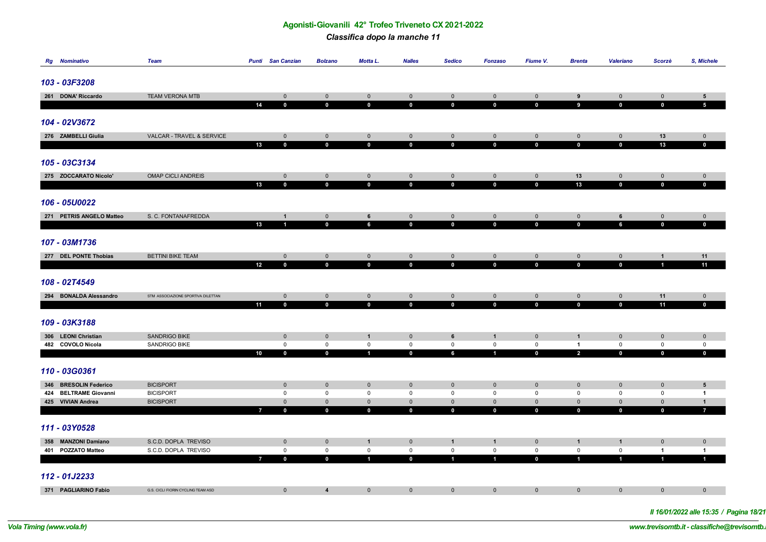# Agonisti-Giovanili 42° Trofeo Triveneto CX 2021-2022

## *Classifica dopo la manche 11*

| Rg | Nominativo | Team | Punti | San Canzian | Bolzano | Motta L. | Nalles | Sedico | Fonzaso | Fiume V. | Brenta | Valeriano | Scorzè | S, Michele |
|---|---|---|---|---|---|---|---|---|---|---|---|---|---|---|
| ***103 - 03F3208*** | | | | | | | | | | | | | | |
| 261 | **DONA' Riccardo** | TEAM VERONA MTB | | 0 | 0 | 0 | 0 | 0 | 0 | 0 | **9** | 0 | 0 | **5** |
| | | | **14** | **0** | **0** | **0** | **0** | **0** | **0** | **0** | **9** | **0** | **0** | **5** |
| ***104 - 02V3672*** | | | | | | | | | | | | | | |
| 276 | **ZAMBELLI Giulia** | VALCAR - TRAVEL & SERVICE | | 0 | 0 | 0 | 0 | 0 | 0 | 0 | 0 | 0 | **13** | 0 |
| | | | **13** | **0** | **0** | **0** | **0** | **0** | **0** | **0** | **0** | **0** | **13** | **0** |
| ***105 - 03C3134*** | | | | | | | | | | | | | | |
| 275 | **ZOCCARATO Nicolo'** | OMAP CICLI ANDREIS | | 0 | 0 | 0 | 0 | 0 | 0 | 0 | **13** | 0 | 0 | 0 |
| | | | **13** | **0** | **0** | **0** | **0** | **0** | **0** | **0** | **13** | **0** | **0** | **0** |
| ***106 - 05U0022*** | | | | | | | | | | | | | | |
| 271 | **PETRIS ANGELO Matteo** | S. C. FONTANAFREDDA | | **1** | 0 | **6** | 0 | 0 | 0 | 0 | 0 | **6** | 0 | 0 |
| | | | **13** | **1** | **0** | **6** | **0** | **0** | **0** | **0** | **0** | **6** | **0** | **0** |
| ***107 - 03M1736*** | | | | | | | | | | | | | | |
| 277 | **DEL PONTE Thobias** | BETTINI BIKE TEAM | | 0 | 0 | 0 | 0 | 0 | 0 | 0 | 0 | 0 | **1** | **11** |
| | | | **12** | **0** | **0** | **0** | **0** | **0** | **0** | **0** | **0** | **0** | **1** | **11** |
| ***108 - 02T4549*** | | | | | | | | | | | | | | |
| 294 | **BONALDA Alessandro** | STM ASSOCIAZIONE SPORTIVA DILETTAN | | 0 | 0 | 0 | 0 | 0 | 0 | 0 | 0 | 0 | **11** | 0 |
| | | | **11** | **0** | **0** | **0** | **0** | **0** | **0** | **0** | **0** | **0** | **11** | **0** |
| ***109 - 03K3188*** | | | | | | | | | | | | | | |
| 306 | **LEONI Christian** | SANDRIGO BIKE | | 0 | 0 | **1** | 0 | **6** | **1** | 0 | **1** | 0 | 0 | 0 |
| 482 | **COVOLO Nicola** | SANDRIGO BIKE | | 0 | 0 | 0 | 0 | 0 | 0 | 0 | **1** | 0 | 0 | 0 |
| | | | **10** | **0** | **0** | **1** | **0** | **6** | **1** | **0** | **2** | **0** | **0** | **0** |
| ***110 - 03G0361*** | | | | | | | | | | | | | | |
| 346 | **BRESOLIN Federico** | BICISPORT | | 0 | 0 | 0 | 0 | 0 | 0 | 0 | 0 | 0 | 0 | **5** |
| 424 | **BELTRAME Giovanni** | BICISPORT | | 0 | 0 | 0 | 0 | 0 | 0 | 0 | 0 | 0 | 0 | **1** |
| 425 | **VIVIAN Andrea** | BICISPORT | | 0 | 0 | 0 | 0 | 0 | 0 | 0 | 0 | 0 | 0 | **1** |
| | | | **7** | **0** | **0** | **0** | **0** | **0** | **0** | **0** | **0** | **0** | **0** | **7** |
| ***111 - 03Y0528*** | | | | | | | | | | | | | | |
| 358 | **MANZONI Damiano** | S.C.D. DOPLA TREVISO | | 0 | 0 | **1** | 0 | **1** | **1** | 0 | **1** | **1** | 0 | 0 |
| 401 | **POZZATO Matteo** | S.C.D. DOPLA TREVISO | | 0 | 0 | 0 | 0 | 0 | 0 | 0 | 0 | 0 | **1** | **1** |
| | | | **7** | **0** | **0** | **1** | **0** | **1** | **1** | **0** | **1** | **1** | **1** | **1** |
| ***112 - 01J2233*** | | | | | | | | | | | | | | |
| 371 | **PAGLIARINO Fabio** | G.S. CICLI FIORIN CYCLING TEAM ASD | | 0 | **4** | 0 | 0 | 0 | 0 | 0 | 0 | 0 | 0 | 0 |

*Il 16/01/2022 alle 15:35 / Pagina 18/21*

*Vola Timing (www.vola.fr)*

*www.trevisomtb.it - classifiche@trevisomtb.i*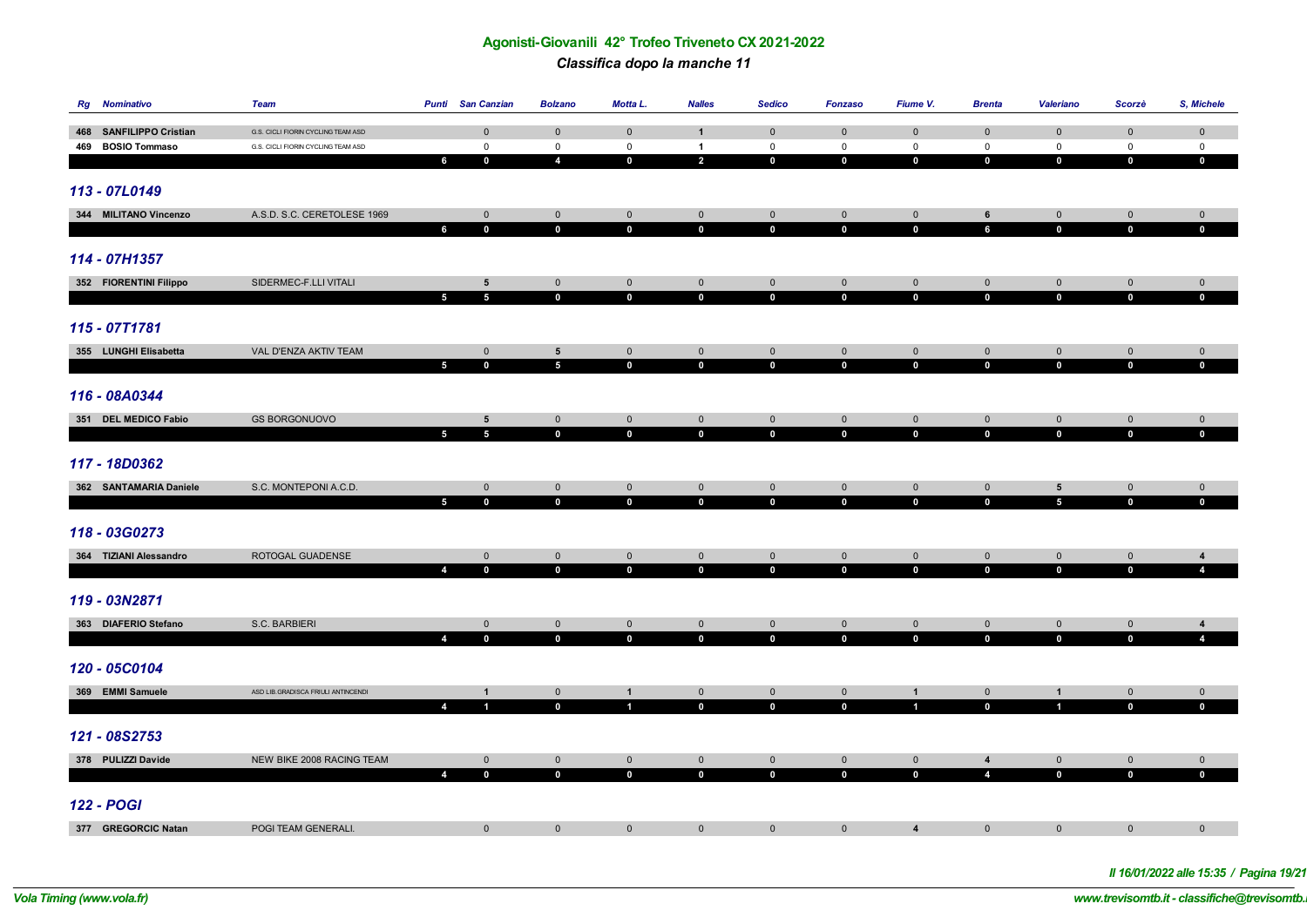## Agonisti-Giovanili 42° Trofeo Triveneto CX 2021-2022

### *Classifica dopo la manche 11*

| Rg | Nominativo | Team | Punti | San Canzian | Bolzano | Motta L. | Nalles | Sedico | Fonzaso | Fiume V. | Brenta | Valeriano | Scorzè | S, Michele |
|---|---|---|---|---|---|---|---|---|---|---|---|---|---|---|
| 468 | **SANFILIPPO Cristian** | G.S. CICLI FIORIN CYCLING TEAM ASD | | 0 | 0 | 0 | **1** | 0 | 0 | 0 | 0 | 0 | 0 | 0 |
| 469 | **BOSIO Tommaso** | G.S. CICLI FIORIN CYCLING TEAM ASD | | 0 | 0 | 0 | **1** | 0 | 0 | 0 | 0 | 0 | 0 | 0 |
| | | | **6** | **0** | **4** | **0** | **2** | **0** | **0** | **0** | **0** | **0** | **0** | **0** |

### 113 - 07L0149

| Rg | Nominativo | Team | Punti | San Canzian | Bolzano | Motta L. | Nalles | Sedico | Fonzaso | Fiume V. | Brenta | Valeriano | Scorzè | S, Michele |
|---|---|---|---|---|---|---|---|---|---|---|---|---|---|---|
| 344 | **MILITANO Vincenzo** | A.S.D. S.C. CERETOLESE 1969 | | 0 | 0 | 0 | 0 | 0 | 0 | 0 | **6** | 0 | 0 | 0 |
| | | | **6** | **0** | **0** | **0** | **0** | **0** | **0** | **0** | **6** | **0** | **0** | **0** |

### 114 - 07H1357

| Rg | Nominativo | Team | Punti | San Canzian | Bolzano | Motta L. | Nalles | Sedico | Fonzaso | Fiume V. | Brenta | Valeriano | Scorzè | S, Michele |
|---|---|---|---|---|---|---|---|---|---|---|---|---|---|---|
| 352 | **FIORENTINI Filippo** | SIDERMEC-F.LLI VITALI | | **5** | 0 | 0 | 0 | 0 | 0 | 0 | 0 | 0 | 0 | 0 |
| | | | **5** | **5** | **0** | **0** | **0** | **0** | **0** | **0** | **0** | **0** | **0** | **0** |

### 115 - 07T1781

| Rg | Nominativo | Team | Punti | San Canzian | Bolzano | Motta L. | Nalles | Sedico | Fonzaso | Fiume V. | Brenta | Valeriano | Scorzè | S, Michele |
|---|---|---|---|---|---|---|---|---|---|---|---|---|---|---|
| 355 | **LUNGHI Elisabetta** | VAL D'ENZA AKTIV TEAM | | 0 | **5** | 0 | 0 | 0 | 0 | 0 | 0 | 0 | 0 | 0 |
| | | | **5** | **0** | **5** | **0** | **0** | **0** | **0** | **0** | **0** | **0** | **0** | **0** |

### 116 - 08A0344

| Rg | Nominativo | Team | Punti | San Canzian | Bolzano | Motta L. | Nalles | Sedico | Fonzaso | Fiume V. | Brenta | Valeriano | Scorzè | S, Michele |
|---|---|---|---|---|---|---|---|---|---|---|---|---|---|---|
| 351 | **DEL MEDICO Fabio** | GS BORGONUOVO | | **5** | 0 | 0 | 0 | 0 | 0 | 0 | 0 | 0 | 0 | 0 |
| | | | **5** | **5** | **0** | **0** | **0** | **0** | **0** | **0** | **0** | **0** | **0** | **0** |

### 117 - 18D0362

| Rg | Nominativo | Team | Punti | San Canzian | Bolzano | Motta L. | Nalles | Sedico | Fonzaso | Fiume V. | Brenta | Valeriano | Scorzè | S, Michele |
|---|---|---|---|---|---|---|---|---|---|---|---|---|---|---|
| 362 | **SANTAMARIA Daniele** | S.C. MONTEPONI A.C.D. | | 0 | 0 | 0 | 0 | 0 | 0 | 0 | 0 | **5** | 0 | 0 |
| | | | **5** | **0** | **0** | **0** | **0** | **0** | **0** | **0** | **0** | **5** | **0** | **0** |

### 118 - 03G0273

| Rg | Nominativo | Team | Punti | San Canzian | Bolzano | Motta L. | Nalles | Sedico | Fonzaso | Fiume V. | Brenta | Valeriano | Scorzè | S, Michele |
|---|---|---|---|---|---|---|---|---|---|---|---|---|---|---|
| 364 | **TIZIANI Alessandro** | ROTOGAL GUADENSE | | 0 | 0 | 0 | 0 | 0 | 0 | 0 | 0 | 0 | 0 | **4** |
| | | | **4** | **0** | **0** | **0** | **0** | **0** | **0** | **0** | **0** | **0** | **0** | **4** |

### 119 - 03N2871

| Rg | Nominativo | Team | Punti | San Canzian | Bolzano | Motta L. | Nalles | Sedico | Fonzaso | Fiume V. | Brenta | Valeriano | Scorzè | S, Michele |
|---|---|---|---|---|---|---|---|---|---|---|---|---|---|---|
| 363 | **DIAFERIO Stefano** | S.C. BARBIERI | | 0 | 0 | 0 | 0 | 0 | 0 | 0 | 0 | 0 | 0 | **4** |
| | | | **4** | **0** | **0** | **0** | **0** | **0** | **0** | **0** | **0** | **0** | **0** | **4** |

### 120 - 05C0104

| Rg | Nominativo | Team | Punti | San Canzian | Bolzano | Motta L. | Nalles | Sedico | Fonzaso | Fiume V. | Brenta | Valeriano | Scorzè | S, Michele |
|---|---|---|---|---|---|---|---|---|---|---|---|---|---|---|
| 369 | **EMMI Samuele** | ASD LIB.GRADISCA FRIULI ANTINCENDI | | **1** | 0 | **1** | 0 | 0 | 0 | **1** | 0 | **1** | 0 | 0 |
| | | | **4** | **1** | **0** | **1** | **0** | **0** | **0** | **1** | **0** | **1** | **0** | **0** |

### 121 - 08S2753

| Rg | Nominativo | Team | Punti | San Canzian | Bolzano | Motta L. | Nalles | Sedico | Fonzaso | Fiume V. | Brenta | Valeriano | Scorzè | S, Michele |
|---|---|---|---|---|---|---|---|---|---|---|---|---|---|---|
| 378 | **PULIZZI Davide** | NEW BIKE 2008 RACING TEAM | | 0 | 0 | 0 | 0 | 0 | 0 | 0 | **4** | 0 | 0 | 0 |
| | | | **4** | **0** | **0** | **0** | **0** | **0** | **0** | **0** | **4** | **0** | **0** | **0** |

### 122 - POGI

| Rg | Nominativo | Team | Punti | San Canzian | Bolzano | Motta L. | Nalles | Sedico | Fonzaso | Fiume V. | Brenta | Valeriano | Scorzè | S, Michele |
|---|---|---|---|---|---|---|---|---|---|---|---|---|---|---|
| 377 | **GREGORCIC Natan** | POGI TEAM GENERALI. | | 0 | 0 | 0 | 0 | 0 | 0 | **4** | 0 | 0 | 0 | 0 |

*Il 16/01/2022 alle 15:35 / Pagina 19/21*

*Vola Timing (www.vola.fr)*

*www.trevisomtb.it - classifiche@trevisomtb.i*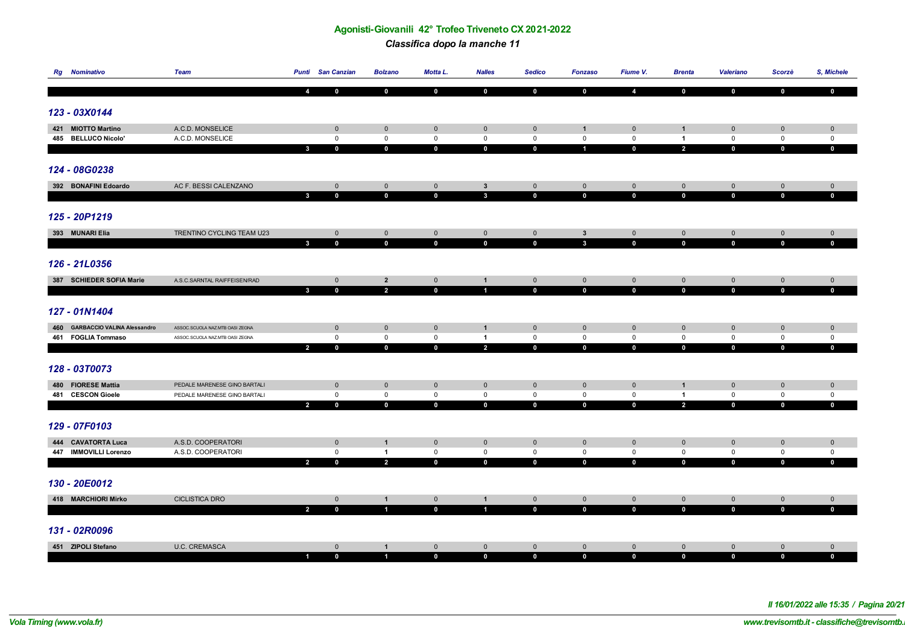## Agonisti-Giovanili 42° Trofeo Triveneto CX 2021-2022

### *Classifica dopo la manche 11*

| Rg | Nominativo | Team | Punti | San Canzian | Bolzano | Motta L. | Nalles | Sedico | Fonzaso | Fiume V. | Brenta | Valeriano | Scorzè | S, Michele |
|---|---|---|---|---|---|---|---|---|---|---|---|---|---|---|
| | | | **4** | **0** | **0** | **0** | **0** | **0** | **0** | **4** | **0** | **0** | **0** | **0** |
| ***123 - 03X0144*** | | | | | | | | | | | | | | |
| 421 | **MIOTTO Martino** | A.C.D. MONSELICE | | 0 | 0 | 0 | 0 | 0 | **1** | 0 | **1** | 0 | 0 | 0 |
| 485 | **BELLUCO Nicolo'** | A.C.D. MONSELICE | | 0 | 0 | 0 | 0 | 0 | 0 | 0 | **1** | 0 | 0 | 0 |
| | | | **3** | **0** | **0** | **0** | **0** | **0** | **1** | **0** | **2** | **0** | **0** | **0** |
| ***124 - 08G0238*** | | | | | | | | | | | | | | |
| 392 | **BONAFINI Edoardo** | AC F. BESSI CALENZANO | | 0 | 0 | 0 | **3** | 0 | 0 | 0 | 0 | 0 | 0 | 0 |
| | | | **3** | **0** | **0** | **0** | **3** | **0** | **0** | **0** | **0** | **0** | **0** | **0** |
| ***125 - 20P1219*** | | | | | | | | | | | | | | |
| 393 | **MUNARI Elia** | TRENTINO CYCLING TEAM U23 | | 0 | 0 | 0 | 0 | 0 | **3** | 0 | 0 | 0 | 0 | 0 |
| | | | **3** | **0** | **0** | **0** | **0** | **0** | **3** | **0** | **0** | **0** | **0** | **0** |
| ***126 - 21L0356*** | | | | | | | | | | | | | | |
| 387 | **SCHIEDER SOFIA Marie** | A.S.C.SARNTAL RAIFFEISEN/RAD | | 0 | **2** | 0 | **1** | 0 | 0 | 0 | 0 | 0 | 0 | 0 |
| | | | **3** | **0** | **2** | **0** | **1** | **0** | **0** | **0** | **0** | **0** | **0** | **0** |
| ***127 - 01N1404*** | | | | | | | | | | | | | | |
| 460 | **GARBACCIO VALINA Alessandro** | ASSOC.SCUOLA NAZ.MTB OASI ZEGNA | | 0 | 0 | 0 | **1** | 0 | 0 | 0 | 0 | 0 | 0 | 0 |
| 461 | **FOGLIA Tommaso** | ASSOC.SCUOLA NAZ.MTB OASI ZEGNA | | 0 | 0 | 0 | **1** | 0 | 0 | 0 | 0 | 0 | 0 | 0 |
| | | | **2** | **0** | **0** | **0** | **2** | **0** | **0** | **0** | **0** | **0** | **0** | **0** |
| ***128 - 03T0073*** | | | | | | | | | | | | | | |
| 480 | **FIORESE Mattia** | PEDALE MARENESE GINO BARTALI | | 0 | 0 | 0 | 0 | 0 | 0 | 0 | **1** | 0 | 0 | 0 |
| 481 | **CESCON Gioele** | PEDALE MARENESE GINO BARTALI | | 0 | 0 | 0 | 0 | 0 | 0 | 0 | **1** | 0 | 0 | 0 |
| | | | **2** | **0** | **0** | **0** | **0** | **0** | **0** | **0** | **2** | **0** | **0** | **0** |
| ***129 - 07F0103*** | | | | | | | | | | | | | | |
| 444 | **CAVATORTA Luca** | A.S.D. COOPERATORI | | 0 | **1** | 0 | 0 | 0 | 0 | 0 | 0 | 0 | 0 | 0 |
| 447 | **IMMOVILLI Lorenzo** | A.S.D. COOPERATORI | | 0 | **1** | 0 | 0 | 0 | 0 | 0 | 0 | 0 | 0 | 0 |
| | | | **2** | **0** | **2** | **0** | **0** | **0** | **0** | **0** | **0** | **0** | **0** | **0** |
| ***130 - 20E0012*** | | | | | | | | | | | | | | |
| 418 | **MARCHIORI Mirko** | CICLISTICA DRO | | 0 | **1** | 0 | **1** | 0 | 0 | 0 | 0 | 0 | 0 | 0 |
| | | | **2** | **0** | **1** | **0** | **1** | **0** | **0** | **0** | **0** | **0** | **0** | **0** |
| ***131 - 02R0096*** | | | | | | | | | | | | | | |
| 451 | **ZIPOLI Stefano** | U.C. CREMASCA | | 0 | **1** | 0 | 0 | 0 | 0 | 0 | 0 | 0 | 0 | 0 |
| | | | **1** | **0** | **1** | **0** | **0** | **0** | **0** | **0** | **0** | **0** | **0** | **0** |

*Il 16/01/2022 alle 15:35 / Pagina 20/21*

*Vola Timing (www.vola.fr)*

*www.trevisomtb.it - classifiche@trevisomtb.i*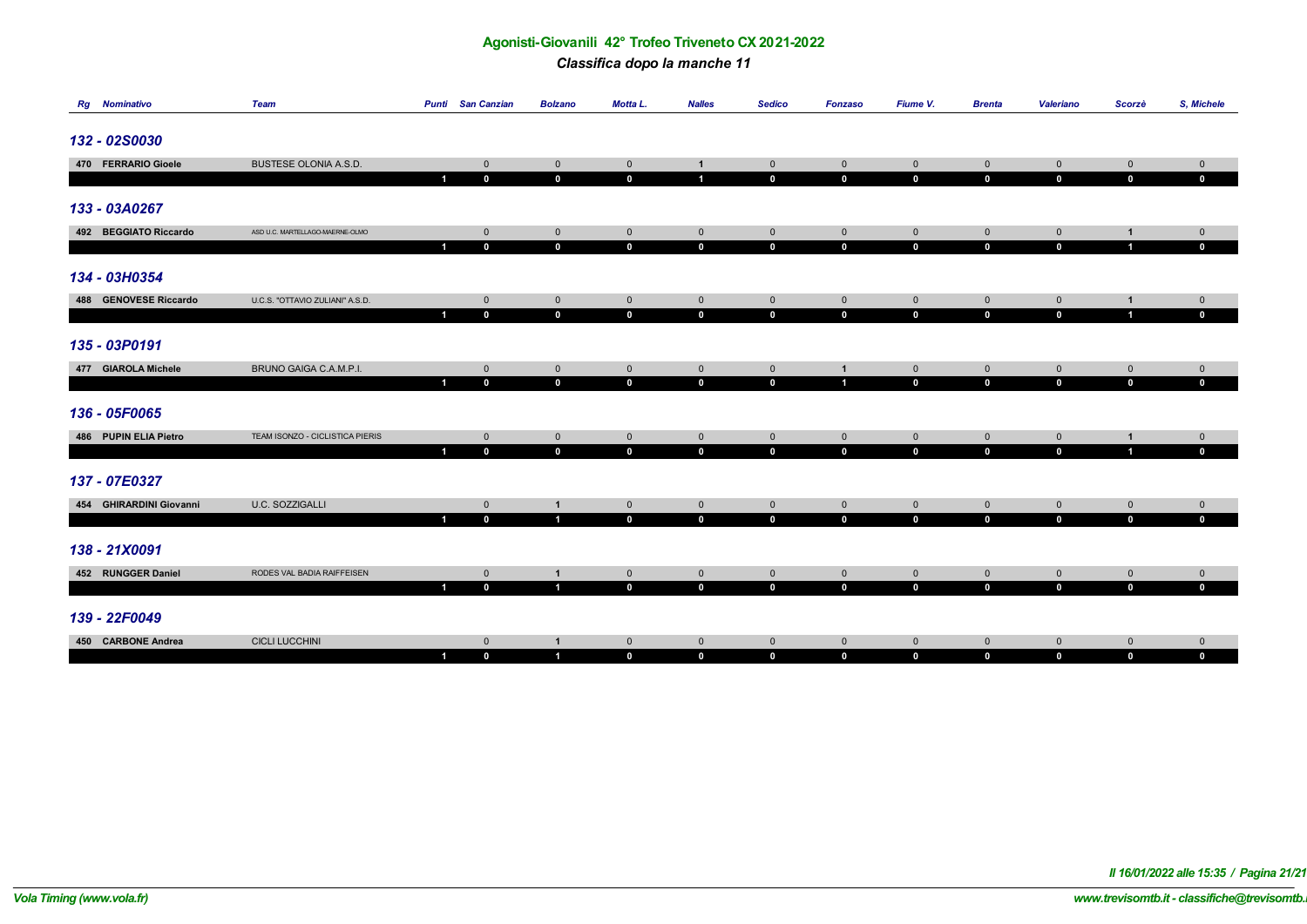## Agonisti-Giovanili 42° Trofeo Triveneto CX 2021-2022

### *Classifica dopo la manche 11*

| Rg | Nominativo | Team | Punti | San Canzian | Bolzano | Motta L. | Nalles | Sedico | Fonzaso | Fiume V. | Brenta | Valeriano | Scorzè | S, Michele |
|---|---|---|---|---|---|---|---|---|---|---|---|---|---|---|
| **132 - 02S0030** | | | | | | | | | | | | | | |
| 470 | FERRARIO Gioele | BUSTESE OLONIA A.S.D. | | 0 | 0 | 0 | 1 | 0 | 0 | 0 | 0 | 0 | 0 | 0 |
| | | | 1 | 0 | 0 | 0 | 1 | 0 | 0 | 0 | 0 | 0 | 0 | 0 |
| **133 - 03A0267** | | | | | | | | | | | | | | |
| 492 | BEGGIATO Riccardo | ASD U.C. MARTELLAGO-MAERNE-OLMO | | 0 | 0 | 0 | 0 | 0 | 0 | 0 | 0 | 0 | 1 | 0 |
| | | | 1 | 0 | 0 | 0 | 0 | 0 | 0 | 0 | 0 | 0 | 1 | 0 |
| **134 - 03H0354** | | | | | | | | | | | | | | |
| 488 | GENOVESE Riccardo | U.C.S. "OTTAVIO ZULIANI" A.S.D. | | 0 | 0 | 0 | 0 | 0 | 0 | 0 | 0 | 0 | 1 | 0 |
| | | | 1 | 0 | 0 | 0 | 0 | 0 | 0 | 0 | 0 | 0 | 1 | 0 |
| **135 - 03P0191** | | | | | | | | | | | | | | |
| 477 | GIAROLA Michele | BRUNO GAIGA C.A.M.P.I. | | 0 | 0 | 0 | 0 | 0 | 1 | 0 | 0 | 0 | 0 | 0 |
| | | | 1 | 0 | 0 | 0 | 0 | 0 | 1 | 0 | 0 | 0 | 0 | 0 |
| **136 - 05F0065** | | | | | | | | | | | | | | |
| 486 | PUPIN ELIA Pietro | TEAM ISONZO - CICLISTICA PIERIS | | 0 | 0 | 0 | 0 | 0 | 0 | 0 | 0 | 0 | 1 | 0 |
| | | | 1 | 0 | 0 | 0 | 0 | 0 | 0 | 0 | 0 | 0 | 1 | 0 |
| **137 - 07E0327** | | | | | | | | | | | | | | |
| 454 | GHIRARDINI Giovanni | U.C. SOZZIGALLI | | 0 | 1 | 0 | 0 | 0 | 0 | 0 | 0 | 0 | 0 | 0 |
| | | | 1 | 0 | 1 | 0 | 0 | 0 | 0 | 0 | 0 | 0 | 0 | 0 |
| **138 - 21X0091** | | | | | | | | | | | | | | |
| 452 | RUNGGER Daniel | RODES VAL BADIA RAIFFEISEN | | 0 | 1 | 0 | 0 | 0 | 0 | 0 | 0 | 0 | 0 | 0 |
| | | | 1 | 0 | 1 | 0 | 0 | 0 | 0 | 0 | 0 | 0 | 0 | 0 |
| **139 - 22F0049** | | | | | | | | | | | | | | |
| 450 | CARBONE Andrea | CICLI LUCCHINI | | 0 | 1 | 0 | 0 | 0 | 0 | 0 | 0 | 0 | 0 | 0 |
| | | | 1 | 0 | 1 | 0 | 0 | 0 | 0 | 0 | 0 | 0 | 0 | 0 |

*Il 16/01/2022 alle 15:35*

*Vola Timing (www.vola.fr)* — *www.trevisomtb.it - classifiche@trevisomtb.i*